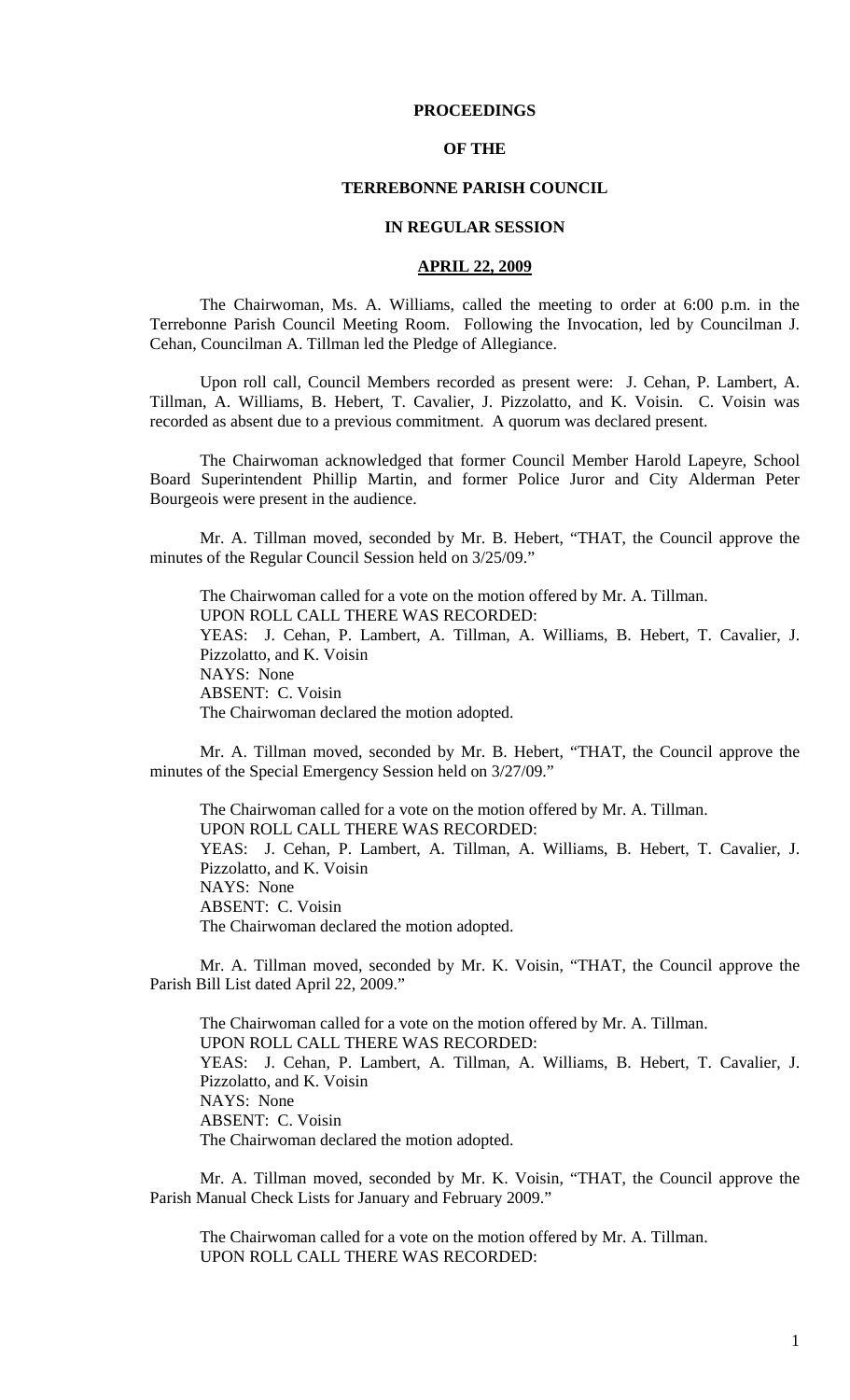# PROCEEDINGS

# OF THE

# TERREBONNE PARISH COUNCIL

# IN REGULAR SESSION

## APRIL 22, 2009

The Chairwoman, Ms. A. Williams, called the meeting to order at 6:00 p.m. in the Terrebonne Parish Council Meeting Room. Following the Invocation, led by Councilman J. Cehan, Councilman A. Tillman led the Pledge of Allegiance.

Upon roll call, Council Members recorded as present were: J. Cehan, P. Lambert, A. Tillman, A. Williams, B. Hebert, T. Cavalier, J. Pizzolatto, and K. Voisin. C. Voisin was recorded as absent due to a previous commitment. A quorum was declared present.

The Chairwoman acknowledged that former Council Member Harold Lapeyre, School Board Superintendent Phillip Martin, and former Police Juror and City Alderman Peter Bourgeois were present in the audience.

Mr. A. Tillman moved, seconded by Mr. B. Hebert, "THAT, the Council approve the minutes of the Regular Council Session held on 3/25/09."

The Chairwoman called for a vote on the motion offered by Mr. A. Tillman.
UPON ROLL CALL THERE WAS RECORDED:
YEAS: J. Cehan, P. Lambert, A. Tillman, A. Williams, B. Hebert, T. Cavalier, J. Pizzolatto, and K. Voisin
NAYS: None
ABSENT: C. Voisin
The Chairwoman declared the motion adopted.

Mr. A. Tillman moved, seconded by Mr. B. Hebert, "THAT, the Council approve the minutes of the Special Emergency Session held on 3/27/09."

The Chairwoman called for a vote on the motion offered by Mr. A. Tillman.
UPON ROLL CALL THERE WAS RECORDED:
YEAS: J. Cehan, P. Lambert, A. Tillman, A. Williams, B. Hebert, T. Cavalier, J. Pizzolatto, and K. Voisin
NAYS: None
ABSENT: C. Voisin
The Chairwoman declared the motion adopted.

Mr. A. Tillman moved, seconded by Mr. K. Voisin, "THAT, the Council approve the Parish Bill List dated April 22, 2009."

The Chairwoman called for a vote on the motion offered by Mr. A. Tillman.
UPON ROLL CALL THERE WAS RECORDED:
YEAS: J. Cehan, P. Lambert, A. Tillman, A. Williams, B. Hebert, T. Cavalier, J. Pizzolatto, and K. Voisin
NAYS: None
ABSENT: C. Voisin
The Chairwoman declared the motion adopted.

Mr. A. Tillman moved, seconded by Mr. K. Voisin, "THAT, the Council approve the Parish Manual Check Lists for January and February 2009."

The Chairwoman called for a vote on the motion offered by Mr. A. Tillman.
UPON ROLL CALL THERE WAS RECORDED: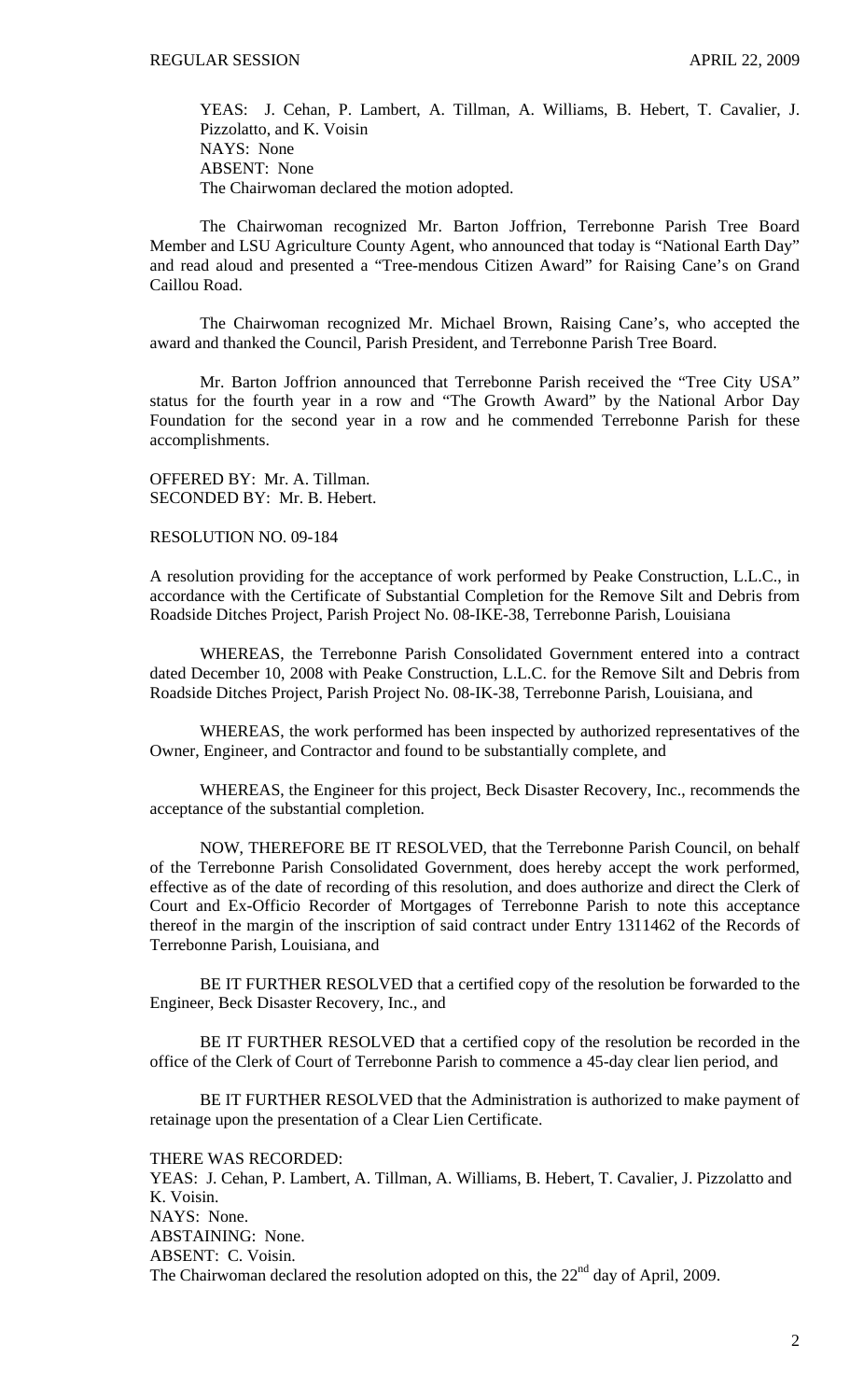YEAS: J. Cehan, P. Lambert, A. Tillman, A. Williams, B. Hebert, T. Cavalier, J. Pizzolatto, and K. Voisin
NAYS: None
ABSENT: None
The Chairwoman declared the motion adopted.

The Chairwoman recognized Mr. Barton Joffrion, Terrebonne Parish Tree Board Member and LSU Agriculture County Agent, who announced that today is "National Earth Day" and read aloud and presented a "Tree-mendous Citizen Award" for Raising Cane's on Grand Caillou Road.

The Chairwoman recognized Mr. Michael Brown, Raising Cane's, who accepted the award and thanked the Council, Parish President, and Terrebonne Parish Tree Board.

Mr. Barton Joffrion announced that Terrebonne Parish received the "Tree City USA" status for the fourth year in a row and "The Growth Award" by the National Arbor Day Foundation for the second year in a row and he commended Terrebonne Parish for these accomplishments.

OFFERED BY: Mr. A. Tillman.
SECONDED BY: Mr. B. Hebert.

RESOLUTION NO. 09-184

A resolution providing for the acceptance of work performed by Peake Construction, L.L.C., in accordance with the Certificate of Substantial Completion for the Remove Silt and Debris from Roadside Ditches Project, Parish Project No. 08-IKE-38, Terrebonne Parish, Louisiana

WHEREAS, the Terrebonne Parish Consolidated Government entered into a contract dated December 10, 2008 with Peake Construction, L.L.C. for the Remove Silt and Debris from Roadside Ditches Project, Parish Project No. 08-IK-38, Terrebonne Parish, Louisiana, and

WHEREAS, the work performed has been inspected by authorized representatives of the Owner, Engineer, and Contractor and found to be substantially complete, and

WHEREAS, the Engineer for this project, Beck Disaster Recovery, Inc., recommends the acceptance of the substantial completion.

NOW, THEREFORE BE IT RESOLVED, that the Terrebonne Parish Council, on behalf of the Terrebonne Parish Consolidated Government, does hereby accept the work performed, effective as of the date of recording of this resolution, and does authorize and direct the Clerk of Court and Ex-Officio Recorder of Mortgages of Terrebonne Parish to note this acceptance thereof in the margin of the inscription of said contract under Entry 1311462 of the Records of Terrebonne Parish, Louisiana, and

BE IT FURTHER RESOLVED that a certified copy of the resolution be forwarded to the Engineer, Beck Disaster Recovery, Inc., and

BE IT FURTHER RESOLVED that a certified copy of the resolution be recorded in the office of the Clerk of Court of Terrebonne Parish to commence a 45-day clear lien period, and

BE IT FURTHER RESOLVED that the Administration is authorized to make payment of retainage upon the presentation of a Clear Lien Certificate.

THERE WAS RECORDED:
YEAS: J. Cehan, P. Lambert, A. Tillman, A. Williams, B. Hebert, T. Cavalier, J. Pizzolatto and K. Voisin.
NAYS: None.
ABSTAINING: None.
ABSENT: C. Voisin.
The Chairwoman declared the resolution adopted on this, the 22nd day of April, 2009.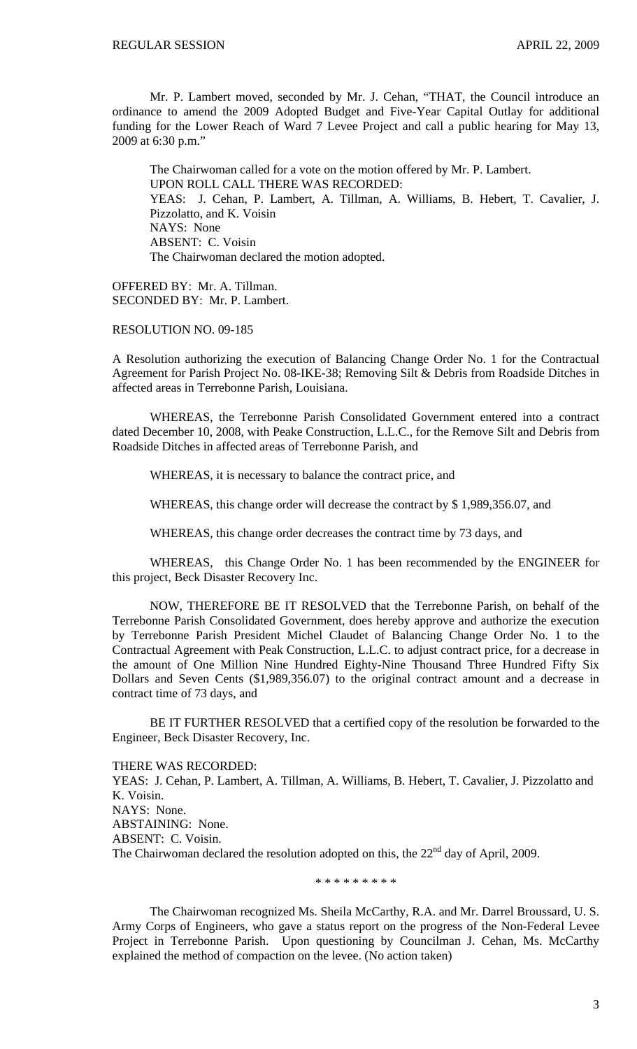Mr. P. Lambert moved, seconded by Mr. J. Cehan, "THAT, the Council introduce an ordinance to amend the 2009 Adopted Budget and Five-Year Capital Outlay for additional funding for the Lower Reach of Ward 7 Levee Project and call a public hearing for May 13, 2009 at 6:30 p.m."

The Chairwoman called for a vote on the motion offered by Mr. P. Lambert.
UPON ROLL CALL THERE WAS RECORDED:
YEAS: J. Cehan, P. Lambert, A. Tillman, A. Williams, B. Hebert, T. Cavalier, J. Pizzolatto, and K. Voisin
NAYS: None
ABSENT: C. Voisin
The Chairwoman declared the motion adopted.

OFFERED BY: Mr. A. Tillman.
SECONDED BY: Mr. P. Lambert.

RESOLUTION NO. 09-185

A Resolution authorizing the execution of Balancing Change Order No. 1 for the Contractual Agreement for Parish Project No. 08-IKE-38; Removing Silt & Debris from Roadside Ditches in affected areas in Terrebonne Parish, Louisiana.

WHEREAS, the Terrebonne Parish Consolidated Government entered into a contract dated December 10, 2008, with Peake Construction, L.L.C., for the Remove Silt and Debris from Roadside Ditches in affected areas of Terrebonne Parish, and

WHEREAS, it is necessary to balance the contract price, and

WHEREAS, this change order will decrease the contract by $ 1,989,356.07, and

WHEREAS, this change order decreases the contract time by 73 days, and

WHEREAS, this Change Order No. 1 has been recommended by the ENGINEER for this project, Beck Disaster Recovery Inc.

NOW, THEREFORE BE IT RESOLVED that the Terrebonne Parish, on behalf of the Terrebonne Parish Consolidated Government, does hereby approve and authorize the execution by Terrebonne Parish President Michel Claudet of Balancing Change Order No. 1 to the Contractual Agreement with Peak Construction, L.L.C. to adjust contract price, for a decrease in the amount of One Million Nine Hundred Eighty-Nine Thousand Three Hundred Fifty Six Dollars and Seven Cents ($1,989,356.07) to the original contract amount and a decrease in contract time of 73 days, and

BE IT FURTHER RESOLVED that a certified copy of the resolution be forwarded to the Engineer, Beck Disaster Recovery, Inc.

THERE WAS RECORDED:
YEAS: J. Cehan, P. Lambert, A. Tillman, A. Williams, B. Hebert, T. Cavalier, J. Pizzolatto and K. Voisin.
NAYS: None.
ABSTAINING: None.
ABSENT: C. Voisin.
The Chairwoman declared the resolution adopted on this, the 22nd day of April, 2009.

\* \* \* \* \* \* \* \* \*

The Chairwoman recognized Ms. Sheila McCarthy, R.A. and Mr. Darrel Broussard, U. S. Army Corps of Engineers, who gave a status report on the progress of the Non-Federal Levee Project in Terrebonne Parish. Upon questioning by Councilman J. Cehan, Ms. McCarthy explained the method of compaction on the levee. (No action taken)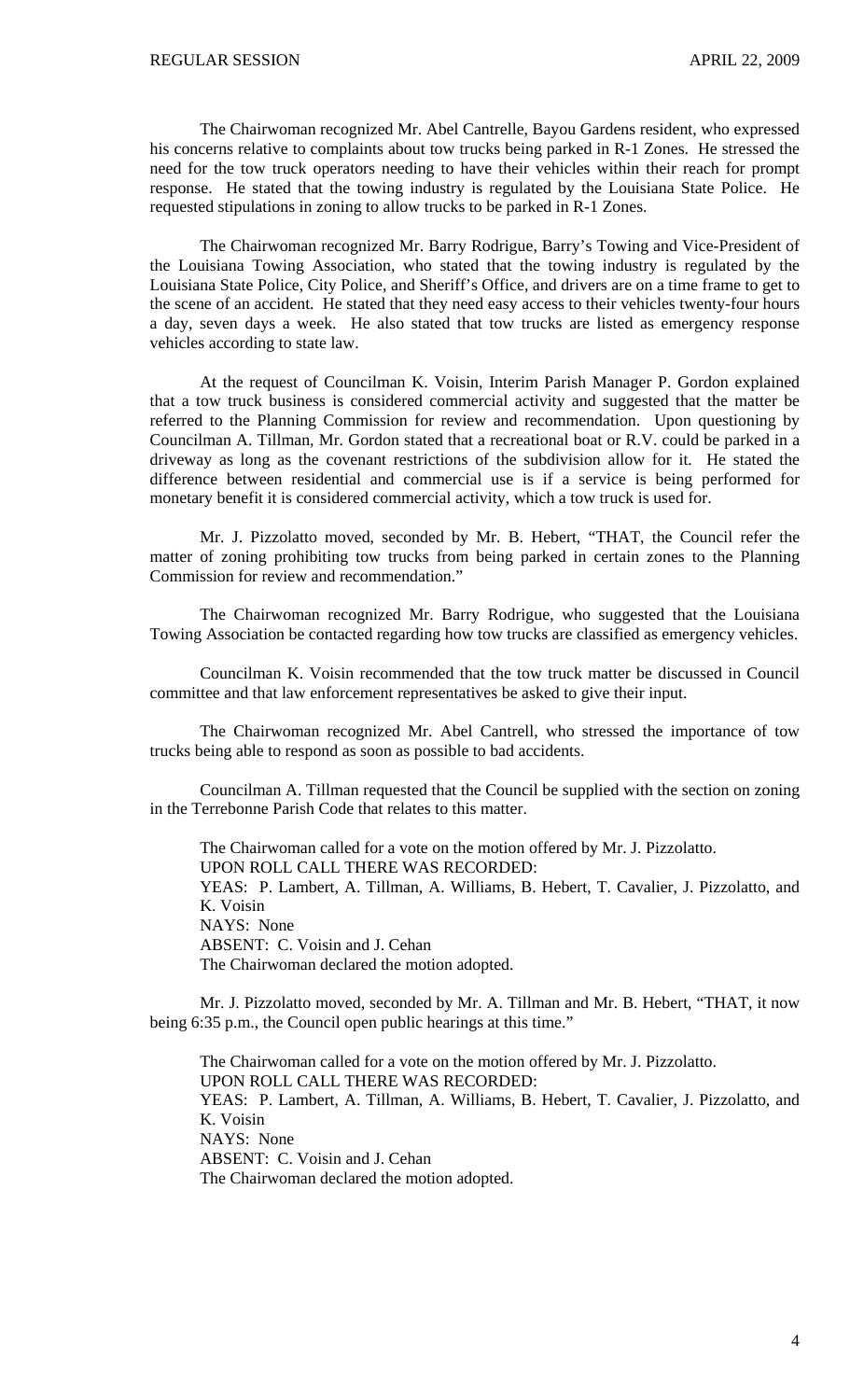The Chairwoman recognized Mr. Abel Cantrelle, Bayou Gardens resident, who expressed his concerns relative to complaints about tow trucks being parked in R-1 Zones. He stressed the need for the tow truck operators needing to have their vehicles within their reach for prompt response. He stated that the towing industry is regulated by the Louisiana State Police. He requested stipulations in zoning to allow trucks to be parked in R-1 Zones.

The Chairwoman recognized Mr. Barry Rodrigue, Barry's Towing and Vice-President of the Louisiana Towing Association, who stated that the towing industry is regulated by the Louisiana State Police, City Police, and Sheriff's Office, and drivers are on a time frame to get to the scene of an accident. He stated that they need easy access to their vehicles twenty-four hours a day, seven days a week. He also stated that tow trucks are listed as emergency response vehicles according to state law.

At the request of Councilman K. Voisin, Interim Parish Manager P. Gordon explained that a tow truck business is considered commercial activity and suggested that the matter be referred to the Planning Commission for review and recommendation. Upon questioning by Councilman A. Tillman, Mr. Gordon stated that a recreational boat or R.V. could be parked in a driveway as long as the covenant restrictions of the subdivision allow for it. He stated the difference between residential and commercial use is if a service is being performed for monetary benefit it is considered commercial activity, which a tow truck is used for.

Mr. J. Pizzolatto moved, seconded by Mr. B. Hebert, "THAT, the Council refer the matter of zoning prohibiting tow trucks from being parked in certain zones to the Planning Commission for review and recommendation."

The Chairwoman recognized Mr. Barry Rodrigue, who suggested that the Louisiana Towing Association be contacted regarding how tow trucks are classified as emergency vehicles.

Councilman K. Voisin recommended that the tow truck matter be discussed in Council committee and that law enforcement representatives be asked to give their input.

The Chairwoman recognized Mr. Abel Cantrell, who stressed the importance of tow trucks being able to respond as soon as possible to bad accidents.

Councilman A. Tillman requested that the Council be supplied with the section on zoning in the Terrebonne Parish Code that relates to this matter.

The Chairwoman called for a vote on the motion offered by Mr. J. Pizzolatto.
UPON ROLL CALL THERE WAS RECORDED:
YEAS: P. Lambert, A. Tillman, A. Williams, B. Hebert, T. Cavalier, J. Pizzolatto, and K. Voisin
NAYS: None
ABSENT: C. Voisin and J. Cehan
The Chairwoman declared the motion adopted.

Mr. J. Pizzolatto moved, seconded by Mr. A. Tillman and Mr. B. Hebert, "THAT, it now being 6:35 p.m., the Council open public hearings at this time."

The Chairwoman called for a vote on the motion offered by Mr. J. Pizzolatto.
UPON ROLL CALL THERE WAS RECORDED:
YEAS: P. Lambert, A. Tillman, A. Williams, B. Hebert, T. Cavalier, J. Pizzolatto, and K. Voisin
NAYS: None
ABSENT: C. Voisin and J. Cehan
The Chairwoman declared the motion adopted.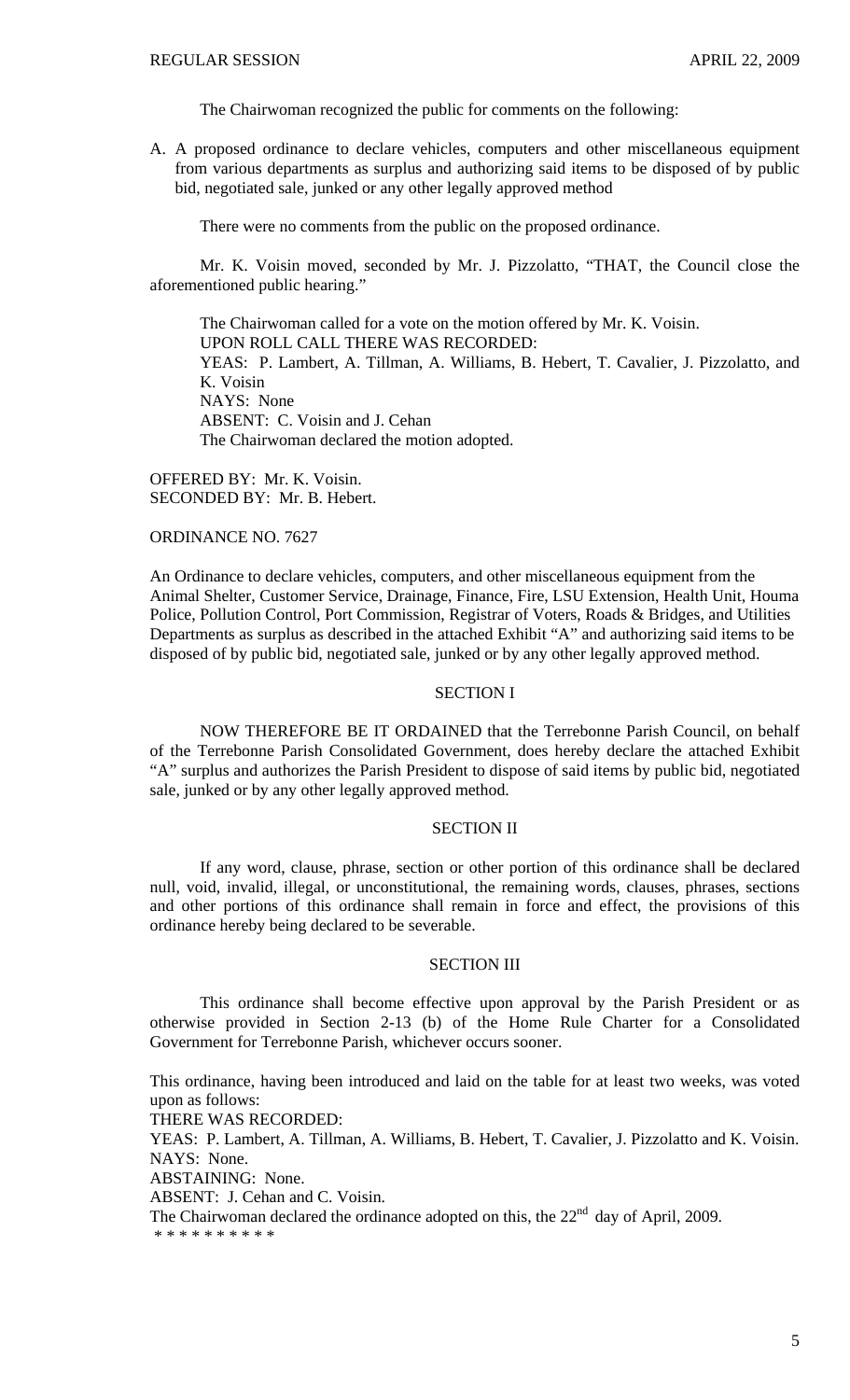The Chairwoman recognized the public for comments on the following:

A. A proposed ordinance to declare vehicles, computers and other miscellaneous equipment from various departments as surplus and authorizing said items to be disposed of by public bid, negotiated sale, junked or any other legally approved method

There were no comments from the public on the proposed ordinance.

Mr. K. Voisin moved, seconded by Mr. J. Pizzolatto, "THAT, the Council close the aforementioned public hearing."

The Chairwoman called for a vote on the motion offered by Mr. K. Voisin.
UPON ROLL CALL THERE WAS RECORDED:
YEAS: P. Lambert, A. Tillman, A. Williams, B. Hebert, T. Cavalier, J. Pizzolatto, and K. Voisin
NAYS: None
ABSENT: C. Voisin and J. Cehan
The Chairwoman declared the motion adopted.

OFFERED BY: Mr. K. Voisin.
SECONDED BY: Mr. B. Hebert.

ORDINANCE NO. 7627

An Ordinance to declare vehicles, computers, and other miscellaneous equipment from the Animal Shelter, Customer Service, Drainage, Finance, Fire, LSU Extension, Health Unit, Houma Police, Pollution Control, Port Commission, Registrar of Voters, Roads & Bridges, and Utilities Departments as surplus as described in the attached Exhibit "A" and authorizing said items to be disposed of by public bid, negotiated sale, junked or by any other legally approved method.

SECTION I

NOW THEREFORE BE IT ORDAINED that the Terrebonne Parish Council, on behalf of the Terrebonne Parish Consolidated Government, does hereby declare the attached Exhibit "A" surplus and authorizes the Parish President to dispose of said items by public bid, negotiated sale, junked or by any other legally approved method.

SECTION II

If any word, clause, phrase, section or other portion of this ordinance shall be declared null, void, invalid, illegal, or unconstitutional, the remaining words, clauses, phrases, sections and other portions of this ordinance shall remain in force and effect, the provisions of this ordinance hereby being declared to be severable.

SECTION III

This ordinance shall become effective upon approval by the Parish President or as otherwise provided in Section 2-13 (b) of the Home Rule Charter for a Consolidated Government for Terrebonne Parish, whichever occurs sooner.

This ordinance, having been introduced and laid on the table for at least two weeks, was voted upon as follows:
THERE WAS RECORDED:
YEAS: P. Lambert, A. Tillman, A. Williams, B. Hebert, T. Cavalier, J. Pizzolatto and K. Voisin.
NAYS: None.
ABSTAINING: None.
ABSENT: J. Cehan and C. Voisin.
The Chairwoman declared the ordinance adopted on this, the 22nd day of April, 2009.

* * * * * * * * * *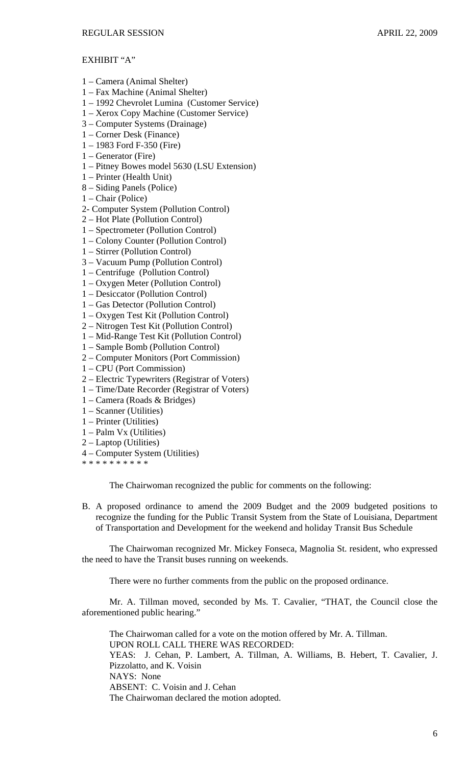EXHIBIT "A"

1 – Camera (Animal Shelter)
1 – Fax Machine (Animal Shelter)
1 – 1992 Chevrolet Lumina (Customer Service)
1 – Xerox Copy Machine (Customer Service)
3 – Computer Systems (Drainage)
1 – Corner Desk (Finance)
1 – 1983 Ford F-350 (Fire)
1 – Generator (Fire)
1 – Pitney Bowes model 5630 (LSU Extension)
1 – Printer (Health Unit)
8 – Siding Panels (Police)
1 – Chair (Police)
2- Computer System (Pollution Control)
2 – Hot Plate (Pollution Control)
1 – Spectrometer (Pollution Control)
1 – Colony Counter (Pollution Control)
1 – Stirrer (Pollution Control)
3 – Vacuum Pump (Pollution Control)
1 – Centrifuge (Pollution Control)
1 – Oxygen Meter (Pollution Control)
1 – Desiccator (Pollution Control)
1 – Gas Detector (Pollution Control)
1 – Oxygen Test Kit (Pollution Control)
2 – Nitrogen Test Kit (Pollution Control)
1 – Mid-Range Test Kit (Pollution Control)
1 – Sample Bomb (Pollution Control)
2 – Computer Monitors (Port Commission)
1 – CPU (Port Commission)
2 – Electric Typewriters (Registrar of Voters)
1 – Time/Date Recorder (Registrar of Voters)
1 – Camera (Roads & Bridges)
1 – Scanner (Utilities)
1 – Printer (Utilities)
1 – Palm Vx (Utilities)
2 – Laptop (Utilities)
4 – Computer System (Utilities)
* * * * * * * * * *

The Chairwoman recognized the public for comments on the following:

B. A proposed ordinance to amend the 2009 Budget and the 2009 budgeted positions to recognize the funding for the Public Transit System from the State of Louisiana, Department of Transportation and Development for the weekend and holiday Transit Bus Schedule

The Chairwoman recognized Mr. Mickey Fonseca, Magnolia St. resident, who expressed the need to have the Transit buses running on weekends.

There were no further comments from the public on the proposed ordinance.

Mr. A. Tillman moved, seconded by Ms. T. Cavalier, "THAT, the Council close the aforementioned public hearing."

The Chairwoman called for a vote on the motion offered by Mr. A. Tillman.
UPON ROLL CALL THERE WAS RECORDED:
YEAS: J. Cehan, P. Lambert, A. Tillman, A. Williams, B. Hebert, T. Cavalier, J. Pizzolatto, and K. Voisin
NAYS: None
ABSENT: C. Voisin and J. Cehan
The Chairwoman declared the motion adopted.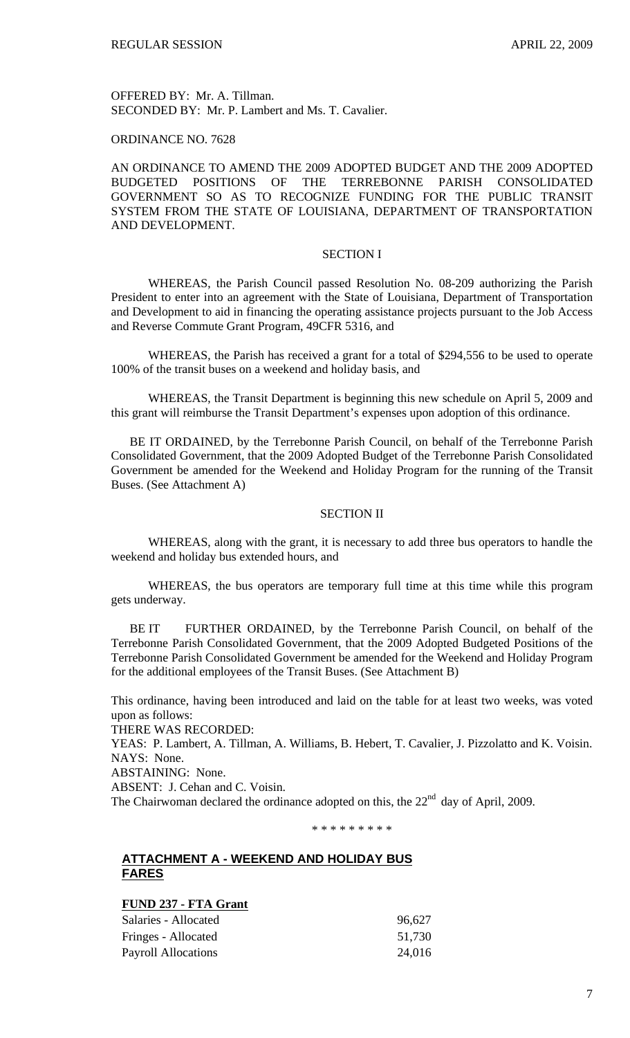OFFERED BY: Mr. A. Tillman.
SECONDED BY: Mr. P. Lambert and Ms. T. Cavalier.

ORDINANCE NO. 7628

AN ORDINANCE TO AMEND THE 2009 ADOPTED BUDGET AND THE 2009 ADOPTED BUDGETED POSITIONS OF THE TERREBONNE PARISH CONSOLIDATED GOVERNMENT SO AS TO RECOGNIZE FUNDING FOR THE PUBLIC TRANSIT SYSTEM FROM THE STATE OF LOUISIANA, DEPARTMENT OF TRANSPORTATION AND DEVELOPMENT.

SECTION I

WHEREAS, the Parish Council passed Resolution No. 08-209 authorizing the Parish President to enter into an agreement with the State of Louisiana, Department of Transportation and Development to aid in financing the operating assistance projects pursuant to the Job Access and Reverse Commute Grant Program, 49CFR 5316, and

WHEREAS, the Parish has received a grant for a total of $294,556 to be used to operate 100% of the transit buses on a weekend and holiday basis, and

WHEREAS, the Transit Department is beginning this new schedule on April 5, 2009 and this grant will reimburse the Transit Department's expenses upon adoption of this ordinance.

BE IT ORDAINED, by the Terrebonne Parish Council, on behalf of the Terrebonne Parish Consolidated Government, that the 2009 Adopted Budget of the Terrebonne Parish Consolidated Government be amended for the Weekend and Holiday Program for the running of the Transit Buses. (See Attachment A)

SECTION II

WHEREAS, along with the grant, it is necessary to add three bus operators to handle the weekend and holiday bus extended hours, and

WHEREAS, the bus operators are temporary full time at this time while this program gets underway.

BE IT FURTHER ORDAINED, by the Terrebonne Parish Council, on behalf of the Terrebonne Parish Consolidated Government, that the 2009 Adopted Budgeted Positions of the Terrebonne Parish Consolidated Government be amended for the Weekend and Holiday Program for the additional employees of the Transit Buses. (See Attachment B)

This ordinance, having been introduced and laid on the table for at least two weeks, was voted upon as follows:

THERE WAS RECORDED:

YEAS: P. Lambert, A. Tillman, A. Williams, B. Hebert, T. Cavalier, J. Pizzolatto and K. Voisin.

NAYS: None.

ABSTAINING: None.

ABSENT: J. Cehan and C. Voisin.

The Chairwoman declared the ordinance adopted on this, the 22nd day of April, 2009.

\* \* \* \* \* \* \* \* \*

## ATTACHMENT A - WEEKEND AND HOLIDAY BUS FARES

**FUND 237 - FTA Grant**

| | |
|---|---|
| Salaries - Allocated | 96,627 |
| Fringes - Allocated | 51,730 |
| Payroll Allocations | 24,016 |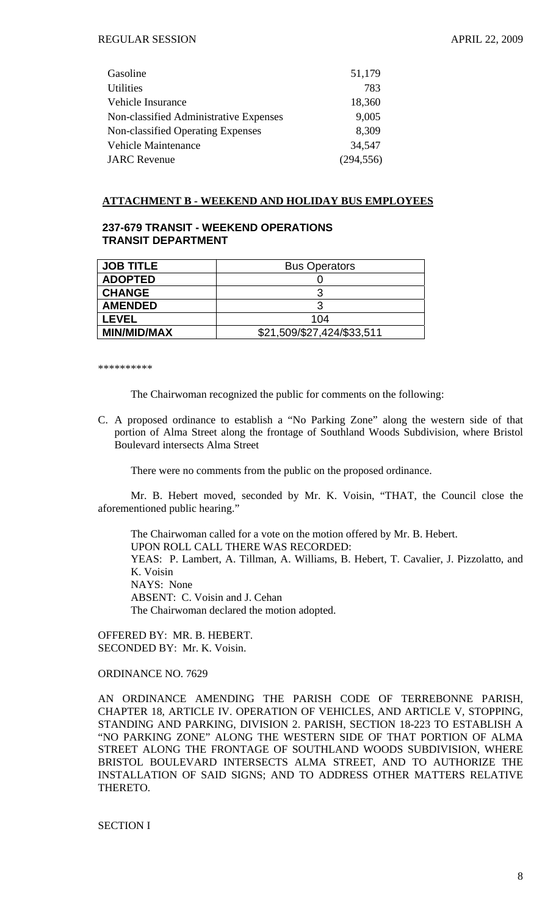| | |
|---|---|
| Gasoline | 51,179 |
| Utilities | 783 |
| Vehicle Insurance | 18,360 |
| Non-classified Administrative Expenses | 9,005 |
| Non-classified Operating Expenses | 8,309 |
| Vehicle Maintenance | 34,547 |
| JARC Revenue | (294,556) |

**ATTACHMENT B - WEEKEND AND HOLIDAY BUS EMPLOYEES**

**237-679 TRANSIT - WEEKEND OPERATIONS**
**TRANSIT DEPARTMENT**

| JOB TITLE | Bus Operators |
|---|---|
| ADOPTED | 0 |
| CHANGE | 3 |
| AMENDED | 3 |
| LEVEL | 104 |
| MIN/MID/MAX | $21,509/$27,424/$33,511 |

\*\*\*\*\*\*\*\*\*\*

The Chairwoman recognized the public for comments on the following:

C. A proposed ordinance to establish a "No Parking Zone" along the western side of that portion of Alma Street along the frontage of Southland Woods Subdivision, where Bristol Boulevard intersects Alma Street

There were no comments from the public on the proposed ordinance.

Mr. B. Hebert moved, seconded by Mr. K. Voisin, "THAT, the Council close the aforementioned public hearing."

The Chairwoman called for a vote on the motion offered by Mr. B. Hebert.
UPON ROLL CALL THERE WAS RECORDED:
YEAS: P. Lambert, A. Tillman, A. Williams, B. Hebert, T. Cavalier, J. Pizzolatto, and K. Voisin
NAYS: None
ABSENT: C. Voisin and J. Cehan
The Chairwoman declared the motion adopted.

OFFERED BY: MR. B. HEBERT.
SECONDED BY: Mr. K. Voisin.

ORDINANCE NO. 7629

AN ORDINANCE AMENDING THE PARISH CODE OF TERREBONNE PARISH, CHAPTER 18, ARTICLE IV. OPERATION OF VEHICLES, AND ARTICLE V, STOPPING, STANDING AND PARKING, DIVISION 2. PARISH, SECTION 18-223 TO ESTABLISH A "NO PARKING ZONE" ALONG THE WESTERN SIDE OF THAT PORTION OF ALMA STREET ALONG THE FRONTAGE OF SOUTHLAND WOODS SUBDIVISION, WHERE BRISTOL BOULEVARD INTERSECTS ALMA STREET, AND TO AUTHORIZE THE INSTALLATION OF SAID SIGNS; AND TO ADDRESS OTHER MATTERS RELATIVE THERETO.

SECTION I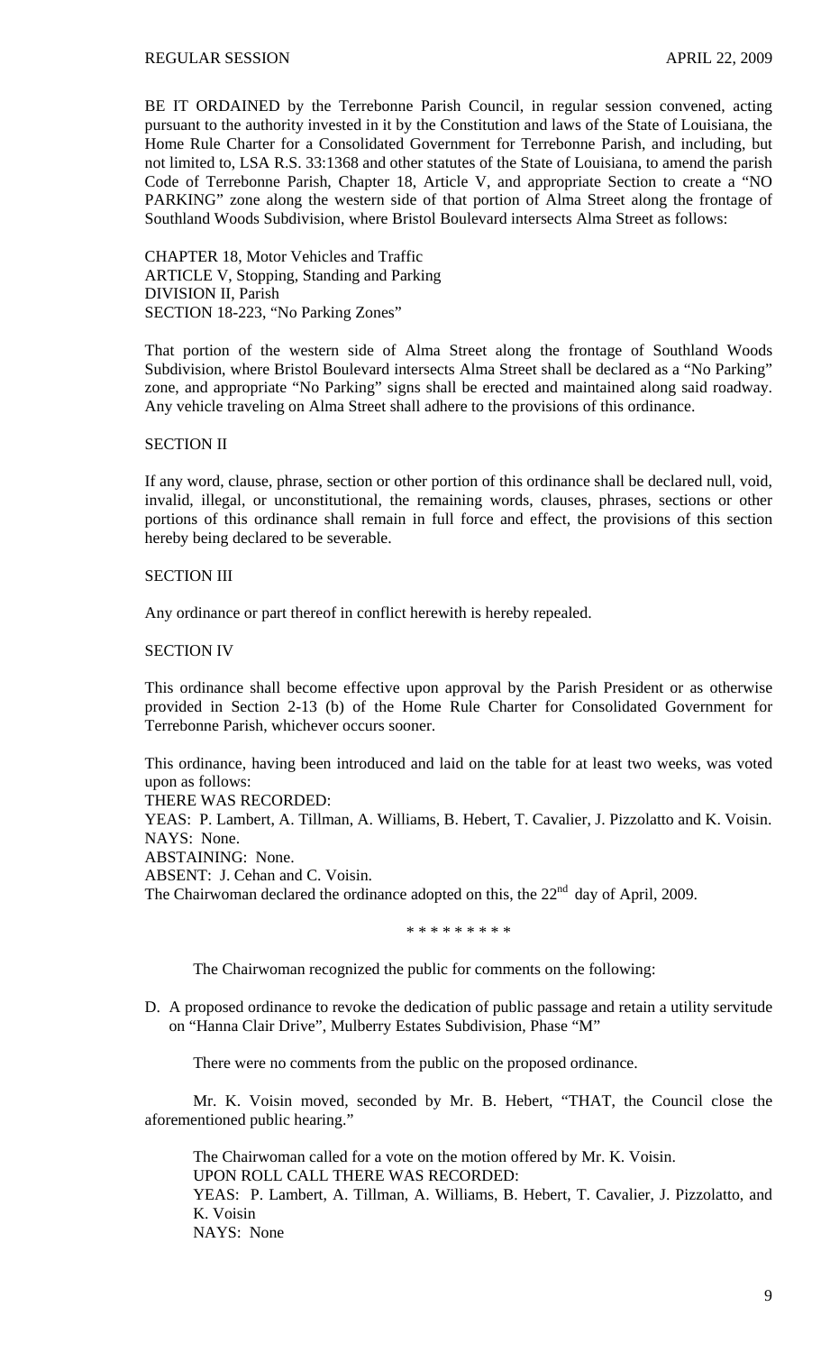BE IT ORDAINED by the Terrebonne Parish Council, in regular session convened, acting pursuant to the authority invested in it by the Constitution and laws of the State of Louisiana, the Home Rule Charter for a Consolidated Government for Terrebonne Parish, and including, but not limited to, LSA R.S. 33:1368 and other statutes of the State of Louisiana, to amend the parish Code of Terrebonne Parish, Chapter 18, Article V, and appropriate Section to create a "NO PARKING" zone along the western side of that portion of Alma Street along the frontage of Southland Woods Subdivision, where Bristol Boulevard intersects Alma Street as follows:

CHAPTER 18, Motor Vehicles and Traffic
ARTICLE V, Stopping, Standing and Parking
DIVISION II, Parish
SECTION 18-223, "No Parking Zones"

That portion of the western side of Alma Street along the frontage of Southland Woods Subdivision, where Bristol Boulevard intersects Alma Street shall be declared as a "No Parking" zone, and appropriate "No Parking" signs shall be erected and maintained along said roadway. Any vehicle traveling on Alma Street shall adhere to the provisions of this ordinance.

SECTION II

If any word, clause, phrase, section or other portion of this ordinance shall be declared null, void, invalid, illegal, or unconstitutional, the remaining words, clauses, phrases, sections or other portions of this ordinance shall remain in full force and effect, the provisions of this section hereby being declared to be severable.

SECTION III

Any ordinance or part thereof in conflict herewith is hereby repealed.

SECTION IV

This ordinance shall become effective upon approval by the Parish President or as otherwise provided in Section 2-13 (b) of the Home Rule Charter for Consolidated Government for Terrebonne Parish, whichever occurs sooner.

This ordinance, having been introduced and laid on the table for at least two weeks, was voted upon as follows:
THERE WAS RECORDED:
YEAS: P. Lambert, A. Tillman, A. Williams, B. Hebert, T. Cavalier, J. Pizzolatto and K. Voisin.
NAYS: None.
ABSTAINING: None.
ABSENT: J. Cehan and C. Voisin.
The Chairwoman declared the ordinance adopted on this, the 22nd day of April, 2009.

\* \* \* \* \* \* \* \* \*

The Chairwoman recognized the public for comments on the following:

D. A proposed ordinance to revoke the dedication of public passage and retain a utility servitude on "Hanna Clair Drive", Mulberry Estates Subdivision, Phase "M"

There were no comments from the public on the proposed ordinance.

Mr. K. Voisin moved, seconded by Mr. B. Hebert, "THAT, the Council close the aforementioned public hearing."

The Chairwoman called for a vote on the motion offered by Mr. K. Voisin.
UPON ROLL CALL THERE WAS RECORDED:
YEAS: P. Lambert, A. Tillman, A. Williams, B. Hebert, T. Cavalier, J. Pizzolatto, and K. Voisin
NAYS: None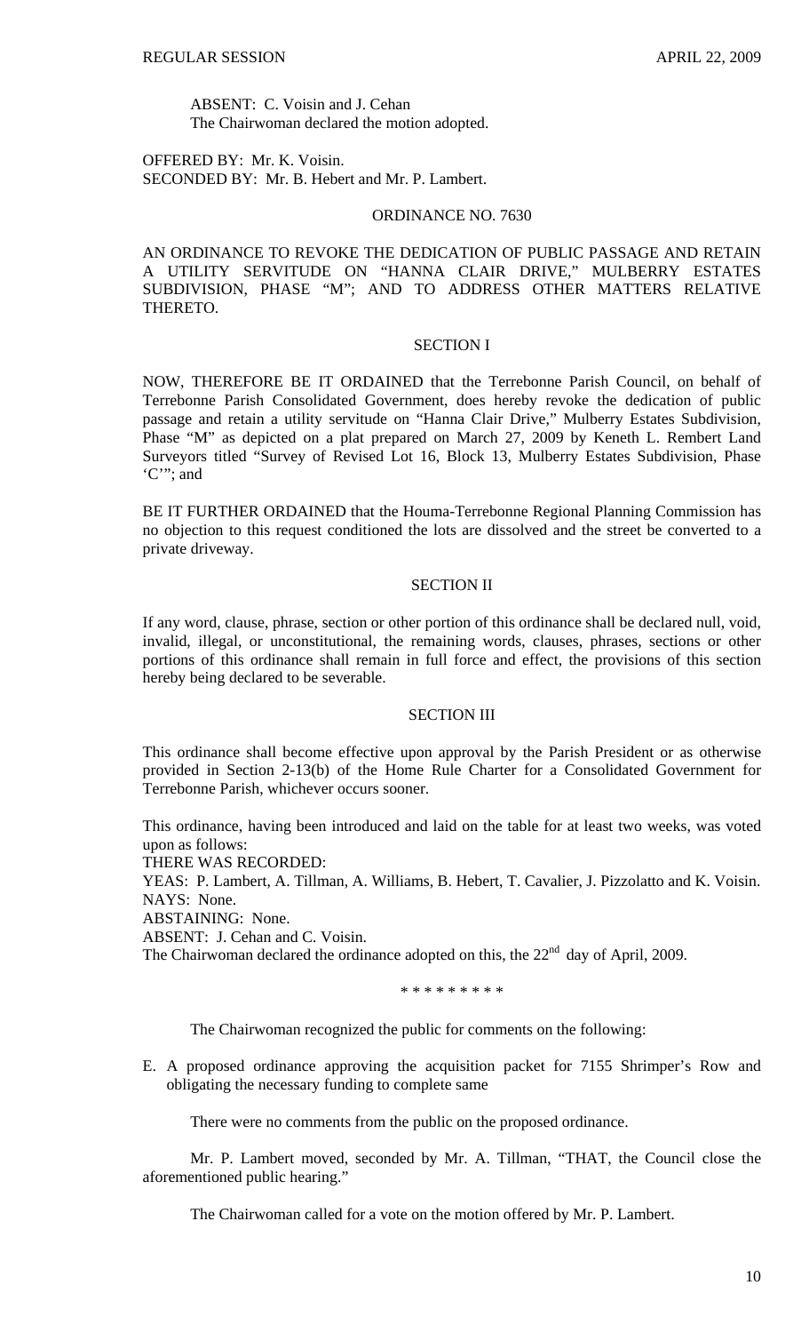ABSENT: C. Voisin and J. Cehan
The Chairwoman declared the motion adopted.

OFFERED BY: Mr. K. Voisin.
SECONDED BY: Mr. B. Hebert and Mr. P. Lambert.

ORDINANCE NO. 7630

AN ORDINANCE TO REVOKE THE DEDICATION OF PUBLIC PASSAGE AND RETAIN A UTILITY SERVITUDE ON "HANNA CLAIR DRIVE," MULBERRY ESTATES SUBDIVISION, PHASE "M"; AND TO ADDRESS OTHER MATTERS RELATIVE THERETO.

SECTION I

NOW, THEREFORE BE IT ORDAINED that the Terrebonne Parish Council, on behalf of Terrebonne Parish Consolidated Government, does hereby revoke the dedication of public passage and retain a utility servitude on "Hanna Clair Drive," Mulberry Estates Subdivision, Phase "M" as depicted on a plat prepared on March 27, 2009 by Keneth L. Rembert Land Surveyors titled "Survey of Revised Lot 16, Block 13, Mulberry Estates Subdivision, Phase 'C'"; and

BE IT FURTHER ORDAINED that the Houma-Terrebonne Regional Planning Commission has no objection to this request conditioned the lots are dissolved and the street be converted to a private driveway.

SECTION II

If any word, clause, phrase, section or other portion of this ordinance shall be declared null, void, invalid, illegal, or unconstitutional, the remaining words, clauses, phrases, sections or other portions of this ordinance shall remain in full force and effect, the provisions of this section hereby being declared to be severable.

SECTION III

This ordinance shall become effective upon approval by the Parish President or as otherwise provided in Section 2-13(b) of the Home Rule Charter for a Consolidated Government for Terrebonne Parish, whichever occurs sooner.

This ordinance, having been introduced and laid on the table for at least two weeks, was voted upon as follows:
THERE WAS RECORDED:
YEAS: P. Lambert, A. Tillman, A. Williams, B. Hebert, T. Cavalier, J. Pizzolatto and K. Voisin.
NAYS: None.
ABSTAINING: None.
ABSENT: J. Cehan and C. Voisin.
The Chairwoman declared the ordinance adopted on this, the 22nd day of April, 2009.

\* \* \* \* \* \* \* \* \*

The Chairwoman recognized the public for comments on the following:

E. A proposed ordinance approving the acquisition packet for 7155 Shrimper's Row and obligating the necessary funding to complete same

There were no comments from the public on the proposed ordinance.

Mr. P. Lambert moved, seconded by Mr. A. Tillman, "THAT, the Council close the aforementioned public hearing."

The Chairwoman called for a vote on the motion offered by Mr. P. Lambert.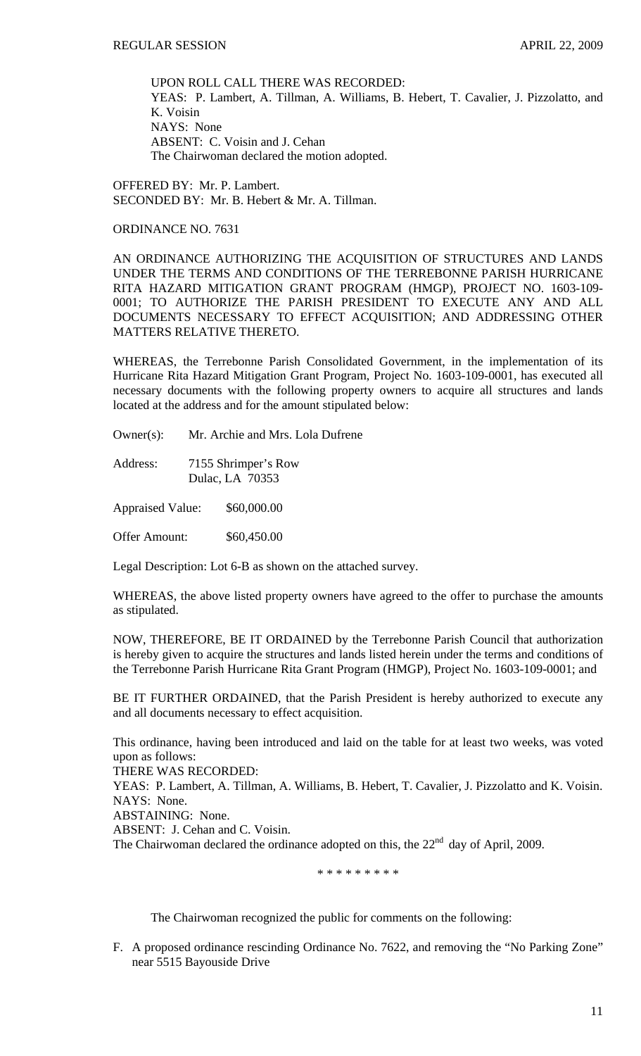UPON ROLL CALL THERE WAS RECORDED:
YEAS: P. Lambert, A. Tillman, A. Williams, B. Hebert, T. Cavalier, J. Pizzolatto, and K. Voisin
NAYS: None
ABSENT: C. Voisin and J. Cehan
The Chairwoman declared the motion adopted.

OFFERED BY: Mr. P. Lambert.
SECONDED BY: Mr. B. Hebert & Mr. A. Tillman.

ORDINANCE NO. 7631

AN ORDINANCE AUTHORIZING THE ACQUISITION OF STRUCTURES AND LANDS UNDER THE TERMS AND CONDITIONS OF THE TERREBONNE PARISH HURRICANE RITA HAZARD MITIGATION GRANT PROGRAM (HMGP), PROJECT NO. 1603-109-0001; TO AUTHORIZE THE PARISH PRESIDENT TO EXECUTE ANY AND ALL DOCUMENTS NECESSARY TO EFFECT ACQUISITION; AND ADDRESSING OTHER MATTERS RELATIVE THERETO.

WHEREAS, the Terrebonne Parish Consolidated Government, in the implementation of its Hurricane Rita Hazard Mitigation Grant Program, Project No. 1603-109-0001, has executed all necessary documents with the following property owners to acquire all structures and lands located at the address and for the amount stipulated below:

Owner(s): Mr. Archie and Mrs. Lola Dufrene

Address: 7155 Shrimper's Row
Dulac, LA 70353

Appraised Value: $60,000.00

Offer Amount: $60,450.00

Legal Description: Lot 6-B as shown on the attached survey.

WHEREAS, the above listed property owners have agreed to the offer to purchase the amounts as stipulated.

NOW, THEREFORE, BE IT ORDAINED by the Terrebonne Parish Council that authorization is hereby given to acquire the structures and lands listed herein under the terms and conditions of the Terrebonne Parish Hurricane Rita Grant Program (HMGP), Project No. 1603-109-0001; and

BE IT FURTHER ORDAINED, that the Parish President is hereby authorized to execute any and all documents necessary to effect acquisition.

This ordinance, having been introduced and laid on the table for at least two weeks, was voted upon as follows:
THERE WAS RECORDED:
YEAS: P. Lambert, A. Tillman, A. Williams, B. Hebert, T. Cavalier, J. Pizzolatto and K. Voisin.
NAYS: None.
ABSTAINING: None.
ABSENT: J. Cehan and C. Voisin.
The Chairwoman declared the ordinance adopted on this, the 22nd day of April, 2009.

* * * * * * * * *

The Chairwoman recognized the public for comments on the following:

F. A proposed ordinance rescinding Ordinance No. 7622, and removing the "No Parking Zone" near 5515 Bayouside Drive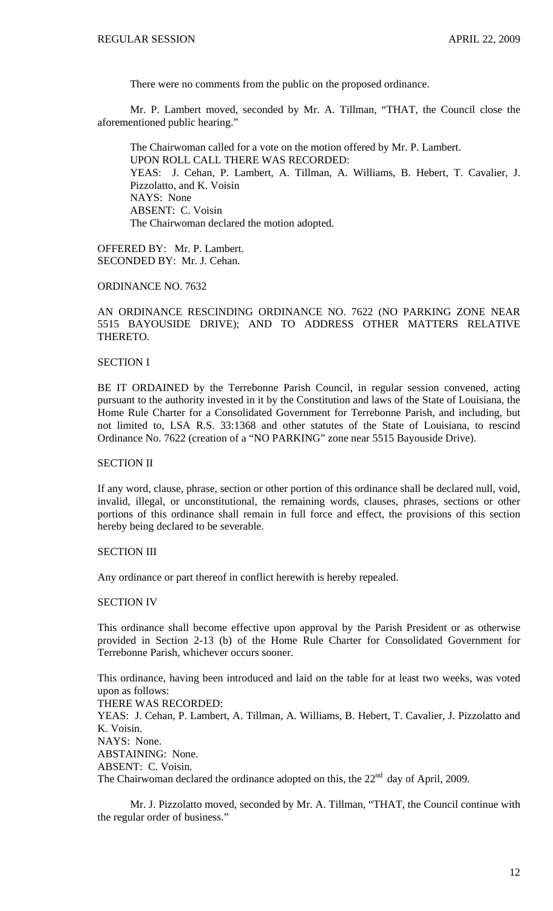There were no comments from the public on the proposed ordinance.

Mr. P. Lambert moved, seconded by Mr. A. Tillman, "THAT, the Council close the aforementioned public hearing."

The Chairwoman called for a vote on the motion offered by Mr. P. Lambert.
UPON ROLL CALL THERE WAS RECORDED:
YEAS: J. Cehan, P. Lambert, A. Tillman, A. Williams, B. Hebert, T. Cavalier, J. Pizzolatto, and K. Voisin
NAYS: None
ABSENT: C. Voisin
The Chairwoman declared the motion adopted.

OFFERED BY: Mr. P. Lambert.
SECONDED BY: Mr. J. Cehan.

ORDINANCE NO. 7632

AN ORDINANCE RESCINDING ORDINANCE NO. 7622 (NO PARKING ZONE NEAR 5515 BAYOUSIDE DRIVE); AND TO ADDRESS OTHER MATTERS RELATIVE THERETO.

SECTION I

BE IT ORDAINED by the Terrebonne Parish Council, in regular session convened, acting pursuant to the authority invested in it by the Constitution and laws of the State of Louisiana, the Home Rule Charter for a Consolidated Government for Terrebonne Parish, and including, but not limited to, LSA R.S. 33:1368 and other statutes of the State of Louisiana, to rescind Ordinance No. 7622 (creation of a "NO PARKING" zone near 5515 Bayouside Drive).

SECTION II

If any word, clause, phrase, section or other portion of this ordinance shall be declared null, void, invalid, illegal, or unconstitutional, the remaining words, clauses, phrases, sections or other portions of this ordinance shall remain in full force and effect, the provisions of this section hereby being declared to be severable.

SECTION III

Any ordinance or part thereof in conflict herewith is hereby repealed.

SECTION IV

This ordinance shall become effective upon approval by the Parish President or as otherwise provided in Section 2-13 (b) of the Home Rule Charter for Consolidated Government for Terrebonne Parish, whichever occurs sooner.

This ordinance, having been introduced and laid on the table for at least two weeks, was voted upon as follows:
THERE WAS RECORDED:
YEAS: J. Cehan, P. Lambert, A. Tillman, A. Williams, B. Hebert, T. Cavalier, J. Pizzolatto and K. Voisin.
NAYS: None.
ABSTAINING: None.
ABSENT: C. Voisin.
The Chairwoman declared the ordinance adopted on this, the 22nd day of April, 2009.

Mr. J. Pizzolatto moved, seconded by Mr. A. Tillman, "THAT, the Council continue with the regular order of business."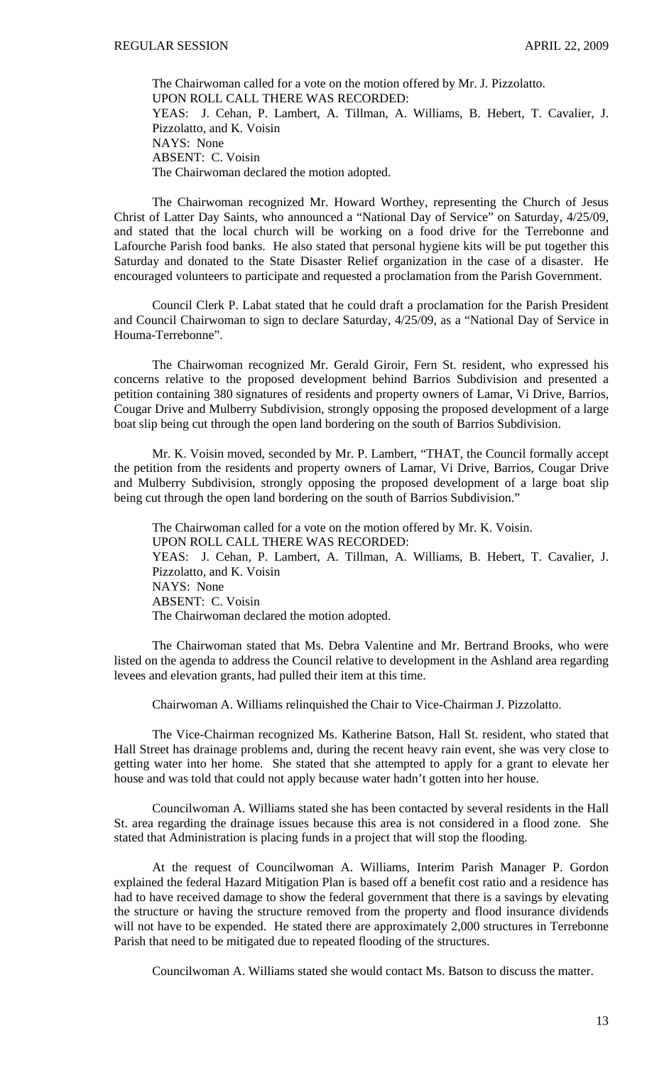The Chairwoman called for a vote on the motion offered by Mr. J. Pizzolatto.
UPON ROLL CALL THERE WAS RECORDED:
YEAS: J. Cehan, P. Lambert, A. Tillman, A. Williams, B. Hebert, T. Cavalier, J. Pizzolatto, and K. Voisin
NAYS: None
ABSENT: C. Voisin
The Chairwoman declared the motion adopted.

The Chairwoman recognized Mr. Howard Worthey, representing the Church of Jesus Christ of Latter Day Saints, who announced a "National Day of Service" on Saturday, 4/25/09, and stated that the local church will be working on a food drive for the Terrebonne and Lafourche Parish food banks. He also stated that personal hygiene kits will be put together this Saturday and donated to the State Disaster Relief organization in the case of a disaster. He encouraged volunteers to participate and requested a proclamation from the Parish Government.

Council Clerk P. Labat stated that he could draft a proclamation for the Parish President and Council Chairwoman to sign to declare Saturday, 4/25/09, as a "National Day of Service in Houma-Terrebonne".

The Chairwoman recognized Mr. Gerald Giroir, Fern St. resident, who expressed his concerns relative to the proposed development behind Barrios Subdivision and presented a petition containing 380 signatures of residents and property owners of Lamar, Vi Drive, Barrios, Cougar Drive and Mulberry Subdivision, strongly opposing the proposed development of a large boat slip being cut through the open land bordering on the south of Barrios Subdivision.

Mr. K. Voisin moved, seconded by Mr. P. Lambert, "THAT, the Council formally accept the petition from the residents and property owners of Lamar, Vi Drive, Barrios, Cougar Drive and Mulberry Subdivision, strongly opposing the proposed development of a large boat slip being cut through the open land bordering on the south of Barrios Subdivision."

The Chairwoman called for a vote on the motion offered by Mr. K. Voisin.
UPON ROLL CALL THERE WAS RECORDED:
YEAS: J. Cehan, P. Lambert, A. Tillman, A. Williams, B. Hebert, T. Cavalier, J. Pizzolatto, and K. Voisin
NAYS: None
ABSENT: C. Voisin
The Chairwoman declared the motion adopted.

The Chairwoman stated that Ms. Debra Valentine and Mr. Bertrand Brooks, who were listed on the agenda to address the Council relative to development in the Ashland area regarding levees and elevation grants, had pulled their item at this time.

Chairwoman A. Williams relinquished the Chair to Vice-Chairman J. Pizzolatto.

The Vice-Chairman recognized Ms. Katherine Batson, Hall St. resident, who stated that Hall Street has drainage problems and, during the recent heavy rain event, she was very close to getting water into her home. She stated that she attempted to apply for a grant to elevate her house and was told that could not apply because water hadn't gotten into her house.

Councilwoman A. Williams stated she has been contacted by several residents in the Hall St. area regarding the drainage issues because this area is not considered in a flood zone. She stated that Administration is placing funds in a project that will stop the flooding.

At the request of Councilwoman A. Williams, Interim Parish Manager P. Gordon explained the federal Hazard Mitigation Plan is based off a benefit cost ratio and a residence has had to have received damage to show the federal government that there is a savings by elevating the structure or having the structure removed from the property and flood insurance dividends will not have to be expended. He stated there are approximately 2,000 structures in Terrebonne Parish that need to be mitigated due to repeated flooding of the structures.

Councilwoman A. Williams stated she would contact Ms. Batson to discuss the matter.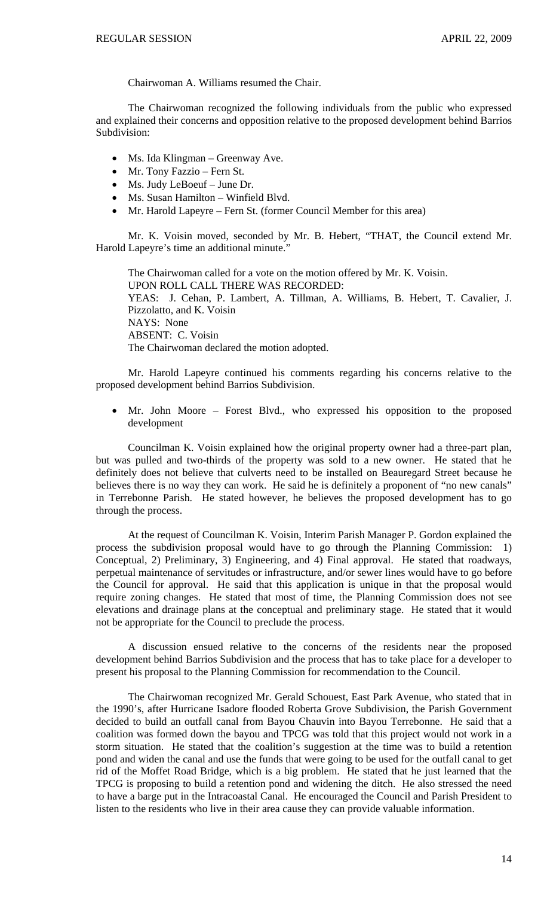Chairwoman A. Williams resumed the Chair.

The Chairwoman recognized the following individuals from the public who expressed and explained their concerns and opposition relative to the proposed development behind Barrios Subdivision:

- Ms. Ida Klingman – Greenway Ave.
- Mr. Tony Fazzio – Fern St.
- Ms. Judy LeBoeuf – June Dr.
- Ms. Susan Hamilton – Winfield Blvd.
- Mr. Harold Lapeyre – Fern St. (former Council Member for this area)

Mr. K. Voisin moved, seconded by Mr. B. Hebert, "THAT, the Council extend Mr. Harold Lapeyre's time an additional minute."

The Chairwoman called for a vote on the motion offered by Mr. K. Voisin.
UPON ROLL CALL THERE WAS RECORDED:
YEAS: J. Cehan, P. Lambert, A. Tillman, A. Williams, B. Hebert, T. Cavalier, J. Pizzolatto, and K. Voisin
NAYS: None
ABSENT: C. Voisin
The Chairwoman declared the motion adopted.

Mr. Harold Lapeyre continued his comments regarding his concerns relative to the proposed development behind Barrios Subdivision.

- Mr. John Moore – Forest Blvd., who expressed his opposition to the proposed development

Councilman K. Voisin explained how the original property owner had a three-part plan, but was pulled and two-thirds of the property was sold to a new owner. He stated that he definitely does not believe that culverts need to be installed on Beauregard Street because he believes there is no way they can work. He said he is definitely a proponent of "no new canals" in Terrebonne Parish. He stated however, he believes the proposed development has to go through the process.

At the request of Councilman K. Voisin, Interim Parish Manager P. Gordon explained the process the subdivision proposal would have to go through the Planning Commission: 1) Conceptual, 2) Preliminary, 3) Engineering, and 4) Final approval. He stated that roadways, perpetual maintenance of servitudes or infrastructure, and/or sewer lines would have to go before the Council for approval. He said that this application is unique in that the proposal would require zoning changes. He stated that most of time, the Planning Commission does not see elevations and drainage plans at the conceptual and preliminary stage. He stated that it would not be appropriate for the Council to preclude the process.

A discussion ensued relative to the concerns of the residents near the proposed development behind Barrios Subdivision and the process that has to take place for a developer to present his proposal to the Planning Commission for recommendation to the Council.

The Chairwoman recognized Mr. Gerald Schouest, East Park Avenue, who stated that in the 1990's, after Hurricane Isadore flooded Roberta Grove Subdivision, the Parish Government decided to build an outfall canal from Bayou Chauvin into Bayou Terrebonne. He said that a coalition was formed down the bayou and TPCG was told that this project would not work in a storm situation. He stated that the coalition's suggestion at the time was to build a retention pond and widen the canal and use the funds that were going to be used for the outfall canal to get rid of the Moffet Road Bridge, which is a big problem. He stated that he just learned that the TPCG is proposing to build a retention pond and widening the ditch. He also stressed the need to have a barge put in the Intracoastal Canal. He encouraged the Council and Parish President to listen to the residents who live in their area cause they can provide valuable information.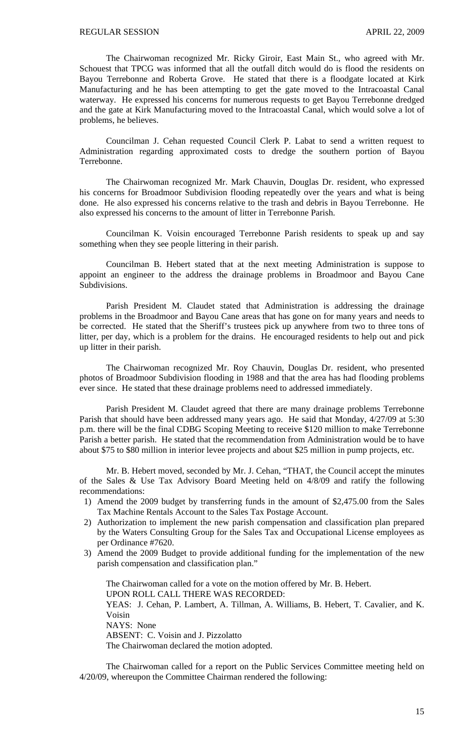The Chairwoman recognized Mr. Ricky Giroir, East Main St., who agreed with Mr. Schouest that TPCG was informed that all the outfall ditch would do is flood the residents on Bayou Terrebonne and Roberta Grove. He stated that there is a floodgate located at Kirk Manufacturing and he has been attempting to get the gate moved to the Intracoastal Canal waterway. He expressed his concerns for numerous requests to get Bayou Terrebonne dredged and the gate at Kirk Manufacturing moved to the Intracoastal Canal, which would solve a lot of problems, he believes.

Councilman J. Cehan requested Council Clerk P. Labat to send a written request to Administration regarding approximated costs to dredge the southern portion of Bayou Terrebonne.

The Chairwoman recognized Mr. Mark Chauvin, Douglas Dr. resident, who expressed his concerns for Broadmoor Subdivision flooding repeatedly over the years and what is being done. He also expressed his concerns relative to the trash and debris in Bayou Terrebonne. He also expressed his concerns to the amount of litter in Terrebonne Parish.

Councilman K. Voisin encouraged Terrebonne Parish residents to speak up and say something when they see people littering in their parish.

Councilman B. Hebert stated that at the next meeting Administration is suppose to appoint an engineer to the address the drainage problems in Broadmoor and Bayou Cane Subdivisions.

Parish President M. Claudet stated that Administration is addressing the drainage problems in the Broadmoor and Bayou Cane areas that has gone on for many years and needs to be corrected. He stated that the Sheriff's trustees pick up anywhere from two to three tons of litter, per day, which is a problem for the drains. He encouraged residents to help out and pick up litter in their parish.

The Chairwoman recognized Mr. Roy Chauvin, Douglas Dr. resident, who presented photos of Broadmoor Subdivision flooding in 1988 and that the area has had flooding problems ever since. He stated that these drainage problems need to addressed immediately.

Parish President M. Claudet agreed that there are many drainage problems Terrebonne Parish that should have been addressed many years ago. He said that Monday, 4/27/09 at 5:30 p.m. there will be the final CDBG Scoping Meeting to receive $120 million to make Terrebonne Parish a better parish. He stated that the recommendation from Administration would be to have about $75 to $80 million in interior levee projects and about $25 million in pump projects, etc.

Mr. B. Hebert moved, seconded by Mr. J. Cehan, "THAT, the Council accept the minutes of the Sales & Use Tax Advisory Board Meeting held on 4/8/09 and ratify the following recommendations:

1) Amend the 2009 budget by transferring funds in the amount of $2,475.00 from the Sales Tax Machine Rentals Account to the Sales Tax Postage Account.
2) Authorization to implement the new parish compensation and classification plan prepared by the Waters Consulting Group for the Sales Tax and Occupational License employees as per Ordinance #7620.
3) Amend the 2009 Budget to provide additional funding for the implementation of the new parish compensation and classification plan."

The Chairwoman called for a vote on the motion offered by Mr. B. Hebert.
UPON ROLL CALL THERE WAS RECORDED:
YEAS: J. Cehan, P. Lambert, A. Tillman, A. Williams, B. Hebert, T. Cavalier, and K. Voisin
NAYS: None
ABSENT: C. Voisin and J. Pizzolatto
The Chairwoman declared the motion adopted.

The Chairwoman called for a report on the Public Services Committee meeting held on 4/20/09, whereupon the Committee Chairman rendered the following: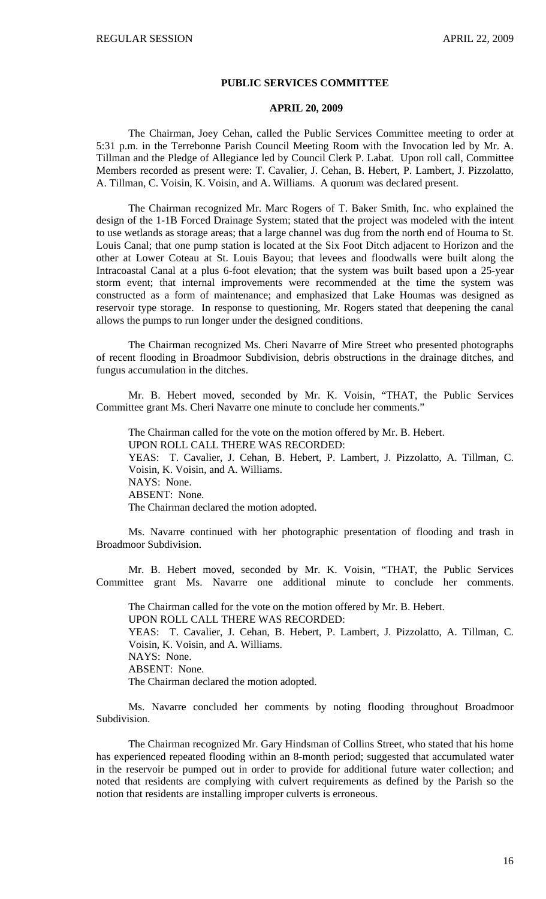**PUBLIC SERVICES COMMITTEE**

**APRIL 20, 2009**

The Chairman, Joey Cehan, called the Public Services Committee meeting to order at 5:31 p.m. in the Terrebonne Parish Council Meeting Room with the Invocation led by Mr. A. Tillman and the Pledge of Allegiance led by Council Clerk P. Labat. Upon roll call, Committee Members recorded as present were: T. Cavalier, J. Cehan, B. Hebert, P. Lambert, J. Pizzolatto, A. Tillman, C. Voisin, K. Voisin, and A. Williams. A quorum was declared present.

The Chairman recognized Mr. Marc Rogers of T. Baker Smith, Inc. who explained the design of the 1-1B Forced Drainage System; stated that the project was modeled with the intent to use wetlands as storage areas; that a large channel was dug from the north end of Houma to St. Louis Canal; that one pump station is located at the Six Foot Ditch adjacent to Horizon and the other at Lower Coteau at St. Louis Bayou; that levees and floodwalls were built along the Intracoastal Canal at a plus 6-foot elevation; that the system was built based upon a 25-year storm event; that internal improvements were recommended at the time the system was constructed as a form of maintenance; and emphasized that Lake Houmas was designed as reservoir type storage. In response to questioning, Mr. Rogers stated that deepening the canal allows the pumps to run longer under the designed conditions.

The Chairman recognized Ms. Cheri Navarre of Mire Street who presented photographs of recent flooding in Broadmoor Subdivision, debris obstructions in the drainage ditches, and fungus accumulation in the ditches.

Mr. B. Hebert moved, seconded by Mr. K. Voisin, "THAT, the Public Services Committee grant Ms. Cheri Navarre one minute to conclude her comments."

The Chairman called for the vote on the motion offered by Mr. B. Hebert.
UPON ROLL CALL THERE WAS RECORDED:
YEAS: T. Cavalier, J. Cehan, B. Hebert, P. Lambert, J. Pizzolatto, A. Tillman, C. Voisin, K. Voisin, and A. Williams.
NAYS: None.
ABSENT: None.
The Chairman declared the motion adopted.

Ms. Navarre continued with her photographic presentation of flooding and trash in Broadmoor Subdivision.

Mr. B. Hebert moved, seconded by Mr. K. Voisin, "THAT, the Public Services Committee grant Ms. Navarre one additional minute to conclude her comments.

The Chairman called for the vote on the motion offered by Mr. B. Hebert.
UPON ROLL CALL THERE WAS RECORDED:
YEAS: T. Cavalier, J. Cehan, B. Hebert, P. Lambert, J. Pizzolatto, A. Tillman, C. Voisin, K. Voisin, and A. Williams.
NAYS: None.
ABSENT: None.
The Chairman declared the motion adopted.

Ms. Navarre concluded her comments by noting flooding throughout Broadmoor Subdivision.

The Chairman recognized Mr. Gary Hindsman of Collins Street, who stated that his home has experienced repeated flooding within an 8-month period; suggested that accumulated water in the reservoir be pumped out in order to provide for additional future water collection; and noted that residents are complying with culvert requirements as defined by the Parish so the notion that residents are installing improper culverts is erroneous.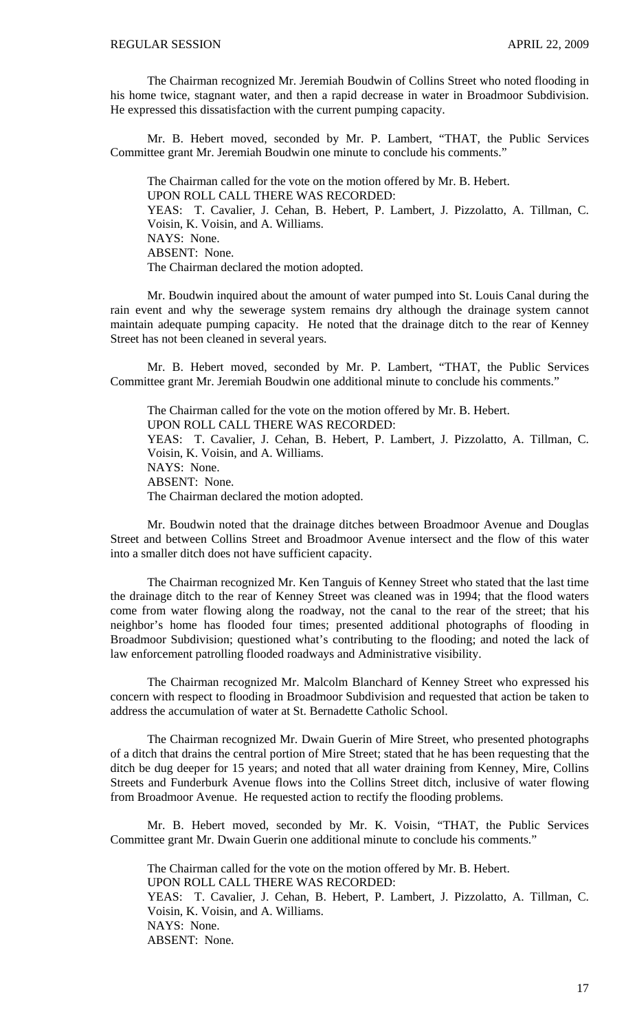The Chairman recognized Mr. Jeremiah Boudwin of Collins Street who noted flooding in his home twice, stagnant water, and then a rapid decrease in water in Broadmoor Subdivision. He expressed this dissatisfaction with the current pumping capacity.

Mr. B. Hebert moved, seconded by Mr. P. Lambert, "THAT, the Public Services Committee grant Mr. Jeremiah Boudwin one minute to conclude his comments."

The Chairman called for the vote on the motion offered by Mr. B. Hebert.
UPON ROLL CALL THERE WAS RECORDED:
YEAS: T. Cavalier, J. Cehan, B. Hebert, P. Lambert, J. Pizzolatto, A. Tillman, C. Voisin, K. Voisin, and A. Williams.
NAYS: None.
ABSENT: None.
The Chairman declared the motion adopted.

Mr. Boudwin inquired about the amount of water pumped into St. Louis Canal during the rain event and why the sewerage system remains dry although the drainage system cannot maintain adequate pumping capacity. He noted that the drainage ditch to the rear of Kenney Street has not been cleaned in several years.

Mr. B. Hebert moved, seconded by Mr. P. Lambert, "THAT, the Public Services Committee grant Mr. Jeremiah Boudwin one additional minute to conclude his comments."

The Chairman called for the vote on the motion offered by Mr. B. Hebert.
UPON ROLL CALL THERE WAS RECORDED:
YEAS: T. Cavalier, J. Cehan, B. Hebert, P. Lambert, J. Pizzolatto, A. Tillman, C. Voisin, K. Voisin, and A. Williams.
NAYS: None.
ABSENT: None.
The Chairman declared the motion adopted.

Mr. Boudwin noted that the drainage ditches between Broadmoor Avenue and Douglas Street and between Collins Street and Broadmoor Avenue intersect and the flow of this water into a smaller ditch does not have sufficient capacity.

The Chairman recognized Mr. Ken Tanguis of Kenney Street who stated that the last time the drainage ditch to the rear of Kenney Street was cleaned was in 1994; that the flood waters come from water flowing along the roadway, not the canal to the rear of the street; that his neighbor's home has flooded four times; presented additional photographs of flooding in Broadmoor Subdivision; questioned what's contributing to the flooding; and noted the lack of law enforcement patrolling flooded roadways and Administrative visibility.

The Chairman recognized Mr. Malcolm Blanchard of Kenney Street who expressed his concern with respect to flooding in Broadmoor Subdivision and requested that action be taken to address the accumulation of water at St. Bernadette Catholic School.

The Chairman recognized Mr. Dwain Guerin of Mire Street, who presented photographs of a ditch that drains the central portion of Mire Street; stated that he has been requesting that the ditch be dug deeper for 15 years; and noted that all water draining from Kenney, Mire, Collins Streets and Funderburk Avenue flows into the Collins Street ditch, inclusive of water flowing from Broadmoor Avenue. He requested action to rectify the flooding problems.

Mr. B. Hebert moved, seconded by Mr. K. Voisin, "THAT, the Public Services Committee grant Mr. Dwain Guerin one additional minute to conclude his comments."

The Chairman called for the vote on the motion offered by Mr. B. Hebert.
UPON ROLL CALL THERE WAS RECORDED:
YEAS: T. Cavalier, J. Cehan, B. Hebert, P. Lambert, J. Pizzolatto, A. Tillman, C. Voisin, K. Voisin, and A. Williams.
NAYS: None.
ABSENT: None.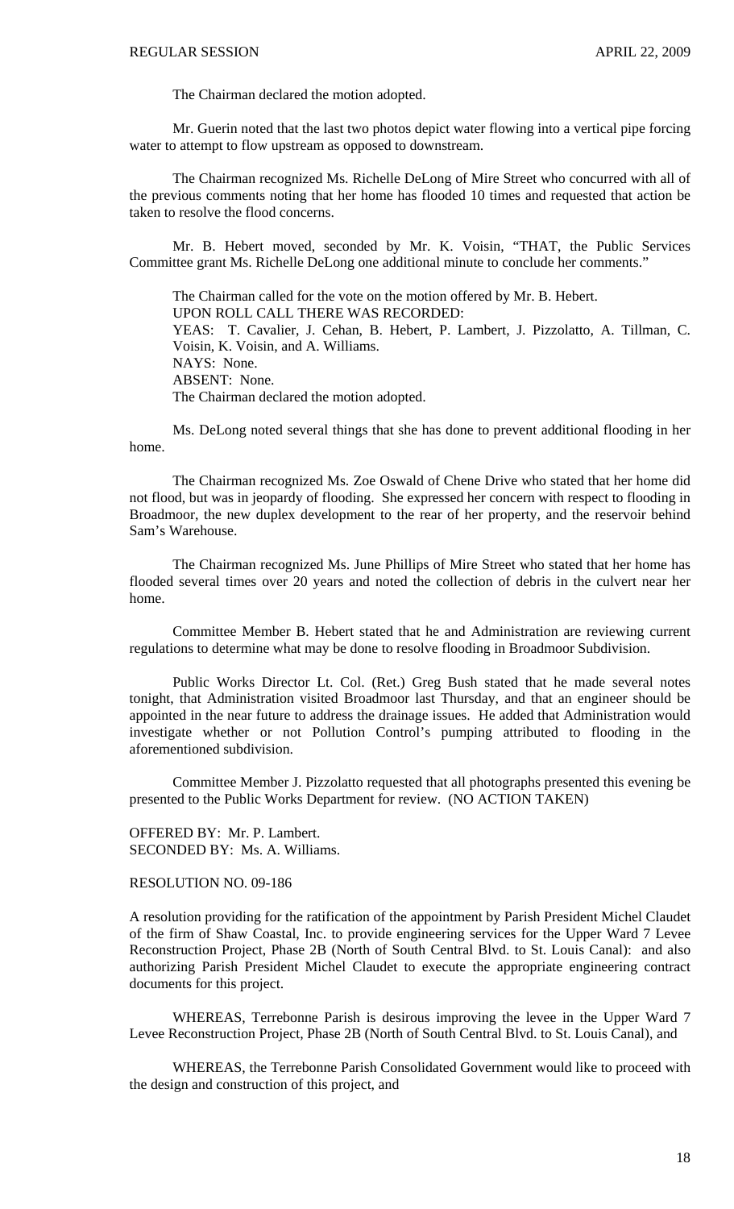The Chairman declared the motion adopted.

Mr. Guerin noted that the last two photos depict water flowing into a vertical pipe forcing water to attempt to flow upstream as opposed to downstream.

The Chairman recognized Ms. Richelle DeLong of Mire Street who concurred with all of the previous comments noting that her home has flooded 10 times and requested that action be taken to resolve the flood concerns.

Mr. B. Hebert moved, seconded by Mr. K. Voisin, "THAT, the Public Services Committee grant Ms. Richelle DeLong one additional minute to conclude her comments."

The Chairman called for the vote on the motion offered by Mr. B. Hebert.
UPON ROLL CALL THERE WAS RECORDED:
YEAS: T. Cavalier, J. Cehan, B. Hebert, P. Lambert, J. Pizzolatto, A. Tillman, C. Voisin, K. Voisin, and A. Williams.
NAYS: None.
ABSENT: None.
The Chairman declared the motion adopted.

Ms. DeLong noted several things that she has done to prevent additional flooding in her home.

The Chairman recognized Ms. Zoe Oswald of Chene Drive who stated that her home did not flood, but was in jeopardy of flooding. She expressed her concern with respect to flooding in Broadmoor, the new duplex development to the rear of her property, and the reservoir behind Sam's Warehouse.

The Chairman recognized Ms. June Phillips of Mire Street who stated that her home has flooded several times over 20 years and noted the collection of debris in the culvert near her home.

Committee Member B. Hebert stated that he and Administration are reviewing current regulations to determine what may be done to resolve flooding in Broadmoor Subdivision.

Public Works Director Lt. Col. (Ret.) Greg Bush stated that he made several notes tonight, that Administration visited Broadmoor last Thursday, and that an engineer should be appointed in the near future to address the drainage issues. He added that Administration would investigate whether or not Pollution Control's pumping attributed to flooding in the aforementioned subdivision.

Committee Member J. Pizzolatto requested that all photographs presented this evening be presented to the Public Works Department for review. (NO ACTION TAKEN)

OFFERED BY: Mr. P. Lambert.
SECONDED BY: Ms. A. Williams.

RESOLUTION NO. 09-186

A resolution providing for the ratification of the appointment by Parish President Michel Claudet of the firm of Shaw Coastal, Inc. to provide engineering services for the Upper Ward 7 Levee Reconstruction Project, Phase 2B (North of South Central Blvd. to St. Louis Canal): and also authorizing Parish President Michel Claudet to execute the appropriate engineering contract documents for this project.

WHEREAS, Terrebonne Parish is desirous improving the levee in the Upper Ward 7 Levee Reconstruction Project, Phase 2B (North of South Central Blvd. to St. Louis Canal), and

WHEREAS, the Terrebonne Parish Consolidated Government would like to proceed with the design and construction of this project, and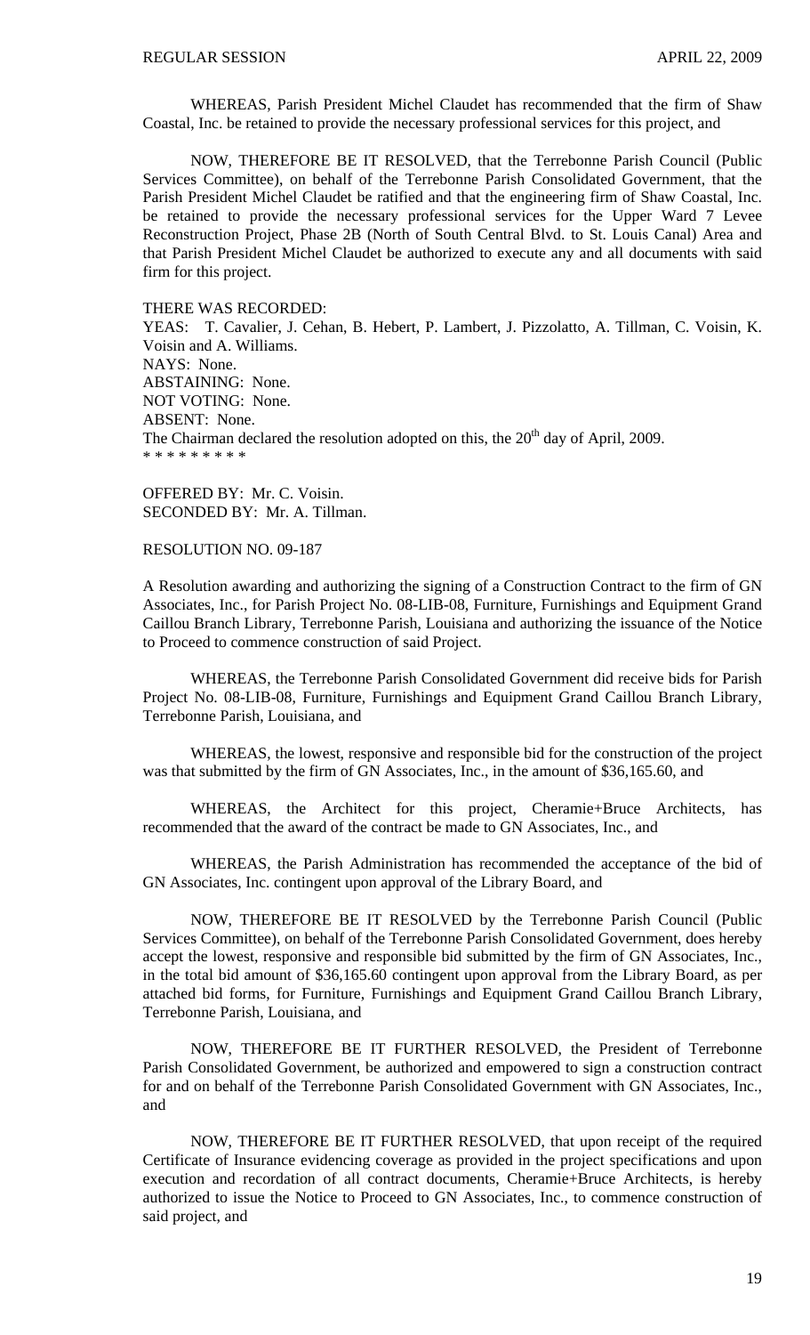WHEREAS, Parish President Michel Claudet has recommended that the firm of Shaw Coastal, Inc. be retained to provide the necessary professional services for this project, and

NOW, THEREFORE BE IT RESOLVED, that the Terrebonne Parish Council (Public Services Committee), on behalf of the Terrebonne Parish Consolidated Government, that the Parish President Michel Claudet be ratified and that the engineering firm of Shaw Coastal, Inc. be retained to provide the necessary professional services for the Upper Ward 7 Levee Reconstruction Project, Phase 2B (North of South Central Blvd. to St. Louis Canal) Area and that Parish President Michel Claudet be authorized to execute any and all documents with said firm for this project.

THERE WAS RECORDED:
YEAS: T. Cavalier, J. Cehan, B. Hebert, P. Lambert, J. Pizzolatto, A. Tillman, C. Voisin, K. Voisin and A. Williams.
NAYS: None.
ABSTAINING: None.
NOT VOTING: None.
ABSENT: None.
The Chairman declared the resolution adopted on this, the 20th day of April, 2009.
\* \* \* \* \* \* \* \* \*

OFFERED BY: Mr. C. Voisin.
SECONDED BY: Mr. A. Tillman.

RESOLUTION NO. 09-187

A Resolution awarding and authorizing the signing of a Construction Contract to the firm of GN Associates, Inc., for Parish Project No. 08-LIB-08, Furniture, Furnishings and Equipment Grand Caillou Branch Library, Terrebonne Parish, Louisiana and authorizing the issuance of the Notice to Proceed to commence construction of said Project.

WHEREAS, the Terrebonne Parish Consolidated Government did receive bids for Parish Project No. 08-LIB-08, Furniture, Furnishings and Equipment Grand Caillou Branch Library, Terrebonne Parish, Louisiana, and

WHEREAS, the lowest, responsive and responsible bid for the construction of the project was that submitted by the firm of GN Associates, Inc., in the amount of $36,165.60, and

WHEREAS, the Architect for this project, Cheramie+Bruce Architects, has recommended that the award of the contract be made to GN Associates, Inc., and

WHEREAS, the Parish Administration has recommended the acceptance of the bid of GN Associates, Inc. contingent upon approval of the Library Board, and

NOW, THEREFORE BE IT RESOLVED by the Terrebonne Parish Council (Public Services Committee), on behalf of the Terrebonne Parish Consolidated Government, does hereby accept the lowest, responsive and responsible bid submitted by the firm of GN Associates, Inc., in the total bid amount of $36,165.60 contingent upon approval from the Library Board, as per attached bid forms, for Furniture, Furnishings and Equipment Grand Caillou Branch Library, Terrebonne Parish, Louisiana, and

NOW, THEREFORE BE IT FURTHER RESOLVED, the President of Terrebonne Parish Consolidated Government, be authorized and empowered to sign a construction contract for and on behalf of the Terrebonne Parish Consolidated Government with GN Associates, Inc., and

NOW, THEREFORE BE IT FURTHER RESOLVED, that upon receipt of the required Certificate of Insurance evidencing coverage as provided in the project specifications and upon execution and recordation of all contract documents, Cheramie+Bruce Architects, is hereby authorized to issue the Notice to Proceed to GN Associates, Inc., to commence construction of said project, and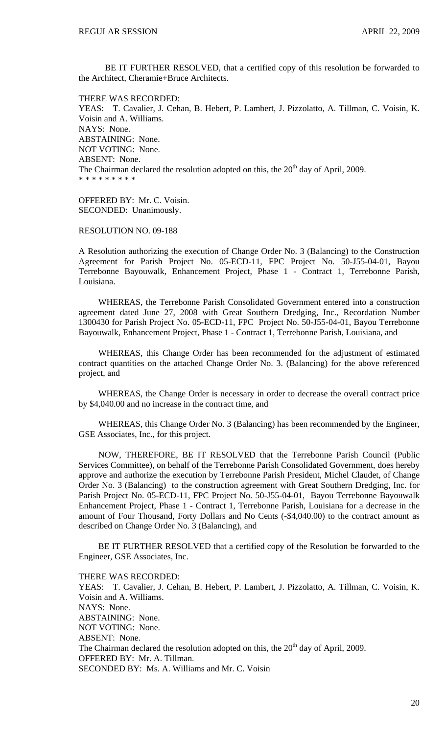BE IT FURTHER RESOLVED, that a certified copy of this resolution be forwarded to the Architect, Cheramie+Bruce Architects.

THERE WAS RECORDED:
YEAS: T. Cavalier, J. Cehan, B. Hebert, P. Lambert, J. Pizzolatto, A. Tillman, C. Voisin, K. Voisin and A. Williams.
NAYS: None.
ABSTAINING: None.
NOT VOTING: None.
ABSENT: None.
The Chairman declared the resolution adopted on this, the 20th day of April, 2009.
* * * * * * * * *

OFFERED BY: Mr. C. Voisin.
SECONDED: Unanimously.

RESOLUTION NO. 09-188

A Resolution authorizing the execution of Change Order No. 3 (Balancing) to the Construction Agreement for Parish Project No. 05-ECD-11, FPC Project No. 50-J55-04-01, Bayou Terrebonne Bayouwalk, Enhancement Project, Phase 1 - Contract 1, Terrebonne Parish, Louisiana.

WHEREAS, the Terrebonne Parish Consolidated Government entered into a construction agreement dated June 27, 2008 with Great Southern Dredging, Inc., Recordation Number 1300430 for Parish Project No. 05-ECD-11, FPC Project No. 50-J55-04-01, Bayou Terrebonne Bayouwalk, Enhancement Project, Phase 1 - Contract 1, Terrebonne Parish, Louisiana, and

WHEREAS, this Change Order has been recommended for the adjustment of estimated contract quantities on the attached Change Order No. 3. (Balancing) for the above referenced project, and

WHEREAS, the Change Order is necessary in order to decrease the overall contract price by $4,040.00 and no increase in the contract time, and

WHEREAS, this Change Order No. 3 (Balancing) has been recommended by the Engineer, GSE Associates, Inc., for this project.

NOW, THEREFORE, BE IT RESOLVED that the Terrebonne Parish Council (Public Services Committee), on behalf of the Terrebonne Parish Consolidated Government, does hereby approve and authorize the execution by Terrebonne Parish President, Michel Claudet, of Change Order No. 3 (Balancing) to the construction agreement with Great Southern Dredging, Inc. for Parish Project No. 05-ECD-11, FPC Project No. 50-J55-04-01, Bayou Terrebonne Bayouwalk Enhancement Project, Phase 1 - Contract 1, Terrebonne Parish, Louisiana for a decrease in the amount of Four Thousand, Forty Dollars and No Cents (-$4,040.00) to the contract amount as described on Change Order No. 3 (Balancing), and

BE IT FURTHER RESOLVED that a certified copy of the Resolution be forwarded to the Engineer, GSE Associates, Inc.

THERE WAS RECORDED:
YEAS: T. Cavalier, J. Cehan, B. Hebert, P. Lambert, J. Pizzolatto, A. Tillman, C. Voisin, K. Voisin and A. Williams.
NAYS: None.
ABSTAINING: None.
NOT VOTING: None.
ABSENT: None.
The Chairman declared the resolution adopted on this, the 20th day of April, 2009.
OFFERED BY: Mr. A. Tillman.
SECONDED BY: Ms. A. Williams and Mr. C. Voisin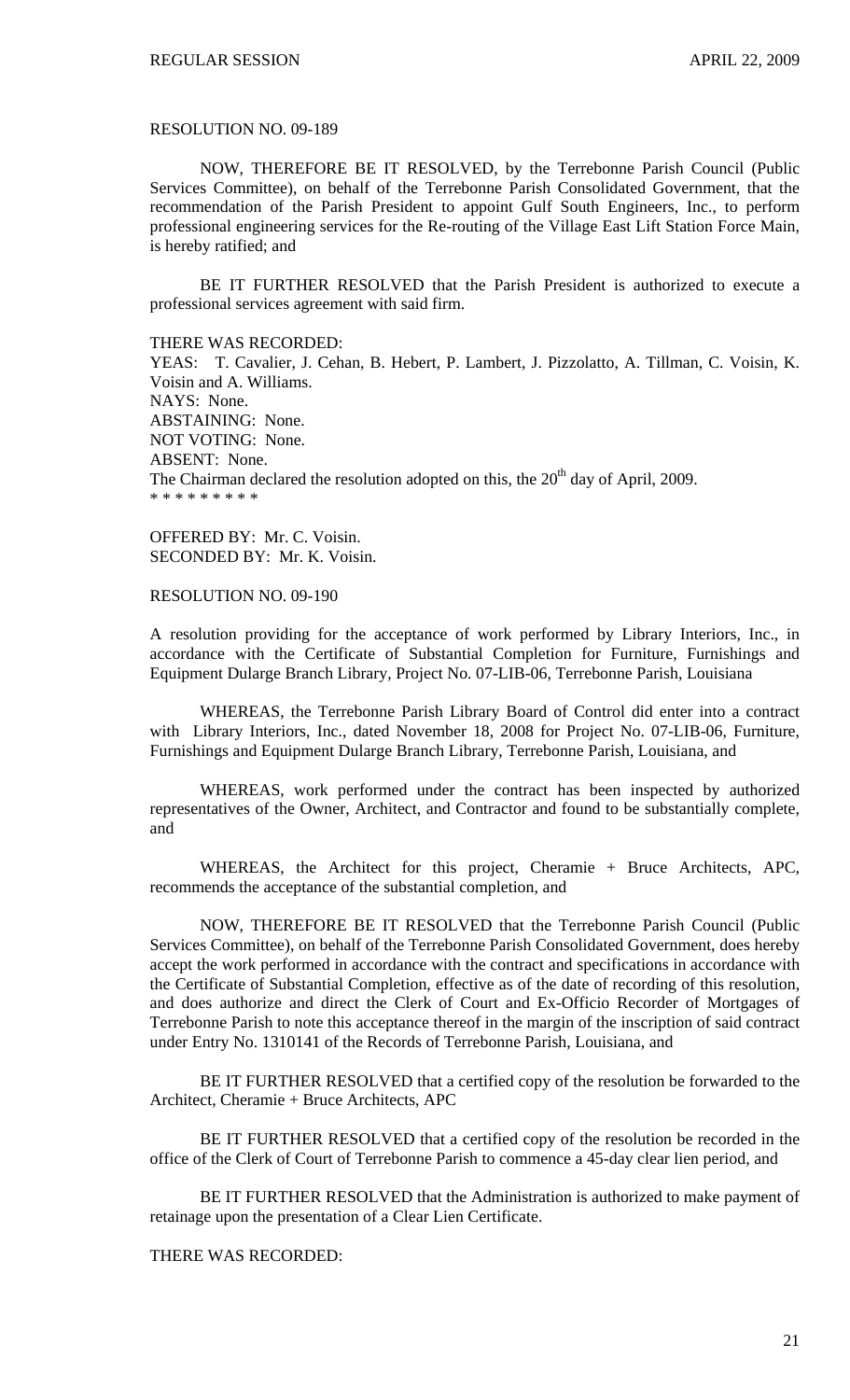RESOLUTION NO. 09-189

NOW, THEREFORE BE IT RESOLVED, by the Terrebonne Parish Council (Public Services Committee), on behalf of the Terrebonne Parish Consolidated Government, that the recommendation of the Parish President to appoint Gulf South Engineers, Inc., to perform professional engineering services for the Re-routing of the Village East Lift Station Force Main, is hereby ratified; and

BE IT FURTHER RESOLVED that the Parish President is authorized to execute a professional services agreement with said firm.

THERE WAS RECORDED:
YEAS: T. Cavalier, J. Cehan, B. Hebert, P. Lambert, J. Pizzolatto, A. Tillman, C. Voisin, K. Voisin and A. Williams.
NAYS: None.
ABSTAINING: None.
NOT VOTING: None.
ABSENT: None.
The Chairman declared the resolution adopted on this, the 20th day of April, 2009.
* * * * * * * * *

OFFERED BY: Mr. C. Voisin.
SECONDED BY: Mr. K. Voisin.

RESOLUTION NO. 09-190

A resolution providing for the acceptance of work performed by Library Interiors, Inc., in accordance with the Certificate of Substantial Completion for Furniture, Furnishings and Equipment Dularge Branch Library, Project No. 07-LIB-06, Terrebonne Parish, Louisiana

WHEREAS, the Terrebonne Parish Library Board of Control did enter into a contract with Library Interiors, Inc., dated November 18, 2008 for Project No. 07-LIB-06, Furniture, Furnishings and Equipment Dularge Branch Library, Terrebonne Parish, Louisiana, and

WHEREAS, work performed under the contract has been inspected by authorized representatives of the Owner, Architect, and Contractor and found to be substantially complete, and

WHEREAS, the Architect for this project, Cheramie + Bruce Architects, APC, recommends the acceptance of the substantial completion, and

NOW, THEREFORE BE IT RESOLVED that the Terrebonne Parish Council (Public Services Committee), on behalf of the Terrebonne Parish Consolidated Government, does hereby accept the work performed in accordance with the contract and specifications in accordance with the Certificate of Substantial Completion, effective as of the date of recording of this resolution, and does authorize and direct the Clerk of Court and Ex-Officio Recorder of Mortgages of Terrebonne Parish to note this acceptance thereof in the margin of the inscription of said contract under Entry No. 1310141 of the Records of Terrebonne Parish, Louisiana, and

BE IT FURTHER RESOLVED that a certified copy of the resolution be forwarded to the Architect, Cheramie + Bruce Architects, APC

BE IT FURTHER RESOLVED that a certified copy of the resolution be recorded in the office of the Clerk of Court of Terrebonne Parish to commence a 45-day clear lien period, and

BE IT FURTHER RESOLVED that the Administration is authorized to make payment of retainage upon the presentation of a Clear Lien Certificate.

THERE WAS RECORDED: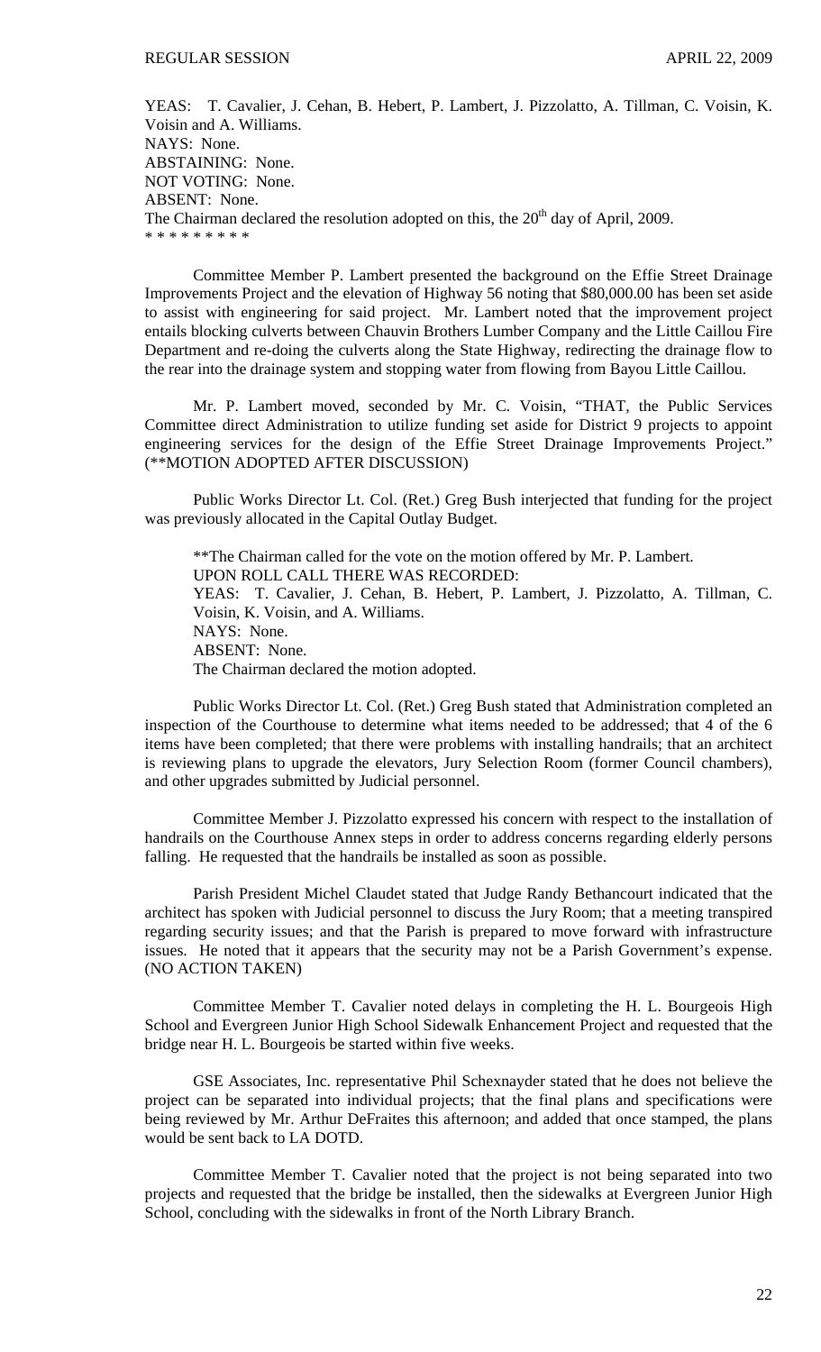YEAS: T. Cavalier, J. Cehan, B. Hebert, P. Lambert, J. Pizzolatto, A. Tillman, C. Voisin, K. Voisin and A. Williams.
NAYS: None.
ABSTAINING: None.
NOT VOTING: None.
ABSENT: None.
The Chairman declared the resolution adopted on this, the 20th day of April, 2009.
\* \* \* \* \* \* \* \* \*

Committee Member P. Lambert presented the background on the Effie Street Drainage Improvements Project and the elevation of Highway 56 noting that $80,000.00 has been set aside to assist with engineering for said project. Mr. Lambert noted that the improvement project entails blocking culverts between Chauvin Brothers Lumber Company and the Little Caillou Fire Department and re-doing the culverts along the State Highway, redirecting the drainage flow to the rear into the drainage system and stopping water from flowing from Bayou Little Caillou.

Mr. P. Lambert moved, seconded by Mr. C. Voisin, "THAT, the Public Services Committee direct Administration to utilize funding set aside for District 9 projects to appoint engineering services for the design of the Effie Street Drainage Improvements Project." (**MOTION ADOPTED AFTER DISCUSSION)

Public Works Director Lt. Col. (Ret.) Greg Bush interjected that funding for the project was previously allocated in the Capital Outlay Budget.

**The Chairman called for the vote on the motion offered by Mr. P. Lambert.
UPON ROLL CALL THERE WAS RECORDED:
YEAS: T. Cavalier, J. Cehan, B. Hebert, P. Lambert, J. Pizzolatto, A. Tillman, C. Voisin, K. Voisin, and A. Williams.
NAYS: None.
ABSENT: None.
The Chairman declared the motion adopted.

Public Works Director Lt. Col. (Ret.) Greg Bush stated that Administration completed an inspection of the Courthouse to determine what items needed to be addressed; that 4 of the 6 items have been completed; that there were problems with installing handrails; that an architect is reviewing plans to upgrade the elevators, Jury Selection Room (former Council chambers), and other upgrades submitted by Judicial personnel.

Committee Member J. Pizzolatto expressed his concern with respect to the installation of handrails on the Courthouse Annex steps in order to address concerns regarding elderly persons falling. He requested that the handrails be installed as soon as possible.

Parish President Michel Claudet stated that Judge Randy Bethancourt indicated that the architect has spoken with Judicial personnel to discuss the Jury Room; that a meeting transpired regarding security issues; and that the Parish is prepared to move forward with infrastructure issues. He noted that it appears that the security may not be a Parish Government's expense. (NO ACTION TAKEN)

Committee Member T. Cavalier noted delays in completing the H. L. Bourgeois High School and Evergreen Junior High School Sidewalk Enhancement Project and requested that the bridge near H. L. Bourgeois be started within five weeks.

GSE Associates, Inc. representative Phil Schexnayder stated that he does not believe the project can be separated into individual projects; that the final plans and specifications were being reviewed by Mr. Arthur DeFraites this afternoon; and added that once stamped, the plans would be sent back to LA DOTD.

Committee Member T. Cavalier noted that the project is not being separated into two projects and requested that the bridge be installed, then the sidewalks at Evergreen Junior High School, concluding with the sidewalks in front of the North Library Branch.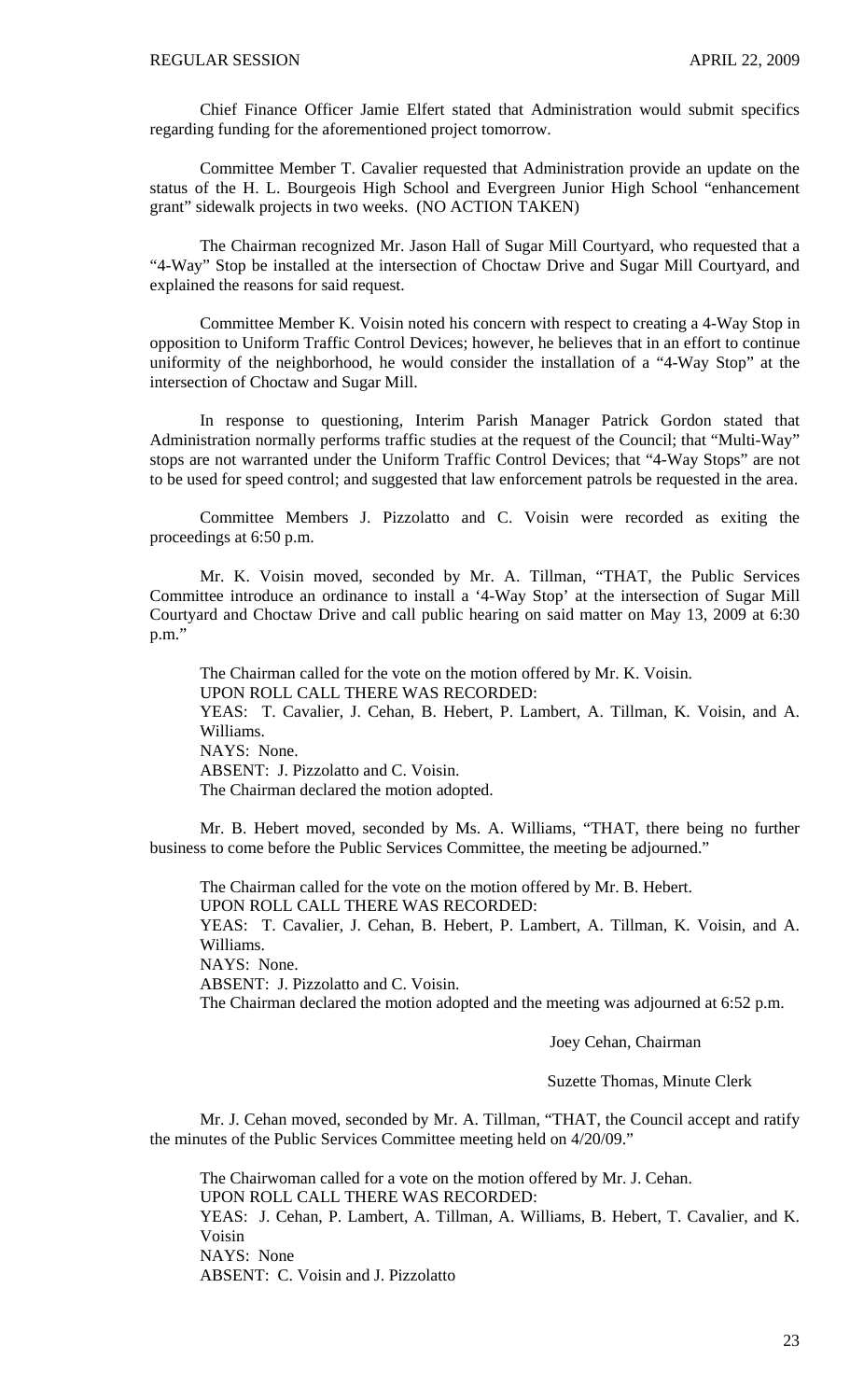Chief Finance Officer Jamie Elfert stated that Administration would submit specifics regarding funding for the aforementioned project tomorrow.

Committee Member T. Cavalier requested that Administration provide an update on the status of the H. L. Bourgeois High School and Evergreen Junior High School "enhancement grant" sidewalk projects in two weeks. (NO ACTION TAKEN)

The Chairman recognized Mr. Jason Hall of Sugar Mill Courtyard, who requested that a "4-Way" Stop be installed at the intersection of Choctaw Drive and Sugar Mill Courtyard, and explained the reasons for said request.

Committee Member K. Voisin noted his concern with respect to creating a 4-Way Stop in opposition to Uniform Traffic Control Devices; however, he believes that in an effort to continue uniformity of the neighborhood, he would consider the installation of a "4-Way Stop" at the intersection of Choctaw and Sugar Mill.

In response to questioning, Interim Parish Manager Patrick Gordon stated that Administration normally performs traffic studies at the request of the Council; that "Multi-Way" stops are not warranted under the Uniform Traffic Control Devices; that "4-Way Stops" are not to be used for speed control; and suggested that law enforcement patrols be requested in the area.

Committee Members J. Pizzolatto and C. Voisin were recorded as exiting the proceedings at 6:50 p.m.

Mr. K. Voisin moved, seconded by Mr. A. Tillman, "THAT, the Public Services Committee introduce an ordinance to install a '4-Way Stop' at the intersection of Sugar Mill Courtyard and Choctaw Drive and call public hearing on said matter on May 13, 2009 at 6:30 p.m."

The Chairman called for the vote on the motion offered by Mr. K. Voisin.
UPON ROLL CALL THERE WAS RECORDED:
YEAS: T. Cavalier, J. Cehan, B. Hebert, P. Lambert, A. Tillman, K. Voisin, and A. Williams.
NAYS: None.
ABSENT: J. Pizzolatto and C. Voisin.
The Chairman declared the motion adopted.

Mr. B. Hebert moved, seconded by Ms. A. Williams, "THAT, there being no further business to come before the Public Services Committee, the meeting be adjourned."

The Chairman called for the vote on the motion offered by Mr. B. Hebert.
UPON ROLL CALL THERE WAS RECORDED:
YEAS: T. Cavalier, J. Cehan, B. Hebert, P. Lambert, A. Tillman, K. Voisin, and A. Williams.
NAYS: None.
ABSENT: J. Pizzolatto and C. Voisin.
The Chairman declared the motion adopted and the meeting was adjourned at 6:52 p.m.

Joey Cehan, Chairman

Suzette Thomas, Minute Clerk

Mr. J. Cehan moved, seconded by Mr. A. Tillman, "THAT, the Council accept and ratify the minutes of the Public Services Committee meeting held on 4/20/09."

The Chairwoman called for a vote on the motion offered by Mr. J. Cehan.
UPON ROLL CALL THERE WAS RECORDED:
YEAS: J. Cehan, P. Lambert, A. Tillman, A. Williams, B. Hebert, T. Cavalier, and K. Voisin
NAYS: None
ABSENT: C. Voisin and J. Pizzolatto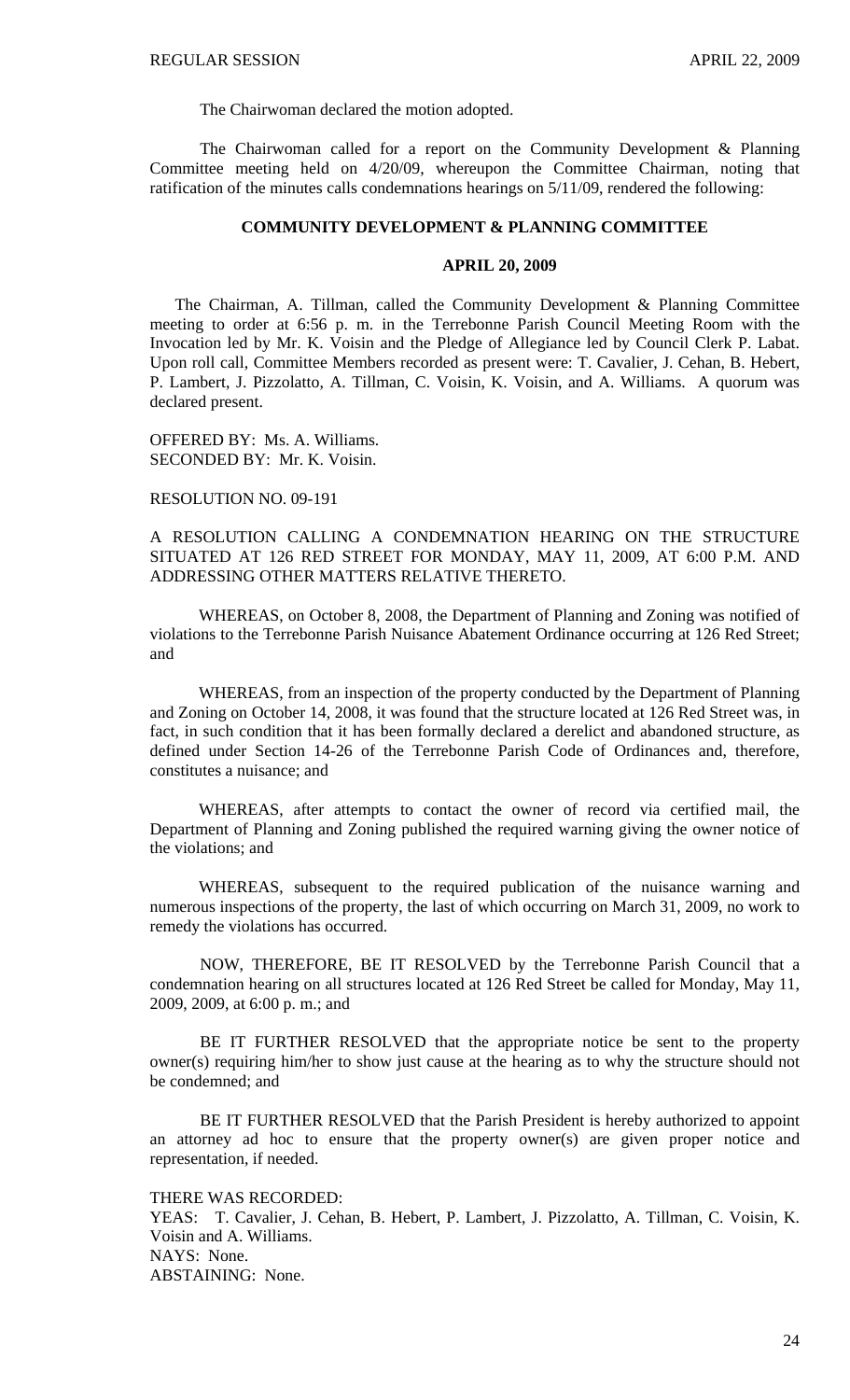The Chairwoman declared the motion adopted.

The Chairwoman called for a report on the Community Development & Planning Committee meeting held on 4/20/09, whereupon the Committee Chairman, noting that ratification of the minutes calls condemnations hearings on 5/11/09, rendered the following:

**COMMUNITY DEVELOPMENT & PLANNING COMMITTEE**

**APRIL 20, 2009**

The Chairman, A. Tillman, called the Community Development & Planning Committee meeting to order at 6:56 p. m. in the Terrebonne Parish Council Meeting Room with the Invocation led by Mr. K. Voisin and the Pledge of Allegiance led by Council Clerk P. Labat. Upon roll call, Committee Members recorded as present were: T. Cavalier, J. Cehan, B. Hebert, P. Lambert, J. Pizzolatto, A. Tillman, C. Voisin, K. Voisin, and A. Williams. A quorum was declared present.

OFFERED BY: Ms. A. Williams.
SECONDED BY: Mr. K. Voisin.

RESOLUTION NO. 09-191

A RESOLUTION CALLING A CONDEMNATION HEARING ON THE STRUCTURE SITUATED AT 126 RED STREET FOR MONDAY, MAY 11, 2009, AT 6:00 P.M. AND ADDRESSING OTHER MATTERS RELATIVE THERETO.

WHEREAS, on October 8, 2008, the Department of Planning and Zoning was notified of violations to the Terrebonne Parish Nuisance Abatement Ordinance occurring at 126 Red Street; and

WHEREAS, from an inspection of the property conducted by the Department of Planning and Zoning on October 14, 2008, it was found that the structure located at 126 Red Street was, in fact, in such condition that it has been formally declared a derelict and abandoned structure, as defined under Section 14-26 of the Terrebonne Parish Code of Ordinances and, therefore, constitutes a nuisance; and

WHEREAS, after attempts to contact the owner of record via certified mail, the Department of Planning and Zoning published the required warning giving the owner notice of the violations; and

WHEREAS, subsequent to the required publication of the nuisance warning and numerous inspections of the property, the last of which occurring on March 31, 2009, no work to remedy the violations has occurred.

NOW, THEREFORE, BE IT RESOLVED by the Terrebonne Parish Council that a condemnation hearing on all structures located at 126 Red Street be called for Monday, May 11, 2009, 2009, at 6:00 p. m.; and

BE IT FURTHER RESOLVED that the appropriate notice be sent to the property owner(s) requiring him/her to show just cause at the hearing as to why the structure should not be condemned; and

BE IT FURTHER RESOLVED that the Parish President is hereby authorized to appoint an attorney ad hoc to ensure that the property owner(s) are given proper notice and representation, if needed.

THERE WAS RECORDED:
YEAS: T. Cavalier, J. Cehan, B. Hebert, P. Lambert, J. Pizzolatto, A. Tillman, C. Voisin, K. Voisin and A. Williams.
NAYS: None.
ABSTAINING: None.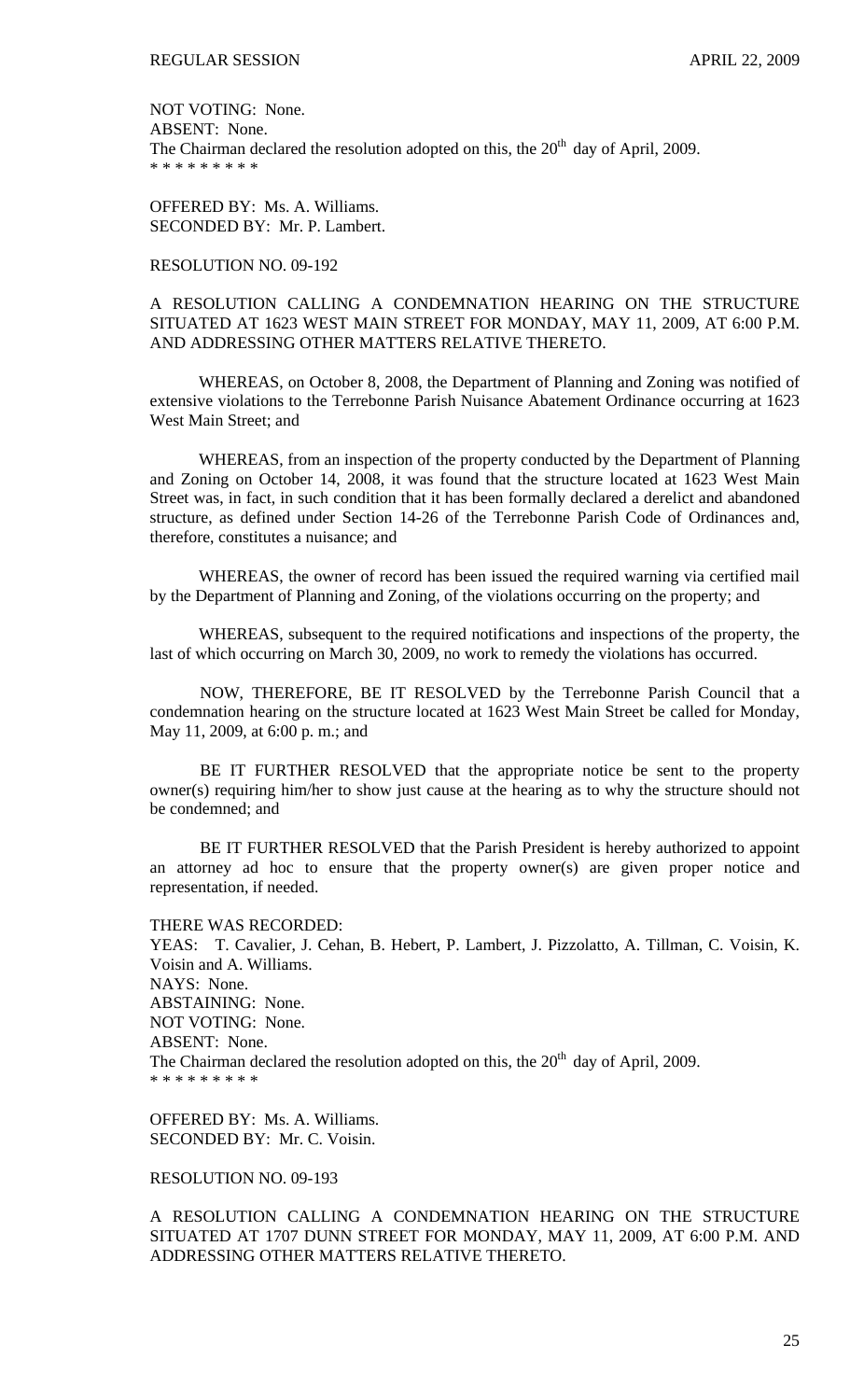NOT VOTING: None.
ABSENT: None.
The Chairman declared the resolution adopted on this, the 20th day of April, 2009.
* * * * * * * * *

OFFERED BY: Ms. A. Williams.
SECONDED BY: Mr. P. Lambert.

RESOLUTION NO. 09-192

A RESOLUTION CALLING A CONDEMNATION HEARING ON THE STRUCTURE SITUATED AT 1623 WEST MAIN STREET FOR MONDAY, MAY 11, 2009, AT 6:00 P.M. AND ADDRESSING OTHER MATTERS RELATIVE THERETO.

WHEREAS, on October 8, 2008, the Department of Planning and Zoning was notified of extensive violations to the Terrebonne Parish Nuisance Abatement Ordinance occurring at 1623 West Main Street; and

WHEREAS, from an inspection of the property conducted by the Department of Planning and Zoning on October 14, 2008, it was found that the structure located at 1623 West Main Street was, in fact, in such condition that it has been formally declared a derelict and abandoned structure, as defined under Section 14-26 of the Terrebonne Parish Code of Ordinances and, therefore, constitutes a nuisance; and

WHEREAS, the owner of record has been issued the required warning via certified mail by the Department of Planning and Zoning, of the violations occurring on the property; and

WHEREAS, subsequent to the required notifications and inspections of the property, the last of which occurring on March 30, 2009, no work to remedy the violations has occurred.

NOW, THEREFORE, BE IT RESOLVED by the Terrebonne Parish Council that a condemnation hearing on the structure located at 1623 West Main Street be called for Monday, May 11, 2009, at 6:00 p. m.; and

BE IT FURTHER RESOLVED that the appropriate notice be sent to the property owner(s) requiring him/her to show just cause at the hearing as to why the structure should not be condemned; and

BE IT FURTHER RESOLVED that the Parish President is hereby authorized to appoint an attorney ad hoc to ensure that the property owner(s) are given proper notice and representation, if needed.

THERE WAS RECORDED:
YEAS: T. Cavalier, J. Cehan, B. Hebert, P. Lambert, J. Pizzolatto, A. Tillman, C. Voisin, K. Voisin and A. Williams.
NAYS: None.
ABSTAINING: None.
NOT VOTING: None.
ABSENT: None.
The Chairman declared the resolution adopted on this, the 20th day of April, 2009.
* * * * * * * * *

OFFERED BY: Ms. A. Williams.
SECONDED BY: Mr. C. Voisin.

RESOLUTION NO. 09-193

A RESOLUTION CALLING A CONDEMNATION HEARING ON THE STRUCTURE SITUATED AT 1707 DUNN STREET FOR MONDAY, MAY 11, 2009, AT 6:00 P.M. AND ADDRESSING OTHER MATTERS RELATIVE THERETO.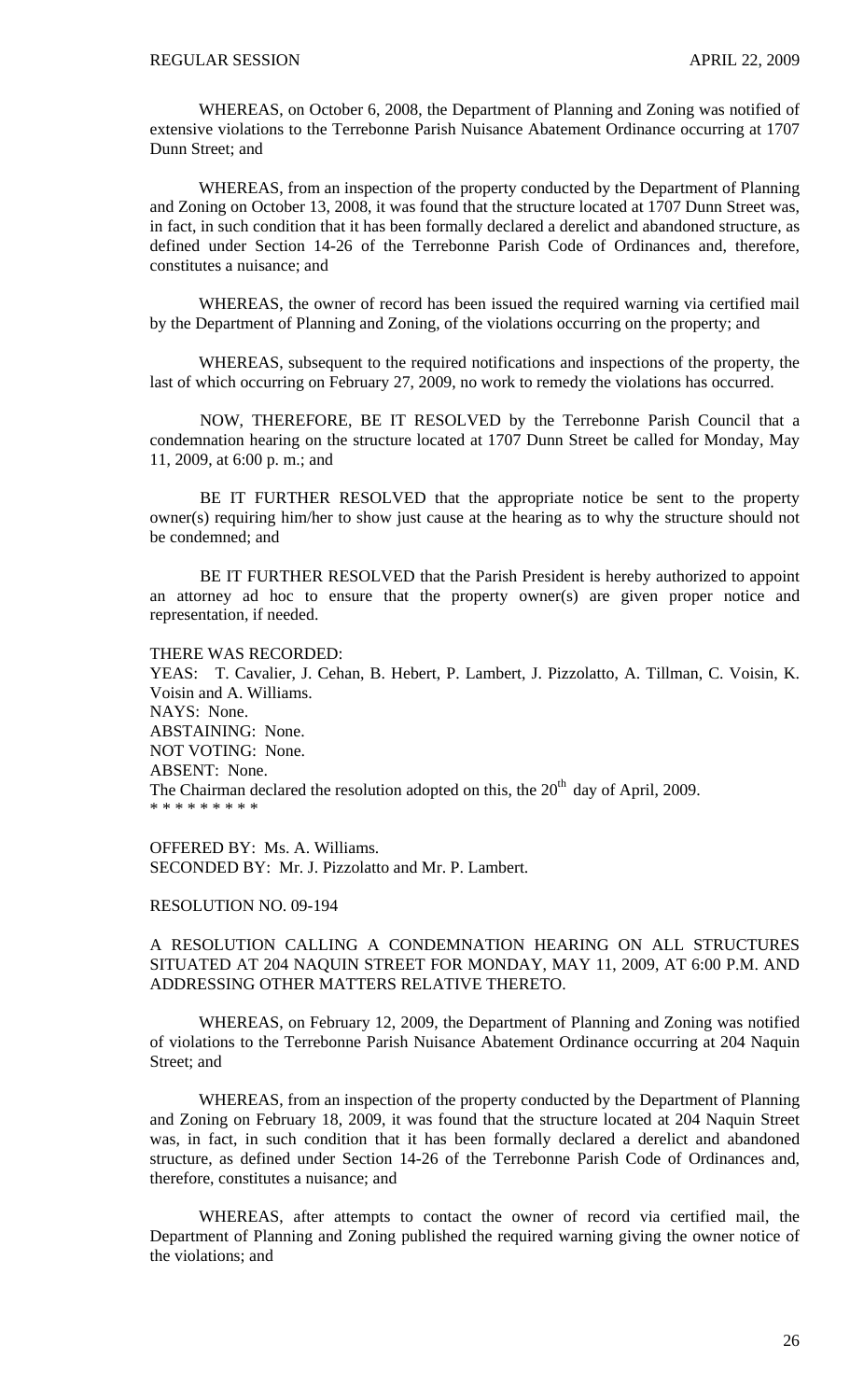WHEREAS, on October 6, 2008, the Department of Planning and Zoning was notified of extensive violations to the Terrebonne Parish Nuisance Abatement Ordinance occurring at 1707 Dunn Street; and

WHEREAS, from an inspection of the property conducted by the Department of Planning and Zoning on October 13, 2008, it was found that the structure located at 1707 Dunn Street was, in fact, in such condition that it has been formally declared a derelict and abandoned structure, as defined under Section 14-26 of the Terrebonne Parish Code of Ordinances and, therefore, constitutes a nuisance; and

WHEREAS, the owner of record has been issued the required warning via certified mail by the Department of Planning and Zoning, of the violations occurring on the property; and

WHEREAS, subsequent to the required notifications and inspections of the property, the last of which occurring on February 27, 2009, no work to remedy the violations has occurred.

NOW, THEREFORE, BE IT RESOLVED by the Terrebonne Parish Council that a condemnation hearing on the structure located at 1707 Dunn Street be called for Monday, May 11, 2009, at 6:00 p. m.; and

BE IT FURTHER RESOLVED that the appropriate notice be sent to the property owner(s) requiring him/her to show just cause at the hearing as to why the structure should not be condemned; and

BE IT FURTHER RESOLVED that the Parish President is hereby authorized to appoint an attorney ad hoc to ensure that the property owner(s) are given proper notice and representation, if needed.

THERE WAS RECORDED:
YEAS: T. Cavalier, J. Cehan, B. Hebert, P. Lambert, J. Pizzolatto, A. Tillman, C. Voisin, K. Voisin and A. Williams.
NAYS: None.
ABSTAINING: None.
NOT VOTING: None.
ABSENT: None.
The Chairman declared the resolution adopted on this, the 20th day of April, 2009.
* * * * * * * * *

OFFERED BY: Ms. A. Williams.
SECONDED BY: Mr. J. Pizzolatto and Mr. P. Lambert.

RESOLUTION NO. 09-194

A RESOLUTION CALLING A CONDEMNATION HEARING ON ALL STRUCTURES SITUATED AT 204 NAQUIN STREET FOR MONDAY, MAY 11, 2009, AT 6:00 P.M. AND ADDRESSING OTHER MATTERS RELATIVE THERETO.

WHEREAS, on February 12, 2009, the Department of Planning and Zoning was notified of violations to the Terrebonne Parish Nuisance Abatement Ordinance occurring at 204 Naquin Street; and

WHEREAS, from an inspection of the property conducted by the Department of Planning and Zoning on February 18, 2009, it was found that the structure located at 204 Naquin Street was, in fact, in such condition that it has been formally declared a derelict and abandoned structure, as defined under Section 14-26 of the Terrebonne Parish Code of Ordinances and, therefore, constitutes a nuisance; and

WHEREAS, after attempts to contact the owner of record via certified mail, the Department of Planning and Zoning published the required warning giving the owner notice of the violations; and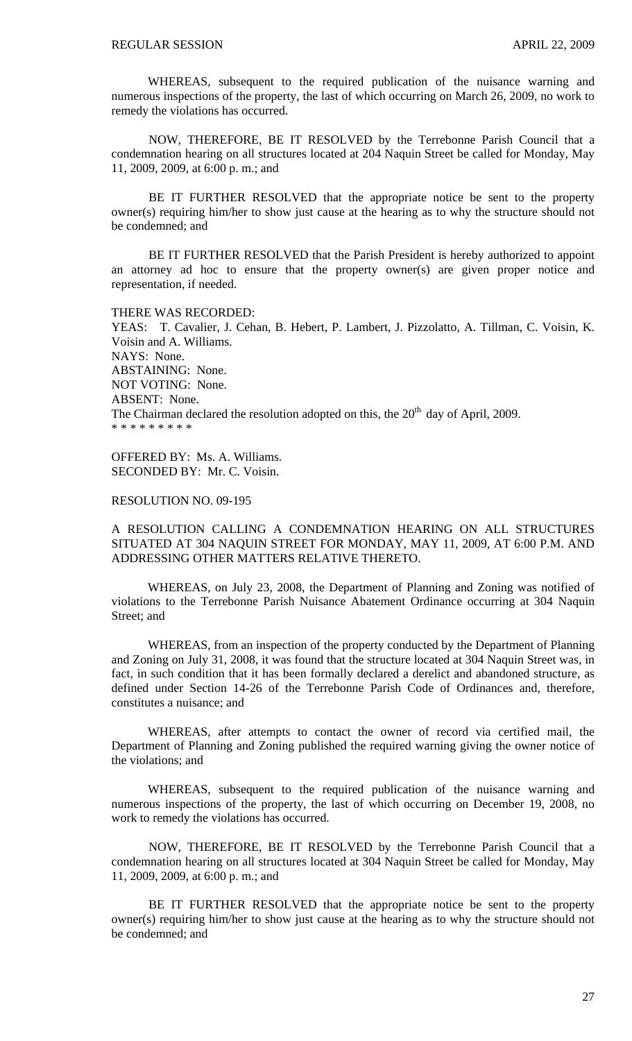WHEREAS, subsequent to the required publication of the nuisance warning and numerous inspections of the property, the last of which occurring on March 26, 2009, no work to remedy the violations has occurred.

NOW, THEREFORE, BE IT RESOLVED by the Terrebonne Parish Council that a condemnation hearing on all structures located at 204 Naquin Street be called for Monday, May 11, 2009, 2009, at 6:00 p. m.; and

BE IT FURTHER RESOLVED that the appropriate notice be sent to the property owner(s) requiring him/her to show just cause at the hearing as to why the structure should not be condemned; and

BE IT FURTHER RESOLVED that the Parish President is hereby authorized to appoint an attorney ad hoc to ensure that the property owner(s) are given proper notice and representation, if needed.

THERE WAS RECORDED:
YEAS: T. Cavalier, J. Cehan, B. Hebert, P. Lambert, J. Pizzolatto, A. Tillman, C. Voisin, K. Voisin and A. Williams.
NAYS: None.
ABSTAINING: None.
NOT VOTING: None.
ABSENT: None.
The Chairman declared the resolution adopted on this, the 20th day of April, 2009.
* * * * * * * * *

OFFERED BY: Ms. A. Williams.
SECONDED BY: Mr. C. Voisin.

RESOLUTION NO. 09-195

A RESOLUTION CALLING A CONDEMNATION HEARING ON ALL STRUCTURES SITUATED AT 304 NAQUIN STREET FOR MONDAY, MAY 11, 2009, AT 6:00 P.M. AND ADDRESSING OTHER MATTERS RELATIVE THERETO.

WHEREAS, on July 23, 2008, the Department of Planning and Zoning was notified of violations to the Terrebonne Parish Nuisance Abatement Ordinance occurring at 304 Naquin Street; and

WHEREAS, from an inspection of the property conducted by the Department of Planning and Zoning on July 31, 2008, it was found that the structure located at 304 Naquin Street was, in fact, in such condition that it has been formally declared a derelict and abandoned structure, as defined under Section 14-26 of the Terrebonne Parish Code of Ordinances and, therefore, constitutes a nuisance; and

WHEREAS, after attempts to contact the owner of record via certified mail, the Department of Planning and Zoning published the required warning giving the owner notice of the violations; and

WHEREAS, subsequent to the required publication of the nuisance warning and numerous inspections of the property, the last of which occurring on December 19, 2008, no work to remedy the violations has occurred.

NOW, THEREFORE, BE IT RESOLVED by the Terrebonne Parish Council that a condemnation hearing on all structures located at 304 Naquin Street be called for Monday, May 11, 2009, 2009, at 6:00 p. m.; and

BE IT FURTHER RESOLVED that the appropriate notice be sent to the property owner(s) requiring him/her to show just cause at the hearing as to why the structure should not be condemned; and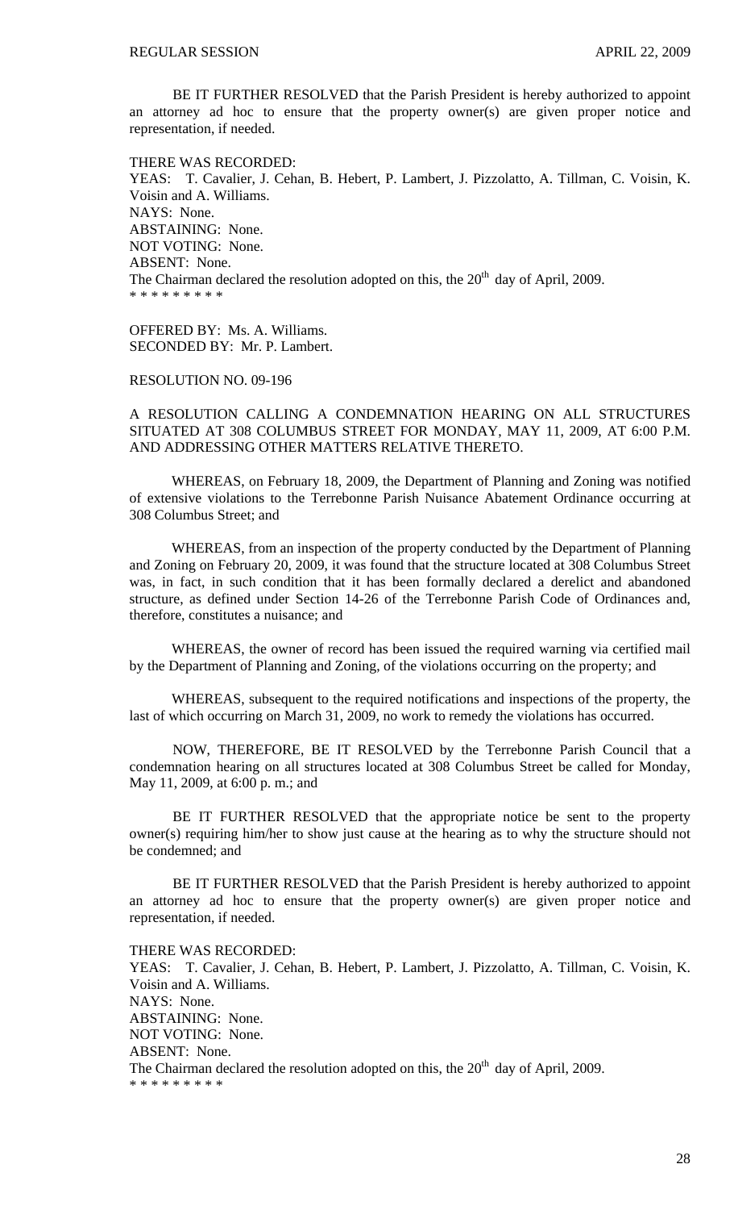BE IT FURTHER RESOLVED that the Parish President is hereby authorized to appoint an attorney ad hoc to ensure that the property owner(s) are given proper notice and representation, if needed.

THERE WAS RECORDED:
YEAS: T. Cavalier, J. Cehan, B. Hebert, P. Lambert, J. Pizzolatto, A. Tillman, C. Voisin, K. Voisin and A. Williams.
NAYS: None.
ABSTAINING: None.
NOT VOTING: None.
ABSENT: None.
The Chairman declared the resolution adopted on this, the 20th day of April, 2009.
\* \* \* \* \* \* \* \* \*

OFFERED BY: Ms. A. Williams.
SECONDED BY: Mr. P. Lambert.

RESOLUTION NO. 09-196

A RESOLUTION CALLING A CONDEMNATION HEARING ON ALL STRUCTURES SITUATED AT 308 COLUMBUS STREET FOR MONDAY, MAY 11, 2009, AT 6:00 P.M. AND ADDRESSING OTHER MATTERS RELATIVE THERETO.

WHEREAS, on February 18, 2009, the Department of Planning and Zoning was notified of extensive violations to the Terrebonne Parish Nuisance Abatement Ordinance occurring at 308 Columbus Street; and

WHEREAS, from an inspection of the property conducted by the Department of Planning and Zoning on February 20, 2009, it was found that the structure located at 308 Columbus Street was, in fact, in such condition that it has been formally declared a derelict and abandoned structure, as defined under Section 14-26 of the Terrebonne Parish Code of Ordinances and, therefore, constitutes a nuisance; and

WHEREAS, the owner of record has been issued the required warning via certified mail by the Department of Planning and Zoning, of the violations occurring on the property; and

WHEREAS, subsequent to the required notifications and inspections of the property, the last of which occurring on March 31, 2009, no work to remedy the violations has occurred.

NOW, THEREFORE, BE IT RESOLVED by the Terrebonne Parish Council that a condemnation hearing on all structures located at 308 Columbus Street be called for Monday, May 11, 2009, at 6:00 p. m.; and

BE IT FURTHER RESOLVED that the appropriate notice be sent to the property owner(s) requiring him/her to show just cause at the hearing as to why the structure should not be condemned; and

BE IT FURTHER RESOLVED that the Parish President is hereby authorized to appoint an attorney ad hoc to ensure that the property owner(s) are given proper notice and representation, if needed.

THERE WAS RECORDED:
YEAS: T. Cavalier, J. Cehan, B. Hebert, P. Lambert, J. Pizzolatto, A. Tillman, C. Voisin, K. Voisin and A. Williams.
NAYS: None.
ABSTAINING: None.
NOT VOTING: None.
ABSENT: None.
The Chairman declared the resolution adopted on this, the 20th day of April, 2009.
\* \* \* \* \* \* \* \* \*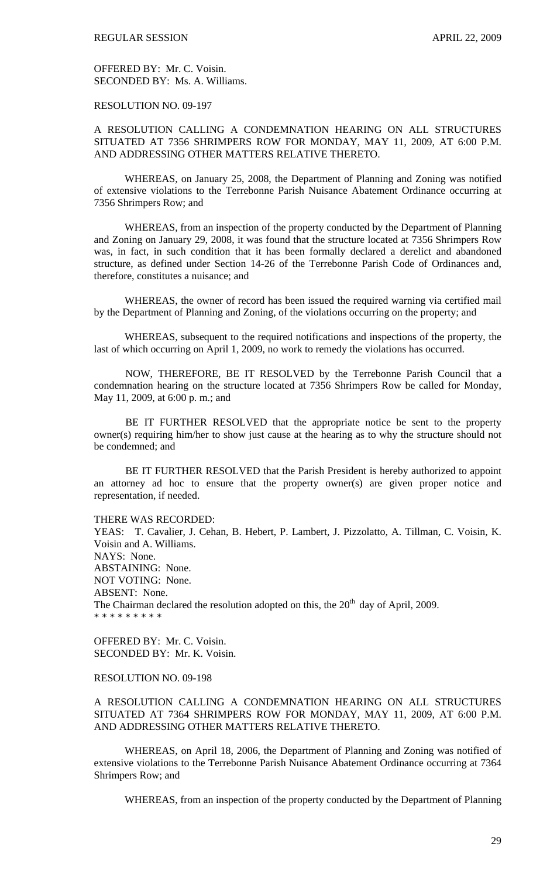OFFERED BY: Mr. C. Voisin.
SECONDED BY: Ms. A. Williams.

RESOLUTION NO. 09-197

A RESOLUTION CALLING A CONDEMNATION HEARING ON ALL STRUCTURES SITUATED AT 7356 SHRIMPERS ROW FOR MONDAY, MAY 11, 2009, AT 6:00 P.M. AND ADDRESSING OTHER MATTERS RELATIVE THERETO.

WHEREAS, on January 25, 2008, the Department of Planning and Zoning was notified of extensive violations to the Terrebonne Parish Nuisance Abatement Ordinance occurring at 7356 Shrimpers Row; and

WHEREAS, from an inspection of the property conducted by the Department of Planning and Zoning on January 29, 2008, it was found that the structure located at 7356 Shrimpers Row was, in fact, in such condition that it has been formally declared a derelict and abandoned structure, as defined under Section 14-26 of the Terrebonne Parish Code of Ordinances and, therefore, constitutes a nuisance; and

WHEREAS, the owner of record has been issued the required warning via certified mail by the Department of Planning and Zoning, of the violations occurring on the property; and

WHEREAS, subsequent to the required notifications and inspections of the property, the last of which occurring on April 1, 2009, no work to remedy the violations has occurred.

NOW, THEREFORE, BE IT RESOLVED by the Terrebonne Parish Council that a condemnation hearing on the structure located at 7356 Shrimpers Row be called for Monday, May 11, 2009, at 6:00 p. m.; and

BE IT FURTHER RESOLVED that the appropriate notice be sent to the property owner(s) requiring him/her to show just cause at the hearing as to why the structure should not be condemned; and

BE IT FURTHER RESOLVED that the Parish President is hereby authorized to appoint an attorney ad hoc to ensure that the property owner(s) are given proper notice and representation, if needed.

THERE WAS RECORDED:
YEAS: T. Cavalier, J. Cehan, B. Hebert, P. Lambert, J. Pizzolatto, A. Tillman, C. Voisin, K. Voisin and A. Williams.
NAYS: None.
ABSTAINING: None.
NOT VOTING: None.
ABSENT: None.
The Chairman declared the resolution adopted on this, the 20th day of April, 2009.
* * * * * * * * *

OFFERED BY: Mr. C. Voisin.
SECONDED BY: Mr. K. Voisin.

RESOLUTION NO. 09-198

A RESOLUTION CALLING A CONDEMNATION HEARING ON ALL STRUCTURES SITUATED AT 7364 SHRIMPERS ROW FOR MONDAY, MAY 11, 2009, AT 6:00 P.M. AND ADDRESSING OTHER MATTERS RELATIVE THERETO.

WHEREAS, on April 18, 2006, the Department of Planning and Zoning was notified of extensive violations to the Terrebonne Parish Nuisance Abatement Ordinance occurring at 7364 Shrimpers Row; and

WHEREAS, from an inspection of the property conducted by the Department of Planning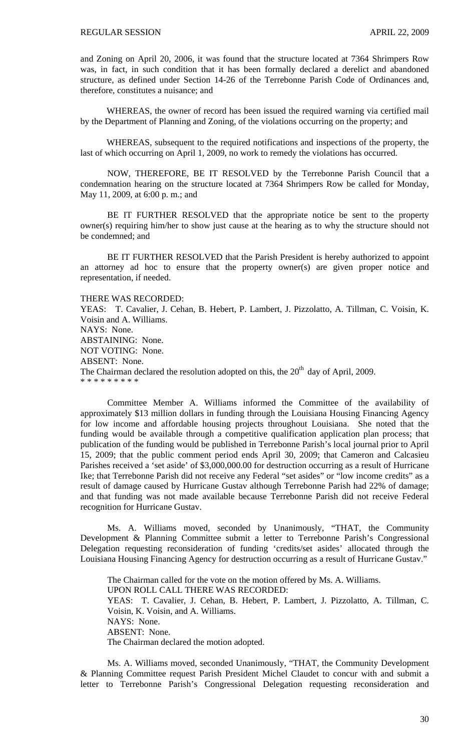and Zoning on April 20, 2006, it was found that the structure located at 7364 Shrimpers Row was, in fact, in such condition that it has been formally declared a derelict and abandoned structure, as defined under Section 14-26 of the Terrebonne Parish Code of Ordinances and, therefore, constitutes a nuisance; and

WHEREAS, the owner of record has been issued the required warning via certified mail by the Department of Planning and Zoning, of the violations occurring on the property; and

WHEREAS, subsequent to the required notifications and inspections of the property, the last of which occurring on April 1, 2009, no work to remedy the violations has occurred.

NOW, THEREFORE, BE IT RESOLVED by the Terrebonne Parish Council that a condemnation hearing on the structure located at 7364 Shrimpers Row be called for Monday, May 11, 2009, at 6:00 p. m.; and

BE IT FURTHER RESOLVED that the appropriate notice be sent to the property owner(s) requiring him/her to show just cause at the hearing as to why the structure should not be condemned; and

BE IT FURTHER RESOLVED that the Parish President is hereby authorized to appoint an attorney ad hoc to ensure that the property owner(s) are given proper notice and representation, if needed.

THERE WAS RECORDED:
YEAS: T. Cavalier, J. Cehan, B. Hebert, P. Lambert, J. Pizzolatto, A. Tillman, C. Voisin, K. Voisin and A. Williams.
NAYS: None.
ABSTAINING: None.
NOT VOTING: None.
ABSENT: None.
The Chairman declared the resolution adopted on this, the 20th day of April, 2009.
* * * * * * * * *

Committee Member A. Williams informed the Committee of the availability of approximately $13 million dollars in funding through the Louisiana Housing Financing Agency for low income and affordable housing projects throughout Louisiana. She noted that the funding would be available through a competitive qualification application plan process; that publication of the funding would be published in Terrebonne Parish's local journal prior to April 15, 2009; that the public comment period ends April 30, 2009; that Cameron and Calcasieu Parishes received a 'set aside' of $3,000,000.00 for destruction occurring as a result of Hurricane Ike; that Terrebonne Parish did not receive any Federal "set asides" or "low income credits" as a result of damage caused by Hurricane Gustav although Terrebonne Parish had 22% of damage; and that funding was not made available because Terrebonne Parish did not receive Federal recognition for Hurricane Gustav.

Ms. A. Williams moved, seconded by Unanimously, "THAT, the Community Development & Planning Committee submit a letter to Terrebonne Parish's Congressional Delegation requesting reconsideration of funding 'credits/set asides' allocated through the Louisiana Housing Financing Agency for destruction occurring as a result of Hurricane Gustav."

The Chairman called for the vote on the motion offered by Ms. A. Williams.
UPON ROLL CALL THERE WAS RECORDED:
YEAS: T. Cavalier, J. Cehan, B. Hebert, P. Lambert, J. Pizzolatto, A. Tillman, C. Voisin, K. Voisin, and A. Williams.
NAYS: None.
ABSENT: None.
The Chairman declared the motion adopted.

Ms. A. Williams moved, seconded Unanimously, "THAT, the Community Development & Planning Committee request Parish President Michel Claudet to concur with and submit a letter to Terrebonne Parish's Congressional Delegation requesting reconsideration and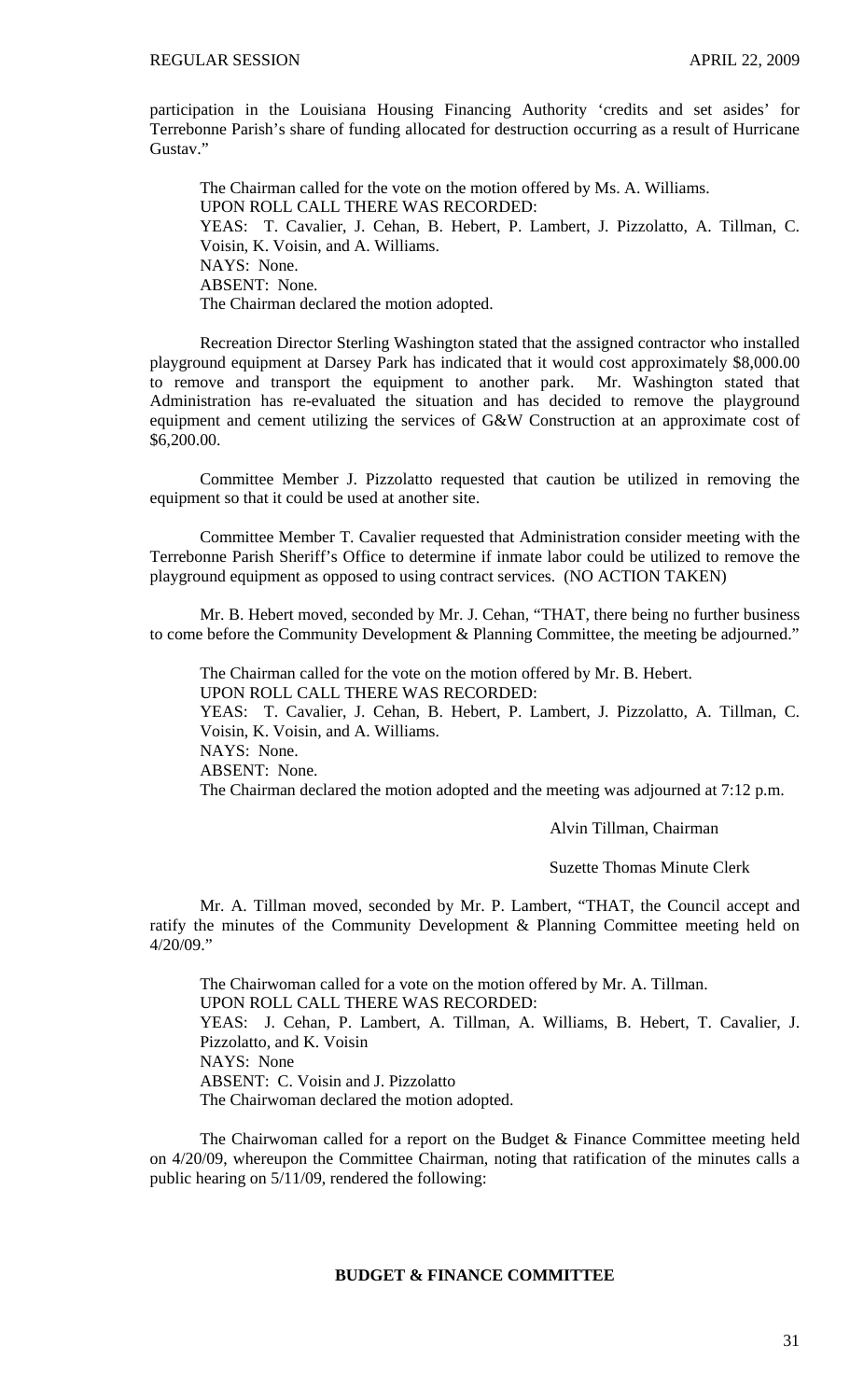participation in the Louisiana Housing Financing Authority 'credits and set asides' for Terrebonne Parish's share of funding allocated for destruction occurring as a result of Hurricane Gustav."

The Chairman called for the vote on the motion offered by Ms. A. Williams.
UPON ROLL CALL THERE WAS RECORDED:
YEAS: T. Cavalier, J. Cehan, B. Hebert, P. Lambert, J. Pizzolatto, A. Tillman, C. Voisin, K. Voisin, and A. Williams.
NAYS: None.
ABSENT: None.
The Chairman declared the motion adopted.

Recreation Director Sterling Washington stated that the assigned contractor who installed playground equipment at Darsey Park has indicated that it would cost approximately $8,000.00 to remove and transport the equipment to another park. Mr. Washington stated that Administration has re-evaluated the situation and has decided to remove the playground equipment and cement utilizing the services of G&W Construction at an approximate cost of $6,200.00.

Committee Member J. Pizzolatto requested that caution be utilized in removing the equipment so that it could be used at another site.

Committee Member T. Cavalier requested that Administration consider meeting with the Terrebonne Parish Sheriff's Office to determine if inmate labor could be utilized to remove the playground equipment as opposed to using contract services. (NO ACTION TAKEN)

Mr. B. Hebert moved, seconded by Mr. J. Cehan, "THAT, there being no further business to come before the Community Development & Planning Committee, the meeting be adjourned."

The Chairman called for the vote on the motion offered by Mr. B. Hebert.
UPON ROLL CALL THERE WAS RECORDED:
YEAS: T. Cavalier, J. Cehan, B. Hebert, P. Lambert, J. Pizzolatto, A. Tillman, C. Voisin, K. Voisin, and A. Williams.
NAYS: None.
ABSENT: None.
The Chairman declared the motion adopted and the meeting was adjourned at 7:12 p.m.

Alvin Tillman, Chairman

Suzette Thomas Minute Clerk

Mr. A. Tillman moved, seconded by Mr. P. Lambert, "THAT, the Council accept and ratify the minutes of the Community Development & Planning Committee meeting held on 4/20/09."

The Chairwoman called for a vote on the motion offered by Mr. A. Tillman.
UPON ROLL CALL THERE WAS RECORDED:
YEAS: J. Cehan, P. Lambert, A. Tillman, A. Williams, B. Hebert, T. Cavalier, J. Pizzolatto, and K. Voisin
NAYS: None
ABSENT: C. Voisin and J. Pizzolatto
The Chairwoman declared the motion adopted.

The Chairwoman called for a report on the Budget & Finance Committee meeting held on 4/20/09, whereupon the Committee Chairman, noting that ratification of the minutes calls a public hearing on 5/11/09, rendered the following:

**BUDGET & FINANCE COMMITTEE**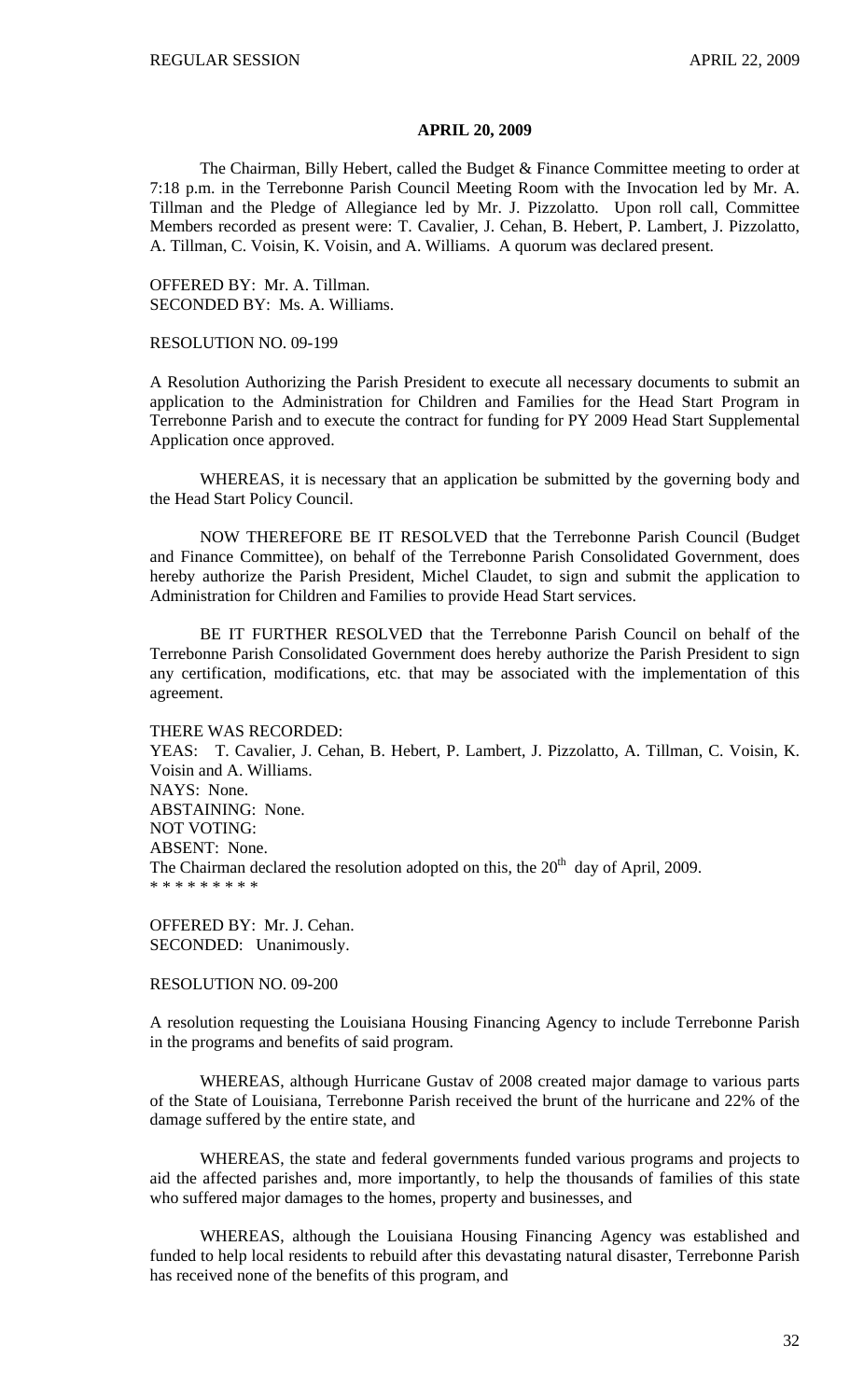**APRIL 20, 2009**

The Chairman, Billy Hebert, called the Budget & Finance Committee meeting to order at 7:18 p.m. in the Terrebonne Parish Council Meeting Room with the Invocation led by Mr. A. Tillman and the Pledge of Allegiance led by Mr. J. Pizzolatto. Upon roll call, Committee Members recorded as present were: T. Cavalier, J. Cehan, B. Hebert, P. Lambert, J. Pizzolatto, A. Tillman, C. Voisin, K. Voisin, and A. Williams. A quorum was declared present.

OFFERED BY: Mr. A. Tillman.
SECONDED BY: Ms. A. Williams.

RESOLUTION NO. 09-199

A Resolution Authorizing the Parish President to execute all necessary documents to submit an application to the Administration for Children and Families for the Head Start Program in Terrebonne Parish and to execute the contract for funding for PY 2009 Head Start Supplemental Application once approved.

WHEREAS, it is necessary that an application be submitted by the governing body and the Head Start Policy Council.

NOW THEREFORE BE IT RESOLVED that the Terrebonne Parish Council (Budget and Finance Committee), on behalf of the Terrebonne Parish Consolidated Government, does hereby authorize the Parish President, Michel Claudet, to sign and submit the application to Administration for Children and Families to provide Head Start services.

BE IT FURTHER RESOLVED that the Terrebonne Parish Council on behalf of the Terrebonne Parish Consolidated Government does hereby authorize the Parish President to sign any certification, modifications, etc. that may be associated with the implementation of this agreement.

THERE WAS RECORDED:
YEAS: T. Cavalier, J. Cehan, B. Hebert, P. Lambert, J. Pizzolatto, A. Tillman, C. Voisin, K. Voisin and A. Williams.
NAYS: None.
ABSTAINING: None.
NOT VOTING:
ABSENT: None.
The Chairman declared the resolution adopted on this, the 20th day of April, 2009.
* * * * * * * * *

OFFERED BY: Mr. J. Cehan.
SECONDED: Unanimously.

RESOLUTION NO. 09-200

A resolution requesting the Louisiana Housing Financing Agency to include Terrebonne Parish in the programs and benefits of said program.

WHEREAS, although Hurricane Gustav of 2008 created major damage to various parts of the State of Louisiana, Terrebonne Parish received the brunt of the hurricane and 22% of the damage suffered by the entire state, and

WHEREAS, the state and federal governments funded various programs and projects to aid the affected parishes and, more importantly, to help the thousands of families of this state who suffered major damages to the homes, property and businesses, and

WHEREAS, although the Louisiana Housing Financing Agency was established and funded to help local residents to rebuild after this devastating natural disaster, Terrebonne Parish has received none of the benefits of this program, and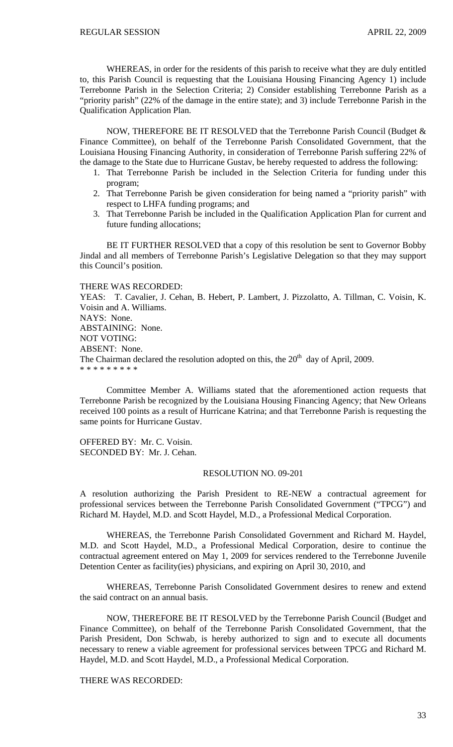WHEREAS, in order for the residents of this parish to receive what they are duly entitled to, this Parish Council is requesting that the Louisiana Housing Financing Agency 1) include Terrebonne Parish in the Selection Criteria; 2) Consider establishing Terrebonne Parish as a "priority parish" (22% of the damage in the entire state); and 3) include Terrebonne Parish in the Qualification Application Plan.

NOW, THEREFORE BE IT RESOLVED that the Terrebonne Parish Council (Budget & Finance Committee), on behalf of the Terrebonne Parish Consolidated Government, that the Louisiana Housing Financing Authority, in consideration of Terrebonne Parish suffering 22% of the damage to the State due to Hurricane Gustav, be hereby requested to address the following:

1. That Terrebonne Parish be included in the Selection Criteria for funding under this program;
2. That Terrebonne Parish be given consideration for being named a "priority parish" with respect to LHFA funding programs; and
3. That Terrebonne Parish be included in the Qualification Application Plan for current and future funding allocations;

BE IT FURTHER RESOLVED that a copy of this resolution be sent to Governor Bobby Jindal and all members of Terrebonne Parish's Legislative Delegation so that they may support this Council's position.

THERE WAS RECORDED:
YEAS: T. Cavalier, J. Cehan, B. Hebert, P. Lambert, J. Pizzolatto, A. Tillman, C. Voisin, K. Voisin and A. Williams.
NAYS: None.
ABSTAINING: None.
NOT VOTING:
ABSENT: None.
The Chairman declared the resolution adopted on this, the 20th day of April, 2009.
* * * * * * * * *

Committee Member A. Williams stated that the aforementioned action requests that Terrebonne Parish be recognized by the Louisiana Housing Financing Agency; that New Orleans received 100 points as a result of Hurricane Katrina; and that Terrebonne Parish is requesting the same points for Hurricane Gustav.

OFFERED BY: Mr. C. Voisin.
SECONDED BY: Mr. J. Cehan.

RESOLUTION NO. 09-201

A resolution authorizing the Parish President to RE-NEW a contractual agreement for professional services between the Terrebonne Parish Consolidated Government ("TPCG") and Richard M. Haydel, M.D. and Scott Haydel, M.D., a Professional Medical Corporation.

WHEREAS, the Terrebonne Parish Consolidated Government and Richard M. Haydel, M.D. and Scott Haydel, M.D., a Professional Medical Corporation, desire to continue the contractual agreement entered on May 1, 2009 for services rendered to the Terrebonne Juvenile Detention Center as facility(ies) physicians, and expiring on April 30, 2010, and

WHEREAS, Terrebonne Parish Consolidated Government desires to renew and extend the said contract on an annual basis.

NOW, THEREFORE BE IT RESOLVED by the Terrebonne Parish Council (Budget and Finance Committee), on behalf of the Terrebonne Parish Consolidated Government, that the Parish President, Don Schwab, is hereby authorized to sign and to execute all documents necessary to renew a viable agreement for professional services between TPCG and Richard M. Haydel, M.D. and Scott Haydel, M.D., a Professional Medical Corporation.

THERE WAS RECORDED: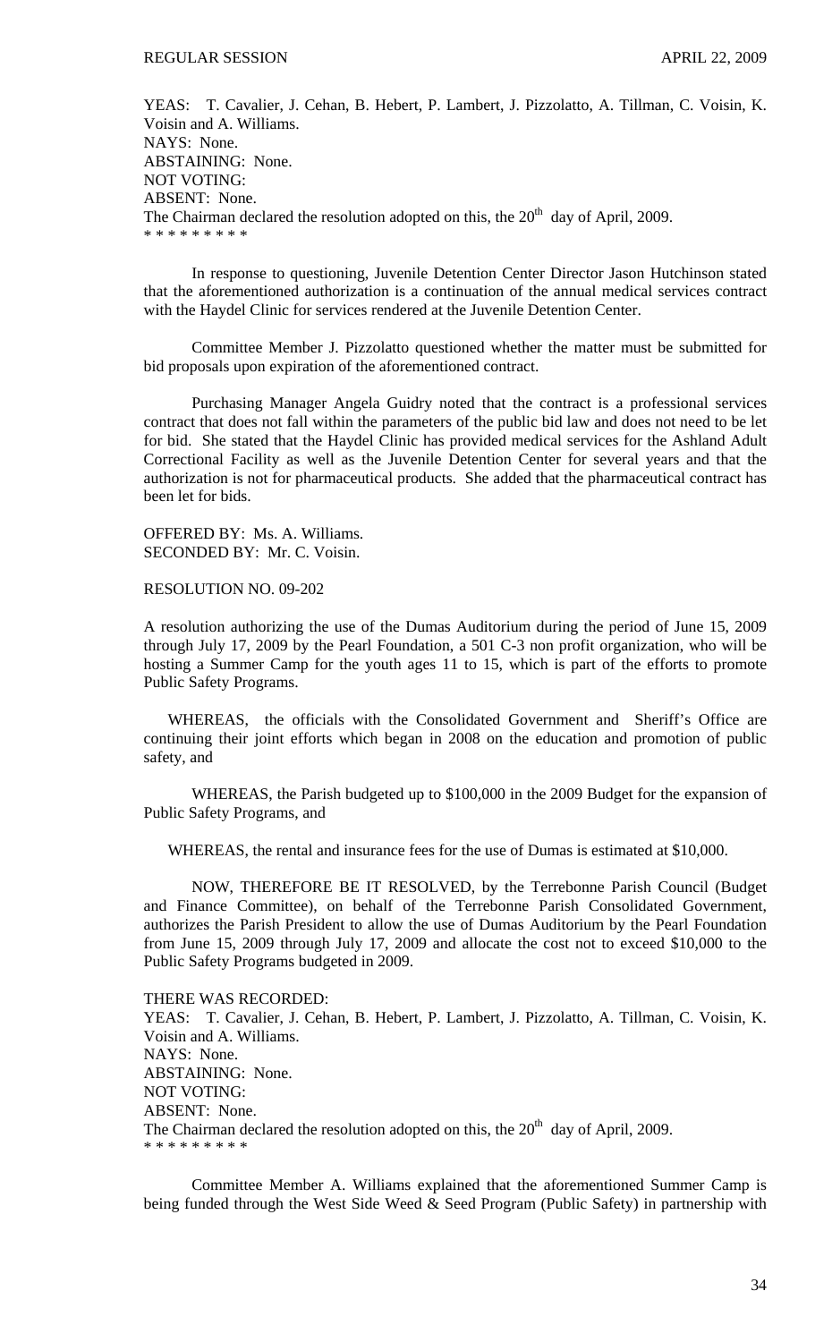YEAS: T. Cavalier, J. Cehan, B. Hebert, P. Lambert, J. Pizzolatto, A. Tillman, C. Voisin, K. Voisin and A. Williams.
NAYS: None.
ABSTAINING: None.
NOT VOTING:
ABSENT: None.
The Chairman declared the resolution adopted on this, the 20th day of April, 2009.
* * * * * * * * *

In response to questioning, Juvenile Detention Center Director Jason Hutchinson stated that the aforementioned authorization is a continuation of the annual medical services contract with the Haydel Clinic for services rendered at the Juvenile Detention Center.

Committee Member J. Pizzolatto questioned whether the matter must be submitted for bid proposals upon expiration of the aforementioned contract.

Purchasing Manager Angela Guidry noted that the contract is a professional services contract that does not fall within the parameters of the public bid law and does not need to be let for bid. She stated that the Haydel Clinic has provided medical services for the Ashland Adult Correctional Facility as well as the Juvenile Detention Center for several years and that the authorization is not for pharmaceutical products. She added that the pharmaceutical contract has been let for bids.

OFFERED BY: Ms. A. Williams.
SECONDED BY: Mr. C. Voisin.

RESOLUTION NO. 09-202

A resolution authorizing the use of the Dumas Auditorium during the period of June 15, 2009 through July 17, 2009 by the Pearl Foundation, a 501 C-3 non profit organization, who will be hosting a Summer Camp for the youth ages 11 to 15, which is part of the efforts to promote Public Safety Programs.

WHEREAS, the officials with the Consolidated Government and Sheriff's Office are continuing their joint efforts which began in 2008 on the education and promotion of public safety, and

WHEREAS, the Parish budgeted up to $100,000 in the 2009 Budget for the expansion of Public Safety Programs, and

WHEREAS, the rental and insurance fees for the use of Dumas is estimated at $10,000.

NOW, THEREFORE BE IT RESOLVED, by the Terrebonne Parish Council (Budget and Finance Committee), on behalf of the Terrebonne Parish Consolidated Government, authorizes the Parish President to allow the use of Dumas Auditorium by the Pearl Foundation from June 15, 2009 through July 17, 2009 and allocate the cost not to exceed $10,000 to the Public Safety Programs budgeted in 2009.

THERE WAS RECORDED:
YEAS: T. Cavalier, J. Cehan, B. Hebert, P. Lambert, J. Pizzolatto, A. Tillman, C. Voisin, K. Voisin and A. Williams.
NAYS: None.
ABSTAINING: None.
NOT VOTING:
ABSENT: None.
The Chairman declared the resolution adopted on this, the 20th day of April, 2009.
* * * * * * * * *

Committee Member A. Williams explained that the aforementioned Summer Camp is being funded through the West Side Weed & Seed Program (Public Safety) in partnership with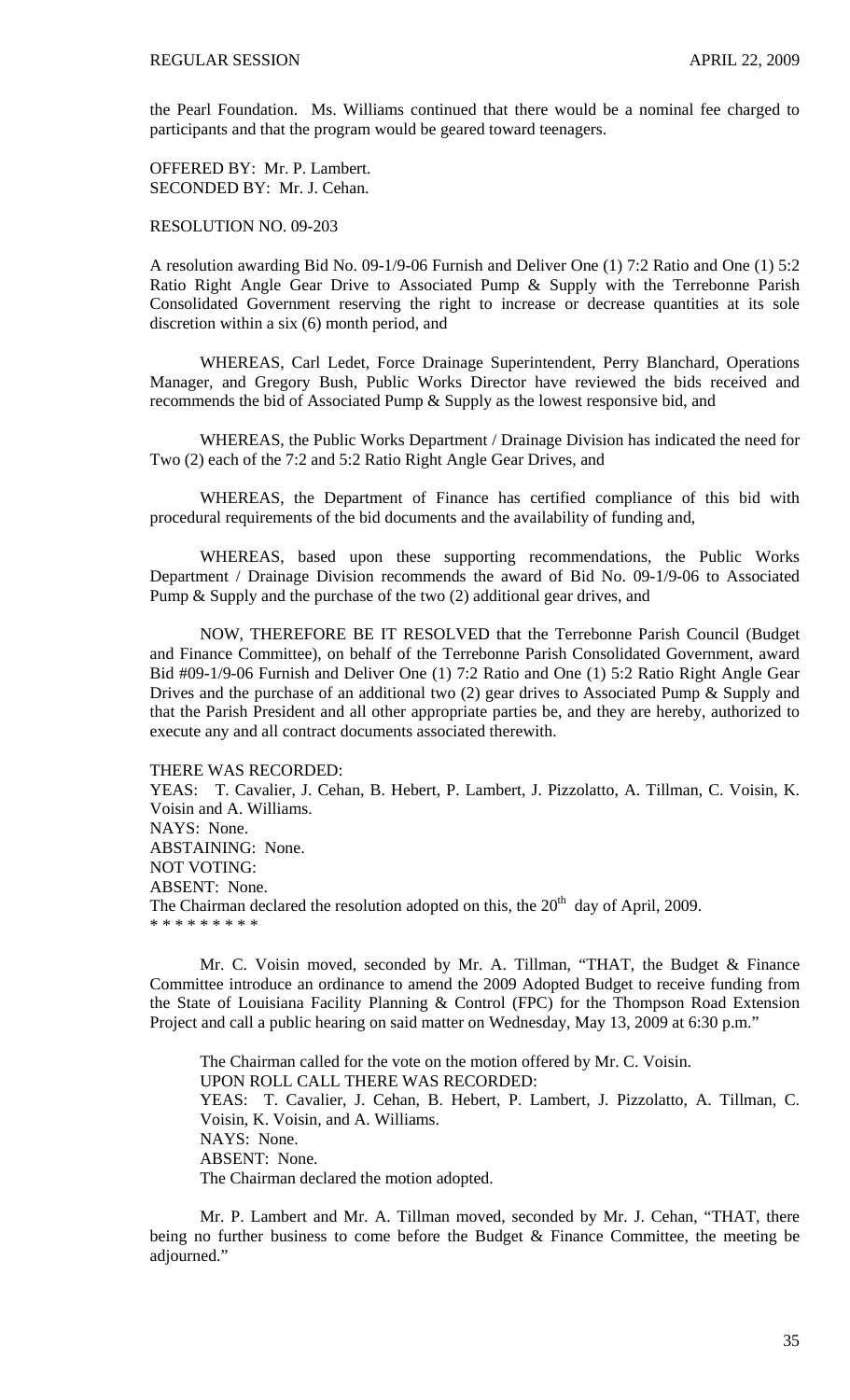the Pearl Foundation. Ms. Williams continued that there would be a nominal fee charged to participants and that the program would be geared toward teenagers.

OFFERED BY: Mr. P. Lambert.
SECONDED BY: Mr. J. Cehan.

RESOLUTION NO. 09-203

A resolution awarding Bid No. 09-1/9-06 Furnish and Deliver One (1) 7:2 Ratio and One (1) 5:2 Ratio Right Angle Gear Drive to Associated Pump & Supply with the Terrebonne Parish Consolidated Government reserving the right to increase or decrease quantities at its sole discretion within a six (6) month period, and

WHEREAS, Carl Ledet, Force Drainage Superintendent, Perry Blanchard, Operations Manager, and Gregory Bush, Public Works Director have reviewed the bids received and recommends the bid of Associated Pump & Supply as the lowest responsive bid, and

WHEREAS, the Public Works Department / Drainage Division has indicated the need for Two (2) each of the 7:2 and 5:2 Ratio Right Angle Gear Drives, and

WHEREAS, the Department of Finance has certified compliance of this bid with procedural requirements of the bid documents and the availability of funding and,

WHEREAS, based upon these supporting recommendations, the Public Works Department / Drainage Division recommends the award of Bid No. 09-1/9-06 to Associated Pump & Supply and the purchase of the two (2) additional gear drives, and

NOW, THEREFORE BE IT RESOLVED that the Terrebonne Parish Council (Budget and Finance Committee), on behalf of the Terrebonne Parish Consolidated Government, award Bid #09-1/9-06 Furnish and Deliver One (1) 7:2 Ratio and One (1) 5:2 Ratio Right Angle Gear Drives and the purchase of an additional two (2) gear drives to Associated Pump & Supply and that the Parish President and all other appropriate parties be, and they are hereby, authorized to execute any and all contract documents associated therewith.

THERE WAS RECORDED:
YEAS: T. Cavalier, J. Cehan, B. Hebert, P. Lambert, J. Pizzolatto, A. Tillman, C. Voisin, K. Voisin and A. Williams.
NAYS: None.
ABSTAINING: None.
NOT VOTING:
ABSENT: None.
The Chairman declared the resolution adopted on this, the 20th day of April, 2009.
\* \* \* \* \* \* \* \* \*

Mr. C. Voisin moved, seconded by Mr. A. Tillman, "THAT, the Budget & Finance Committee introduce an ordinance to amend the 2009 Adopted Budget to receive funding from the State of Louisiana Facility Planning & Control (FPC) for the Thompson Road Extension Project and call a public hearing on said matter on Wednesday, May 13, 2009 at 6:30 p.m."

The Chairman called for the vote on the motion offered by Mr. C. Voisin.
UPON ROLL CALL THERE WAS RECORDED:
YEAS: T. Cavalier, J. Cehan, B. Hebert, P. Lambert, J. Pizzolatto, A. Tillman, C. Voisin, K. Voisin, and A. Williams.
NAYS: None.
ABSENT: None.
The Chairman declared the motion adopted.

Mr. P. Lambert and Mr. A. Tillman moved, seconded by Mr. J. Cehan, "THAT, there being no further business to come before the Budget & Finance Committee, the meeting be adjourned."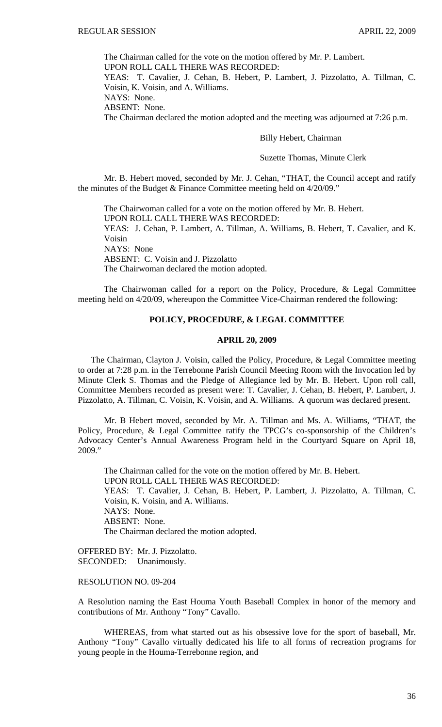The Chairman called for the vote on the motion offered by Mr. P. Lambert.
UPON ROLL CALL THERE WAS RECORDED:
YEAS: T. Cavalier, J. Cehan, B. Hebert, P. Lambert, J. Pizzolatto, A. Tillman, C. Voisin, K. Voisin, and A. Williams.
NAYS: None.
ABSENT: None.
The Chairman declared the motion adopted and the meeting was adjourned at 7:26 p.m.

Billy Hebert, Chairman

Suzette Thomas, Minute Clerk

Mr. B. Hebert moved, seconded by Mr. J. Cehan, "THAT, the Council accept and ratify the minutes of the Budget & Finance Committee meeting held on 4/20/09."

The Chairwoman called for a vote on the motion offered by Mr. B. Hebert.
UPON ROLL CALL THERE WAS RECORDED:
YEAS: J. Cehan, P. Lambert, A. Tillman, A. Williams, B. Hebert, T. Cavalier, and K. Voisin
NAYS: None
ABSENT: C. Voisin and J. Pizzolatto
The Chairwoman declared the motion adopted.

The Chairwoman called for a report on the Policy, Procedure, & Legal Committee meeting held on 4/20/09, whereupon the Committee Vice-Chairman rendered the following:

## POLICY, PROCEDURE, & LEGAL COMMITTEE

### APRIL 20, 2009

The Chairman, Clayton J. Voisin, called the Policy, Procedure, & Legal Committee meeting to order at 7:28 p.m. in the Terrebonne Parish Council Meeting Room with the Invocation led by Minute Clerk S. Thomas and the Pledge of Allegiance led by Mr. B. Hebert. Upon roll call, Committee Members recorded as present were: T. Cavalier, J. Cehan, B. Hebert, P. Lambert, J. Pizzolatto, A. Tillman, C. Voisin, K. Voisin, and A. Williams. A quorum was declared present.

Mr. B Hebert moved, seconded by Mr. A. Tillman and Ms. A. Williams, "THAT, the Policy, Procedure, & Legal Committee ratify the TPCG's co-sponsorship of the Children's Advocacy Center's Annual Awareness Program held in the Courtyard Square on April 18, 2009."

The Chairman called for the vote on the motion offered by Mr. B. Hebert.
UPON ROLL CALL THERE WAS RECORDED:
YEAS: T. Cavalier, J. Cehan, B. Hebert, P. Lambert, J. Pizzolatto, A. Tillman, C. Voisin, K. Voisin, and A. Williams.
NAYS: None.
ABSENT: None.
The Chairman declared the motion adopted.

OFFERED BY: Mr. J. Pizzolatto.
SECONDED: Unanimously.

RESOLUTION NO. 09-204

A Resolution naming the East Houma Youth Baseball Complex in honor of the memory and contributions of Mr. Anthony "Tony" Cavallo.

WHEREAS, from what started out as his obsessive love for the sport of baseball, Mr. Anthony "Tony" Cavallo virtually dedicated his life to all forms of recreation programs for young people in the Houma-Terrebonne region, and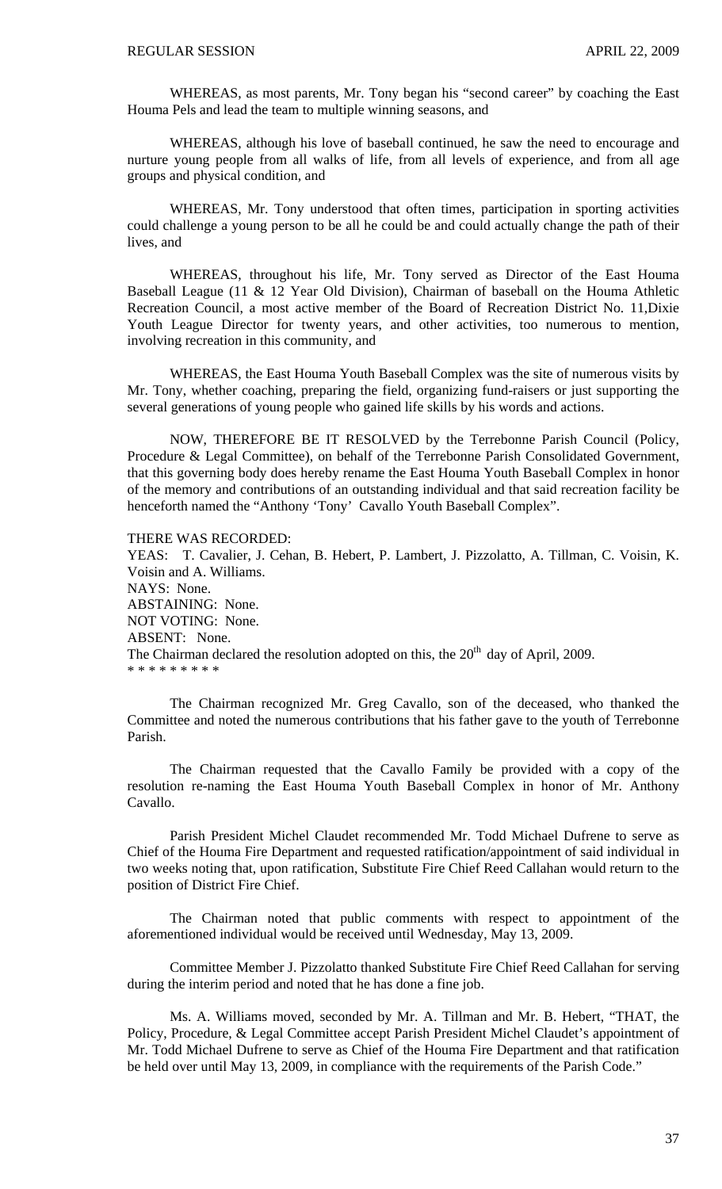WHEREAS, as most parents, Mr. Tony began his "second career" by coaching the East Houma Pels and lead the team to multiple winning seasons, and

WHEREAS, although his love of baseball continued, he saw the need to encourage and nurture young people from all walks of life, from all levels of experience, and from all age groups and physical condition, and

WHEREAS, Mr. Tony understood that often times, participation in sporting activities could challenge a young person to be all he could be and could actually change the path of their lives, and

WHEREAS, throughout his life, Mr. Tony served as Director of the East Houma Baseball League (11 & 12 Year Old Division), Chairman of baseball on the Houma Athletic Recreation Council, a most active member of the Board of Recreation District No. 11,Dixie Youth League Director for twenty years, and other activities, too numerous to mention, involving recreation in this community, and

WHEREAS, the East Houma Youth Baseball Complex was the site of numerous visits by Mr. Tony, whether coaching, preparing the field, organizing fund-raisers or just supporting the several generations of young people who gained life skills by his words and actions.

NOW, THEREFORE BE IT RESOLVED by the Terrebonne Parish Council (Policy, Procedure & Legal Committee), on behalf of the Terrebonne Parish Consolidated Government, that this governing body does hereby rename the East Houma Youth Baseball Complex in honor of the memory and contributions of an outstanding individual and that said recreation facility be henceforth named the "Anthony 'Tony' Cavallo Youth Baseball Complex".

THERE WAS RECORDED:
YEAS: T. Cavalier, J. Cehan, B. Hebert, P. Lambert, J. Pizzolatto, A. Tillman, C. Voisin, K. Voisin and A. Williams.
NAYS: None.
ABSTAINING: None.
NOT VOTING: None.
ABSENT: None.
The Chairman declared the resolution adopted on this, the 20th day of April, 2009.
* * * * * * * * *

The Chairman recognized Mr. Greg Cavallo, son of the deceased, who thanked the Committee and noted the numerous contributions that his father gave to the youth of Terrebonne Parish.

The Chairman requested that the Cavallo Family be provided with a copy of the resolution re-naming the East Houma Youth Baseball Complex in honor of Mr. Anthony Cavallo.

Parish President Michel Claudet recommended Mr. Todd Michael Dufrene to serve as Chief of the Houma Fire Department and requested ratification/appointment of said individual in two weeks noting that, upon ratification, Substitute Fire Chief Reed Callahan would return to the position of District Fire Chief.

The Chairman noted that public comments with respect to appointment of the aforementioned individual would be received until Wednesday, May 13, 2009.

Committee Member J. Pizzolatto thanked Substitute Fire Chief Reed Callahan for serving during the interim period and noted that he has done a fine job.

Ms. A. Williams moved, seconded by Mr. A. Tillman and Mr. B. Hebert, "THAT, the Policy, Procedure, & Legal Committee accept Parish President Michel Claudet's appointment of Mr. Todd Michael Dufrene to serve as Chief of the Houma Fire Department and that ratification be held over until May 13, 2009, in compliance with the requirements of the Parish Code."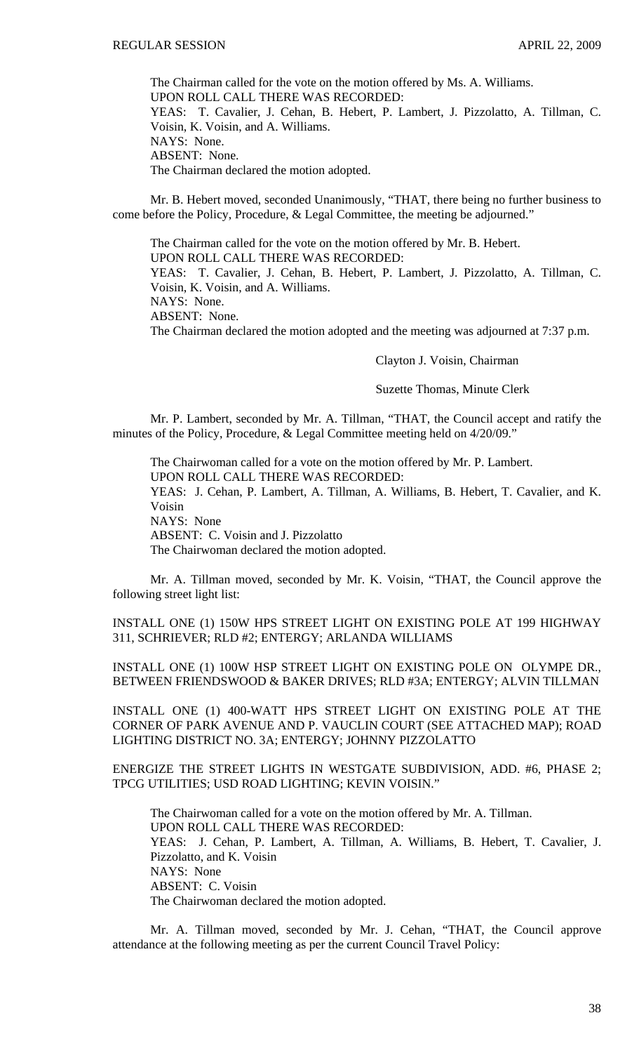The Chairman called for the vote on the motion offered by Ms. A. Williams.
UPON ROLL CALL THERE WAS RECORDED:
YEAS: T. Cavalier, J. Cehan, B. Hebert, P. Lambert, J. Pizzolatto, A. Tillman, C. Voisin, K. Voisin, and A. Williams.
NAYS: None.
ABSENT: None.
The Chairman declared the motion adopted.

Mr. B. Hebert moved, seconded Unanimously, "THAT, there being no further business to come before the Policy, Procedure, & Legal Committee, the meeting be adjourned."

The Chairman called for the vote on the motion offered by Mr. B. Hebert.
UPON ROLL CALL THERE WAS RECORDED:
YEAS: T. Cavalier, J. Cehan, B. Hebert, P. Lambert, J. Pizzolatto, A. Tillman, C. Voisin, K. Voisin, and A. Williams.
NAYS: None.
ABSENT: None.
The Chairman declared the motion adopted and the meeting was adjourned at 7:37 p.m.

Clayton J. Voisin, Chairman

Suzette Thomas, Minute Clerk

Mr. P. Lambert, seconded by Mr. A. Tillman, "THAT, the Council accept and ratify the minutes of the Policy, Procedure, & Legal Committee meeting held on 4/20/09."

The Chairwoman called for a vote on the motion offered by Mr. P. Lambert.
UPON ROLL CALL THERE WAS RECORDED:
YEAS: J. Cehan, P. Lambert, A. Tillman, A. Williams, B. Hebert, T. Cavalier, and K. Voisin
NAYS: None
ABSENT: C. Voisin and J. Pizzolatto
The Chairwoman declared the motion adopted.

Mr. A. Tillman moved, seconded by Mr. K. Voisin, "THAT, the Council approve the following street light list:

INSTALL ONE (1) 150W HPS STREET LIGHT ON EXISTING POLE AT 199 HIGHWAY 311, SCHRIEVER; RLD #2; ENTERGY; ARLANDA WILLIAMS

INSTALL ONE (1) 100W HSP STREET LIGHT ON EXISTING POLE ON OLYMPE DR., BETWEEN FRIENDSWOOD & BAKER DRIVES; RLD #3A; ENTERGY; ALVIN TILLMAN

INSTALL ONE (1) 400-WATT HPS STREET LIGHT ON EXISTING POLE AT THE CORNER OF PARK AVENUE AND P. VAUCLIN COURT (SEE ATTACHED MAP); ROAD LIGHTING DISTRICT NO. 3A; ENTERGY; JOHNNY PIZZOLATTO

ENERGIZE THE STREET LIGHTS IN WESTGATE SUBDIVISION, ADD. #6, PHASE 2; TPCG UTILITIES; USD ROAD LIGHTING; KEVIN VOISIN."

The Chairwoman called for a vote on the motion offered by Mr. A. Tillman.
UPON ROLL CALL THERE WAS RECORDED:
YEAS: J. Cehan, P. Lambert, A. Tillman, A. Williams, B. Hebert, T. Cavalier, J. Pizzolatto, and K. Voisin
NAYS: None
ABSENT: C. Voisin
The Chairwoman declared the motion adopted.

Mr. A. Tillman moved, seconded by Mr. J. Cehan, "THAT, the Council approve attendance at the following meeting as per the current Council Travel Policy: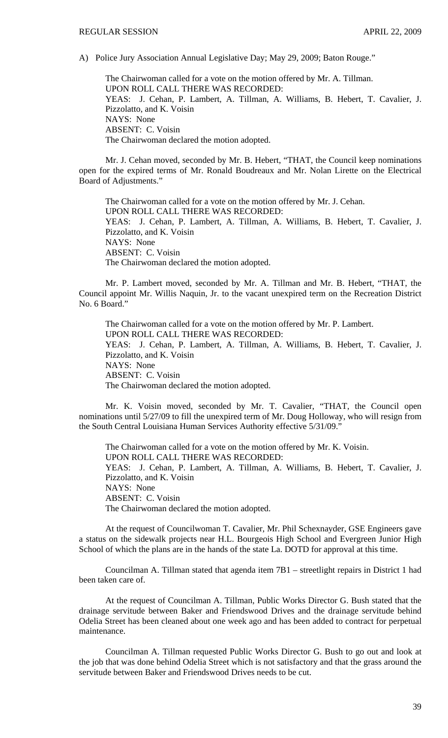A) Police Jury Association Annual Legislative Day; May 29, 2009; Baton Rouge."

The Chairwoman called for a vote on the motion offered by Mr. A. Tillman.
UPON ROLL CALL THERE WAS RECORDED:
YEAS: J. Cehan, P. Lambert, A. Tillman, A. Williams, B. Hebert, T. Cavalier, J. Pizzolatto, and K. Voisin
NAYS: None
ABSENT: C. Voisin
The Chairwoman declared the motion adopted.

Mr. J. Cehan moved, seconded by Mr. B. Hebert, "THAT, the Council keep nominations open for the expired terms of Mr. Ronald Boudreaux and Mr. Nolan Lirette on the Electrical Board of Adjustments."

The Chairwoman called for a vote on the motion offered by Mr. J. Cehan.
UPON ROLL CALL THERE WAS RECORDED:
YEAS: J. Cehan, P. Lambert, A. Tillman, A. Williams, B. Hebert, T. Cavalier, J. Pizzolatto, and K. Voisin
NAYS: None
ABSENT: C. Voisin
The Chairwoman declared the motion adopted.

Mr. P. Lambert moved, seconded by Mr. A. Tillman and Mr. B. Hebert, "THAT, the Council appoint Mr. Willis Naquin, Jr. to the vacant unexpired term on the Recreation District No. 6 Board."

The Chairwoman called for a vote on the motion offered by Mr. P. Lambert.
UPON ROLL CALL THERE WAS RECORDED:
YEAS: J. Cehan, P. Lambert, A. Tillman, A. Williams, B. Hebert, T. Cavalier, J. Pizzolatto, and K. Voisin
NAYS: None
ABSENT: C. Voisin
The Chairwoman declared the motion adopted.

Mr. K. Voisin moved, seconded by Mr. T. Cavalier, "THAT, the Council open nominations until 5/27/09 to fill the unexpired term of Mr. Doug Holloway, who will resign from the South Central Louisiana Human Services Authority effective 5/31/09."

The Chairwoman called for a vote on the motion offered by Mr. K. Voisin.
UPON ROLL CALL THERE WAS RECORDED:
YEAS: J. Cehan, P. Lambert, A. Tillman, A. Williams, B. Hebert, T. Cavalier, J. Pizzolatto, and K. Voisin
NAYS: None
ABSENT: C. Voisin
The Chairwoman declared the motion adopted.

At the request of Councilwoman T. Cavalier, Mr. Phil Schexnayder, GSE Engineers gave a status on the sidewalk projects near H.L. Bourgeois High School and Evergreen Junior High School of which the plans are in the hands of the state La. DOTD for approval at this time.

Councilman A. Tillman stated that agenda item 7B1 – streetlight repairs in District 1 had been taken care of.

At the request of Councilman A. Tillman, Public Works Director G. Bush stated that the drainage servitude between Baker and Friendswood Drives and the drainage servitude behind Odelia Street has been cleaned about one week ago and has been added to contract for perpetual maintenance.

Councilman A. Tillman requested Public Works Director G. Bush to go out and look at the job that was done behind Odelia Street which is not satisfactory and that the grass around the servitude between Baker and Friendswood Drives needs to be cut.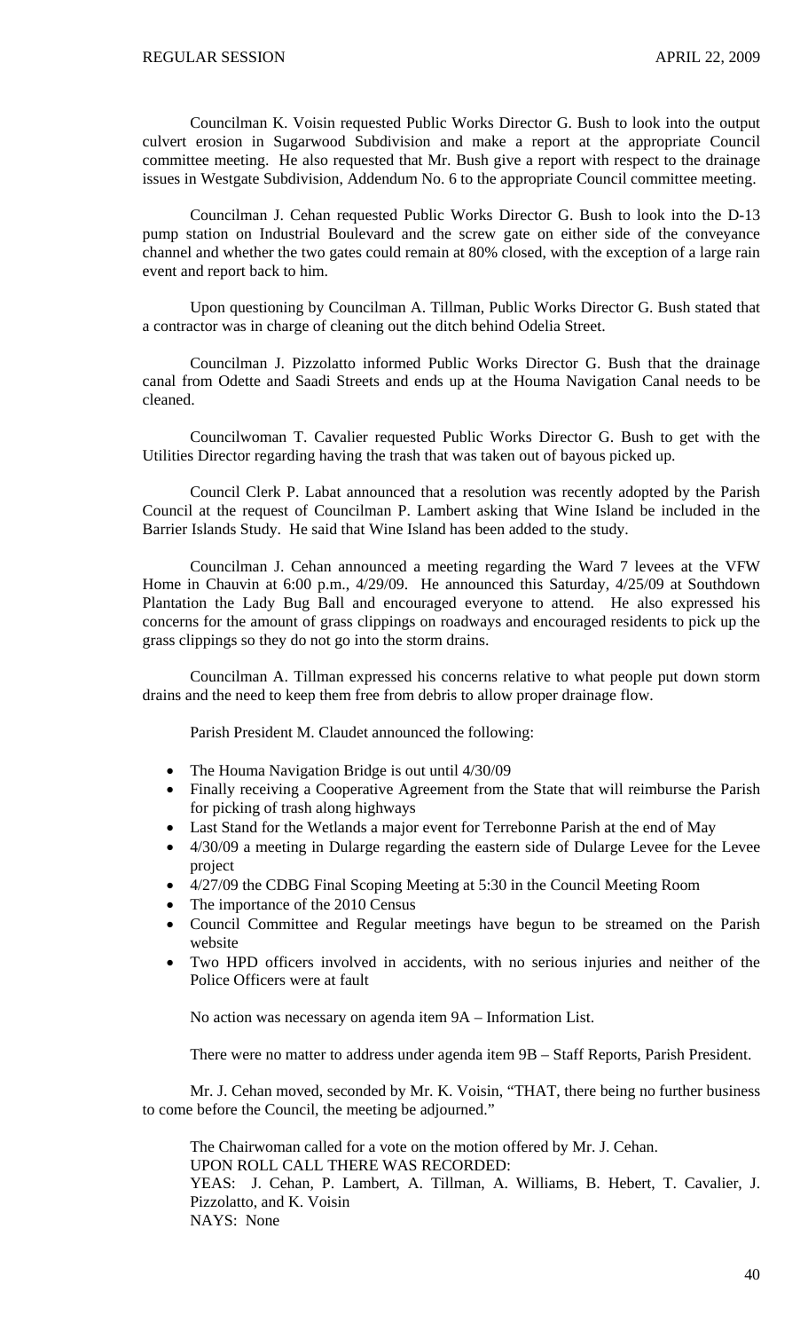Councilman K. Voisin requested Public Works Director G. Bush to look into the output culvert erosion in Sugarwood Subdivision and make a report at the appropriate Council committee meeting. He also requested that Mr. Bush give a report with respect to the drainage issues in Westgate Subdivision, Addendum No. 6 to the appropriate Council committee meeting.

Councilman J. Cehan requested Public Works Director G. Bush to look into the D-13 pump station on Industrial Boulevard and the screw gate on either side of the conveyance channel and whether the two gates could remain at 80% closed, with the exception of a large rain event and report back to him.

Upon questioning by Councilman A. Tillman, Public Works Director G. Bush stated that a contractor was in charge of cleaning out the ditch behind Odelia Street.

Councilman J. Pizzolatto informed Public Works Director G. Bush that the drainage canal from Odette and Saadi Streets and ends up at the Houma Navigation Canal needs to be cleaned.

Councilwoman T. Cavalier requested Public Works Director G. Bush to get with the Utilities Director regarding having the trash that was taken out of bayous picked up.

Council Clerk P. Labat announced that a resolution was recently adopted by the Parish Council at the request of Councilman P. Lambert asking that Wine Island be included in the Barrier Islands Study. He said that Wine Island has been added to the study.

Councilman J. Cehan announced a meeting regarding the Ward 7 levees at the VFW Home in Chauvin at 6:00 p.m., 4/29/09. He announced this Saturday, 4/25/09 at Southdown Plantation the Lady Bug Ball and encouraged everyone to attend. He also expressed his concerns for the amount of grass clippings on roadways and encouraged residents to pick up the grass clippings so they do not go into the storm drains.

Councilman A. Tillman expressed his concerns relative to what people put down storm drains and the need to keep them free from debris to allow proper drainage flow.

Parish President M. Claudet announced the following:

- The Houma Navigation Bridge is out until 4/30/09
- Finally receiving a Cooperative Agreement from the State that will reimburse the Parish for picking of trash along highways
- Last Stand for the Wetlands a major event for Terrebonne Parish at the end of May
- 4/30/09 a meeting in Dularge regarding the eastern side of Dularge Levee for the Levee project
- 4/27/09 the CDBG Final Scoping Meeting at 5:30 in the Council Meeting Room
- The importance of the 2010 Census
- Council Committee and Regular meetings have begun to be streamed on the Parish website
- Two HPD officers involved in accidents, with no serious injuries and neither of the Police Officers were at fault

No action was necessary on agenda item 9A – Information List.

There were no matter to address under agenda item 9B – Staff Reports, Parish President.

Mr. J. Cehan moved, seconded by Mr. K. Voisin, "THAT, there being no further business to come before the Council, the meeting be adjourned."

The Chairwoman called for a vote on the motion offered by Mr. J. Cehan.
UPON ROLL CALL THERE WAS RECORDED:
YEAS: J. Cehan, P. Lambert, A. Tillman, A. Williams, B. Hebert, T. Cavalier, J. Pizzolatto, and K. Voisin
NAYS: None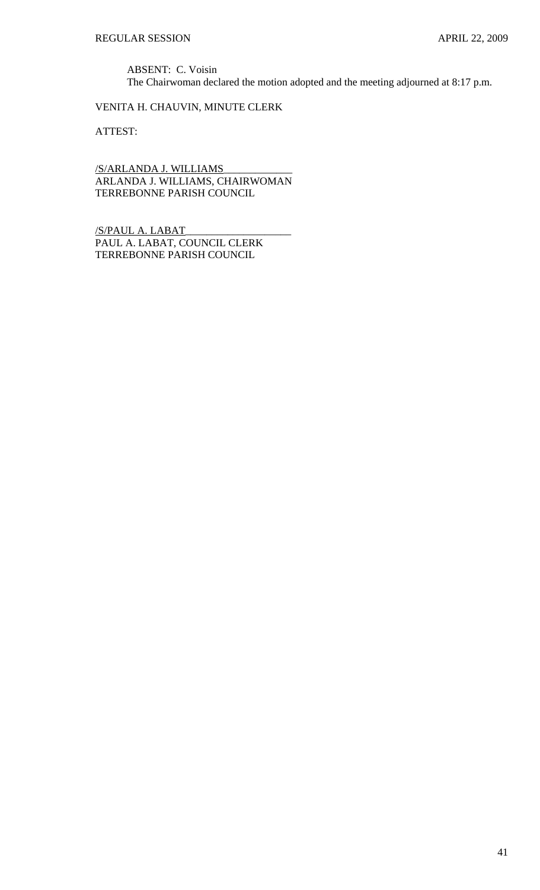ABSENT: C. Voisin

The Chairwoman declared the motion adopted and the meeting adjourned at 8:17 p.m.

VENITA H. CHAUVIN, MINUTE CLERK

ATTEST:

/S/ARLANDA J. WILLIAMS_____________
ARLANDA J. WILLIAMS, CHAIRWOMAN
TERREBONNE PARISH COUNCIL

/S/PAUL A. LABAT____________________
PAUL A. LABAT, COUNCIL CLERK
TERREBONNE PARISH COUNCIL